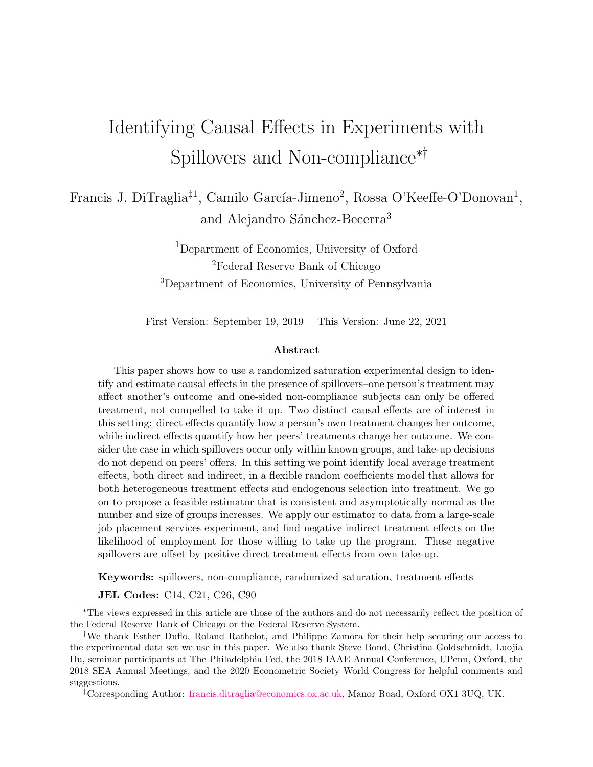# Identifying Causal Effects in Experiments with Spillovers and Non-compliance*†

Francis J. DiTraglia‡[1], Camilo García-Jimeno[2], Rossa O'Keeffe-O'Donovan[1], and Alejandro Sánchez-Becerra[3]

[1]Department of Economics, University of Oxford
[2]Federal Reserve Bank of Chicago
[3]Department of Economics, University of Pennsylvania

First Version: September 19, 2019 This Version: June 22, 2021

**Abstract**

This paper shows how to use a randomized saturation experimental design to identify and estimate causal effects in the presence of spillovers–one person's treatment may affect another's outcome–and one-sided non-compliance–subjects can only be offered treatment, not compelled to take it up. Two distinct causal effects are of interest in this setting: direct effects quantify how a person's own treatment changes her outcome, while indirect effects quantify how her peers' treatments change her outcome. We consider the case in which spillovers occur only within known groups, and take-up decisions do not depend on peers' offers. In this setting we point identify local average treatment effects, both direct and indirect, in a flexible random coefficients model that allows for both heterogeneous treatment effects and endogenous selection into treatment. We go on to propose a feasible estimator that is consistent and asymptotically normal as the number and size of groups increases. We apply our estimator to data from a large-scale job placement services experiment, and find negative indirect treatment effects on the likelihood of employment for those willing to take up the program. These negative spillovers are offset by positive direct treatment effects from own take-up.

**Keywords:** spillovers, non-compliance, randomized saturation, treatment effects

**JEL Codes:** C14, C21, C26, C90

*The views expressed in this article are those of the authors and do not necessarily reflect the position of the Federal Reserve Bank of Chicago or the Federal Reserve System.

†We thank Esther Duflo, Roland Rathelot, and Philippe Zamora for their help securing our access to the experimental data set we use in this paper. We also thank Steve Bond, Christina Goldschmidt, Luojia Hu, seminar participants at The Philadelphia Fed, the 2018 IAAE Annual Conference, UPenn, Oxford, the 2018 SEA Annual Meetings, and the 2020 Econometric Society World Congress for helpful comments and suggestions.

‡Corresponding Author: francis.ditraglia@economics.ox.ac.uk, Manor Road, Oxford OX1 3UQ, UK.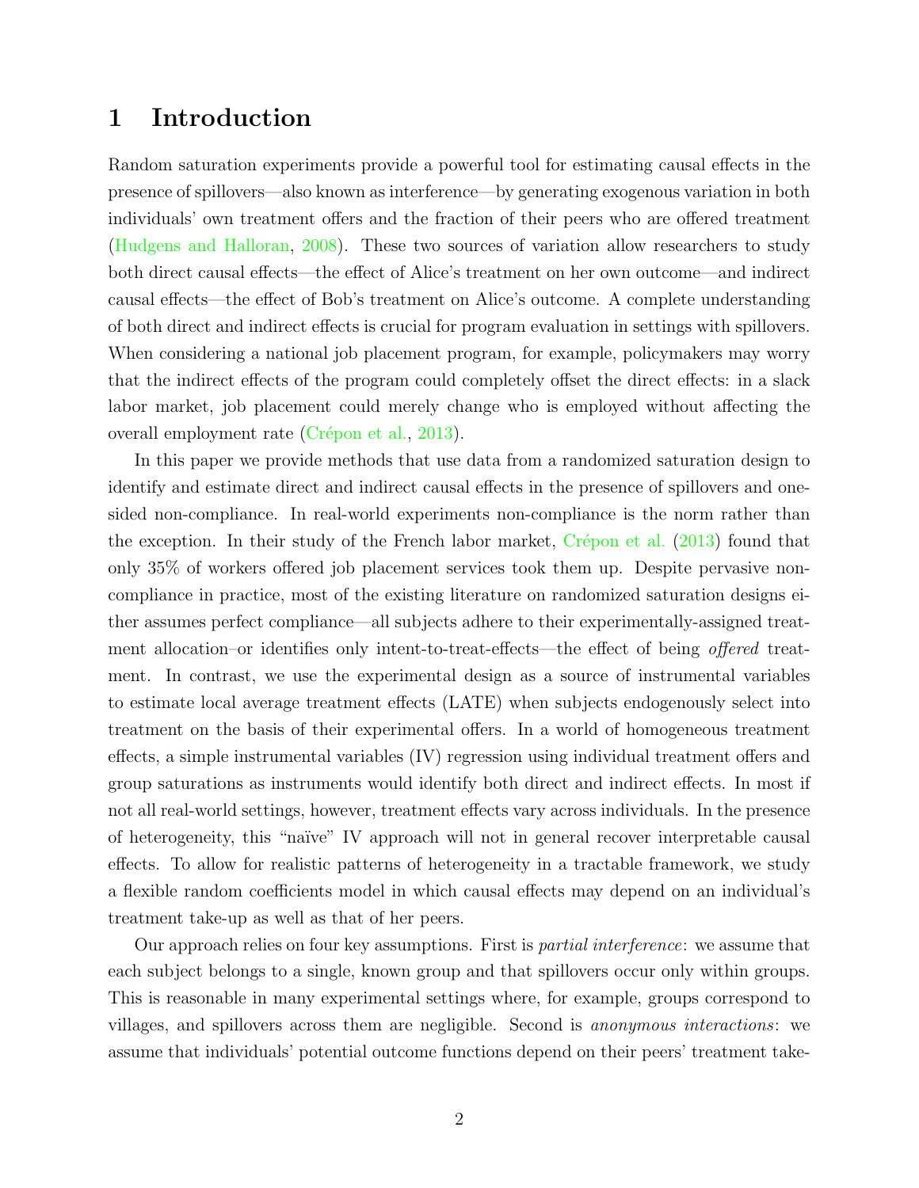# 1 Introduction

Random saturation experiments provide a powerful tool for estimating causal effects in the presence of spillovers—also known as interference—by generating exogenous variation in both individuals' own treatment offers and the fraction of their peers who are offered treatment (Hudgens and Halloran, 2008). These two sources of variation allow researchers to study both direct causal effects—the effect of Alice's treatment on her own outcome—and indirect causal effects—the effect of Bob's treatment on Alice's outcome. A complete understanding of both direct and indirect effects is crucial for program evaluation in settings with spillovers. When considering a national job placement program, for example, policymakers may worry that the indirect effects of the program could completely offset the direct effects: in a slack labor market, job placement could merely change who is employed without affecting the overall employment rate (Crépon et al., 2013).

In this paper we provide methods that use data from a randomized saturation design to identify and estimate direct and indirect causal effects in the presence of spillovers and one-sided non-compliance. In real-world experiments non-compliance is the norm rather than the exception. In their study of the French labor market, Crépon et al. (2013) found that only 35% of workers offered job placement services took them up. Despite pervasive non-compliance in practice, most of the existing literature on randomized saturation designs either assumes perfect compliance—all subjects adhere to their experimentally-assigned treatment allocation–or identifies only intent-to-treat-effects—the effect of being *offered* treatment. In contrast, we use the experimental design as a source of instrumental variables to estimate local average treatment effects (LATE) when subjects endogenously select into treatment on the basis of their experimental offers. In a world of homogeneous treatment effects, a simple instrumental variables (IV) regression using individual treatment offers and group saturations as instruments would identify both direct and indirect effects. In most if not all real-world settings, however, treatment effects vary across individuals. In the presence of heterogeneity, this "naïve" IV approach will not in general recover interpretable causal effects. To allow for realistic patterns of heterogeneity in a tractable framework, we study a flexible random coefficients model in which causal effects may depend on an individual's treatment take-up as well as that of her peers.

Our approach relies on four key assumptions. First is *partial interference*: we assume that each subject belongs to a single, known group and that spillovers occur only within groups. This is reasonable in many experimental settings where, for example, groups correspond to villages, and spillovers across them are negligible. Second is *anonymous interactions*: we assume that individuals' potential outcome functions depend on their peers' treatment take-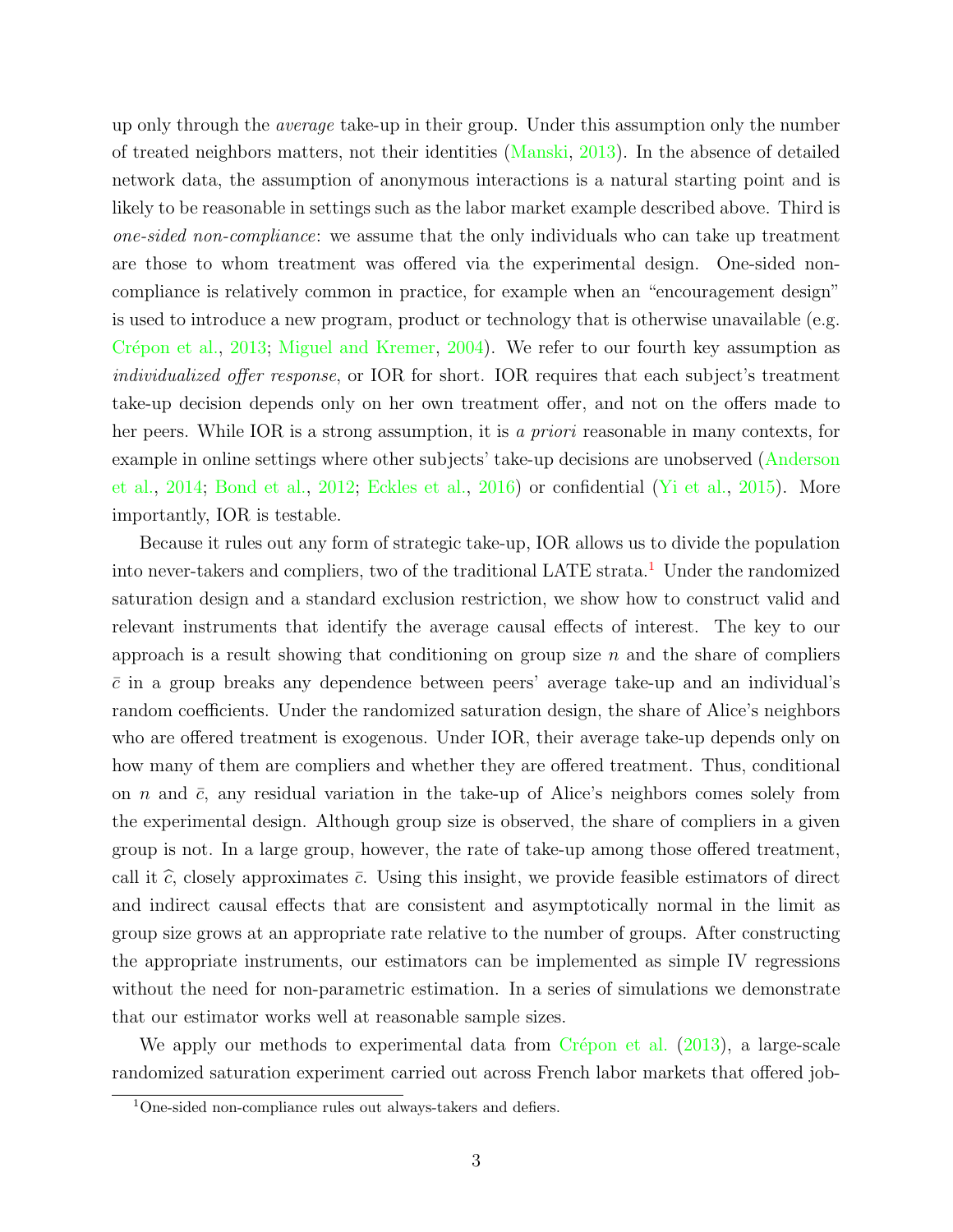up only through the *average* take-up in their group. Under this assumption only the number of treated neighbors matters, not their identities (Manski, 2013). In the absence of detailed network data, the assumption of anonymous interactions is a natural starting point and is likely to be reasonable in settings such as the labor market example described above. Third is *one-sided non-compliance*: we assume that the only individuals who can take up treatment are those to whom treatment was offered via the experimental design. One-sided non-compliance is relatively common in practice, for example when an "encouragement design" is used to introduce a new program, product or technology that is otherwise unavailable (e.g. Crépon et al., 2013; Miguel and Kremer, 2004). We refer to our fourth key assumption as *individualized offer response*, or IOR for short. IOR requires that each subject's treatment take-up decision depends only on her own treatment offer, and not on the offers made to her peers. While IOR is a strong assumption, it is *a priori* reasonable in many contexts, for example in online settings where other subjects' take-up decisions are unobserved (Anderson et al., 2014; Bond et al., 2012; Eckles et al., 2016) or confidential (Yi et al., 2015). More importantly, IOR is testable.

Because it rules out any form of strategic take-up, IOR allows us to divide the population into never-takers and compliers, two of the traditional LATE strata.[1] Under the randomized saturation design and a standard exclusion restriction, we show how to construct valid and relevant instruments that identify the average causal effects of interest. The key to our approach is a result showing that conditioning on group size $n$ and the share of compliers $\bar{c}$ in a group breaks any dependence between peers' average take-up and an individual's random coefficients. Under the randomized saturation design, the share of Alice's neighbors who are offered treatment is exogenous. Under IOR, their average take-up depends only on how many of them are compliers and whether they are offered treatment. Thus, conditional on $n$ and $\bar{c}$, any residual variation in the take-up of Alice's neighbors comes solely from the experimental design. Although group size is observed, the share of compliers in a given group is not. In a large group, however, the rate of take-up among those offered treatment, call it $\widehat{c}$, closely approximates $\bar{c}$. Using this insight, we provide feasible estimators of direct and indirect causal effects that are consistent and asymptotically normal in the limit as group size grows at an appropriate rate relative to the number of groups. After constructing the appropriate instruments, our estimators can be implemented as simple IV regressions without the need for non-parametric estimation. In a series of simulations we demonstrate that our estimator works well at reasonable sample sizes.

We apply our methods to experimental data from Crépon et al. (2013), a large-scale randomized saturation experiment carried out across French labor markets that offered job-

[1] One-sided non-compliance rules out always-takers and defiers.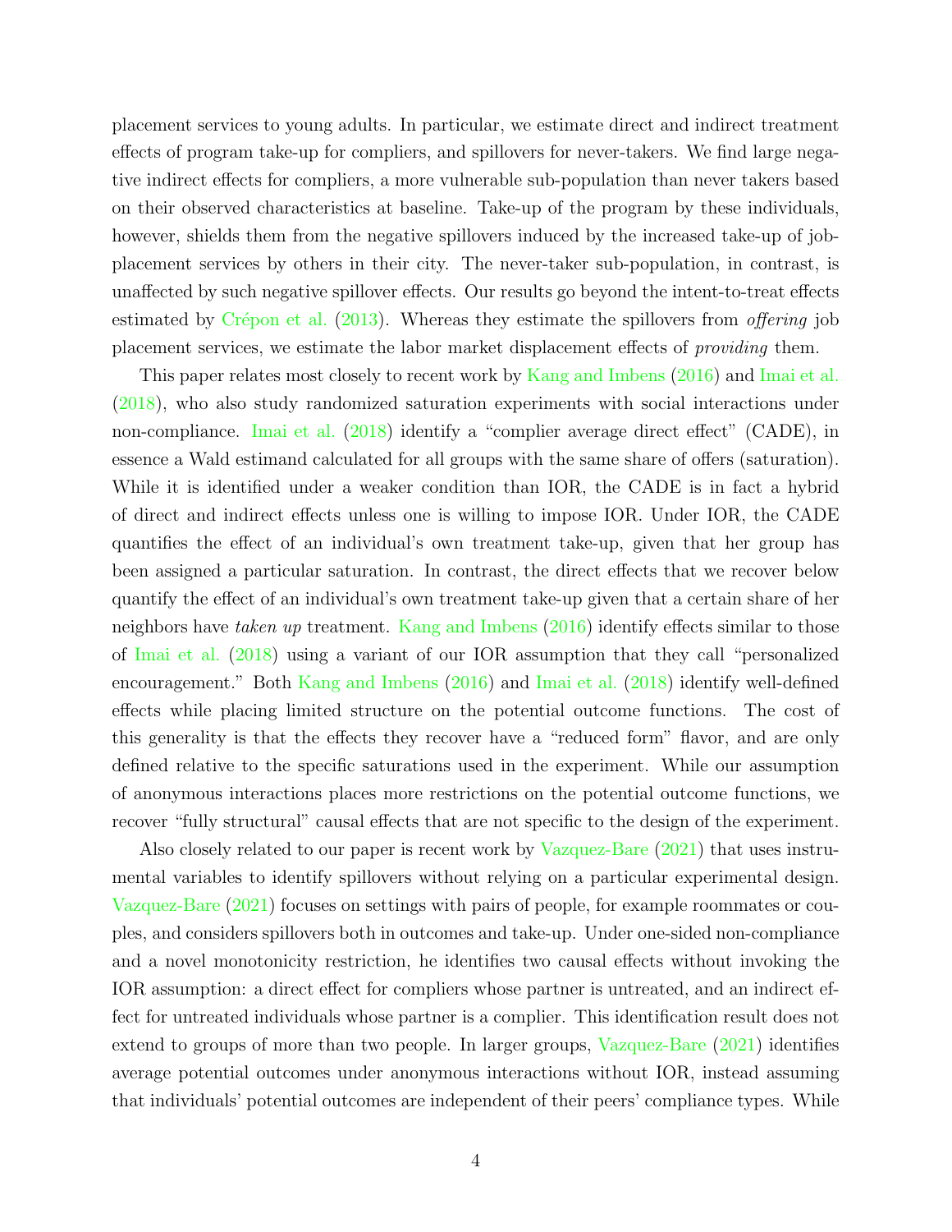placement services to young adults. In particular, we estimate direct and indirect treatment effects of program take-up for compliers, and spillovers for never-takers. We find large negative indirect effects for compliers, a more vulnerable sub-population than never takers based on their observed characteristics at baseline. Take-up of the program by these individuals, however, shields them from the negative spillovers induced by the increased take-up of job-placement services by others in their city. The never-taker sub-population, in contrast, is unaffected by such negative spillover effects. Our results go beyond the intent-to-treat effects estimated by Crépon et al. (2013). Whereas they estimate the spillovers from *offering* job placement services, we estimate the labor market displacement effects of *providing* them.

This paper relates most closely to recent work by Kang and Imbens (2016) and Imai et al. (2018), who also study randomized saturation experiments with social interactions under non-compliance. Imai et al. (2018) identify a "complier average direct effect" (CADE), in essence a Wald estimand calculated for all groups with the same share of offers (saturation). While it is identified under a weaker condition than IOR, the CADE is in fact a hybrid of direct and indirect effects unless one is willing to impose IOR. Under IOR, the CADE quantifies the effect of an individual's own treatment take-up, given that her group has been assigned a particular saturation. In contrast, the direct effects that we recover below quantify the effect of an individual's own treatment take-up given that a certain share of her neighbors have *taken up* treatment. Kang and Imbens (2016) identify effects similar to those of Imai et al. (2018) using a variant of our IOR assumption that they call "personalized encouragement." Both Kang and Imbens (2016) and Imai et al. (2018) identify well-defined effects while placing limited structure on the potential outcome functions. The cost of this generality is that the effects they recover have a "reduced form" flavor, and are only defined relative to the specific saturations used in the experiment. While our assumption of anonymous interactions places more restrictions on the potential outcome functions, we recover "fully structural" causal effects that are not specific to the design of the experiment.

Also closely related to our paper is recent work by Vazquez-Bare (2021) that uses instrumental variables to identify spillovers without relying on a particular experimental design. Vazquez-Bare (2021) focuses on settings with pairs of people, for example roommates or couples, and considers spillovers both in outcomes and take-up. Under one-sided non-compliance and a novel monotonicity restriction, he identifies two causal effects without invoking the IOR assumption: a direct effect for compliers whose partner is untreated, and an indirect effect for untreated individuals whose partner is a complier. This identification result does not extend to groups of more than two people. In larger groups, Vazquez-Bare (2021) identifies average potential outcomes under anonymous interactions without IOR, instead assuming that individuals' potential outcomes are independent of their peers' compliance types. While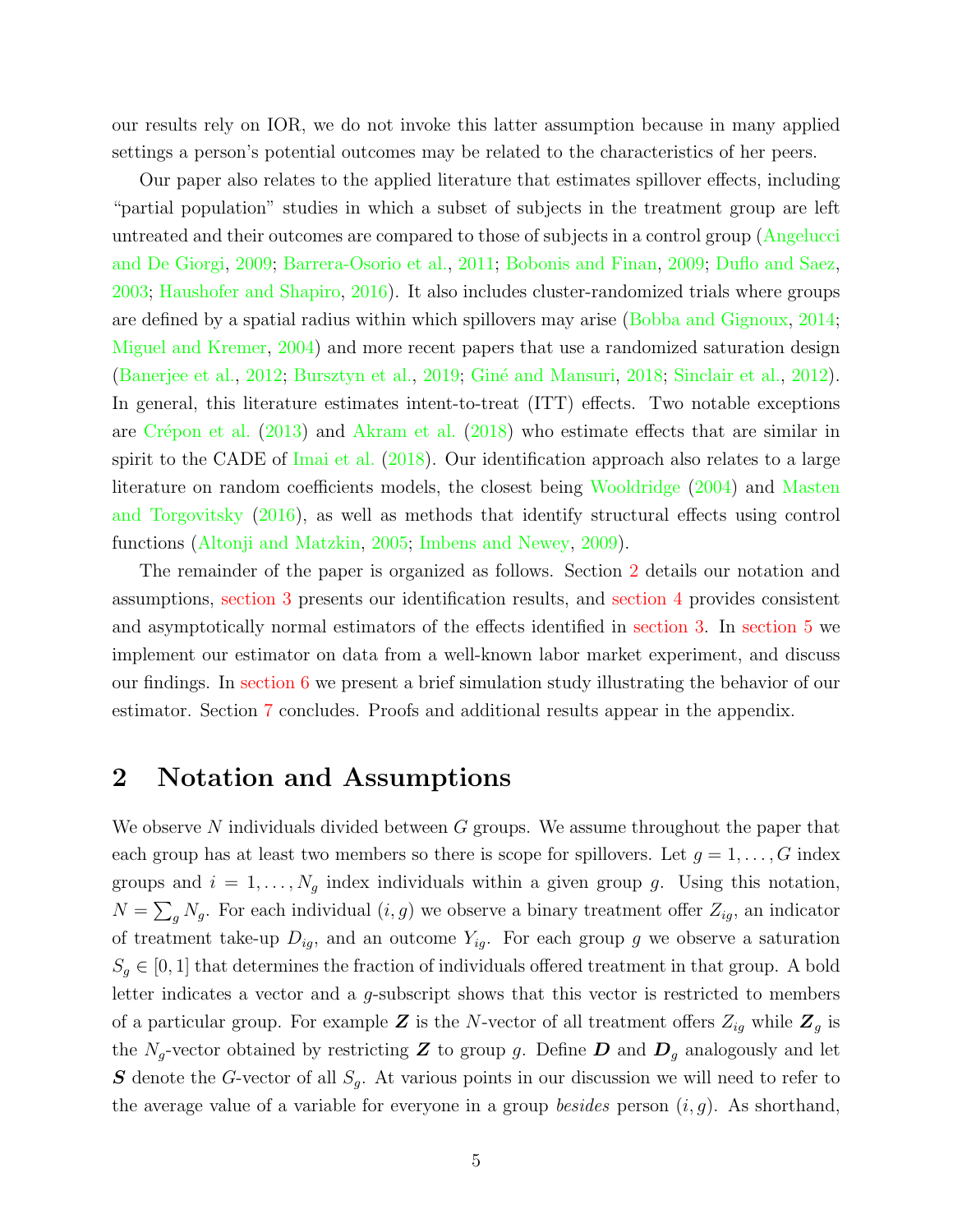our results rely on IOR, we do not invoke this latter assumption because in many applied settings a person's potential outcomes may be related to the characteristics of her peers.

Our paper also relates to the applied literature that estimates spillover effects, including "partial population" studies in which a subset of subjects in the treatment group are left untreated and their outcomes are compared to those of subjects in a control group (Angelucci and De Giorgi, 2009; Barrera-Osorio et al., 2011; Bobonis and Finan, 2009; Duflo and Saez, 2003; Haushofer and Shapiro, 2016). It also includes cluster-randomized trials where groups are defined by a spatial radius within which spillovers may arise (Bobba and Gignoux, 2014; Miguel and Kremer, 2004) and more recent papers that use a randomized saturation design (Banerjee et al., 2012; Bursztyn et al., 2019; Giné and Mansuri, 2018; Sinclair et al., 2012). In general, this literature estimates intent-to-treat (ITT) effects. Two notable exceptions are Crépon et al. (2013) and Akram et al. (2018) who estimate effects that are similar in spirit to the CADE of Imai et al. (2018). Our identification approach also relates to a large literature on random coefficients models, the closest being Wooldridge (2004) and Masten and Torgovitsky (2016), as well as methods that identify structural effects using control functions (Altonji and Matzkin, 2005; Imbens and Newey, 2009).

The remainder of the paper is organized as follows. Section 2 details our notation and assumptions, section 3 presents our identification results, and section 4 provides consistent and asymptotically normal estimators of the effects identified in section 3. In section 5 we implement our estimator on data from a well-known labor market experiment, and discuss our findings. In section 6 we present a brief simulation study illustrating the behavior of our estimator. Section 7 concludes. Proofs and additional results appear in the appendix.

# 2 Notation and Assumptions

We observe $N$ individuals divided between $G$ groups. We assume throughout the paper that each group has at least two members so there is scope for spillovers. Let $g = 1, \ldots, G$ index groups and $i = 1, \ldots, N_g$ index individuals within a given group $g$. Using this notation, $N = \sum_g N_g$. For each individual $(i, g)$ we observe a binary treatment offer $Z_{ig}$, an indicator of treatment take-up $D_{ig}$, and an outcome $Y_{ig}$. For each group $g$ we observe a saturation $S_g \in [0, 1]$ that determines the fraction of individuals offered treatment in that group. A bold letter indicates a vector and a $g$-subscript shows that this vector is restricted to members of a particular group. For example $\boldsymbol{Z}$ is the $N$-vector of all treatment offers $Z_{ig}$ while $\boldsymbol{Z}_g$ is the $N_g$-vector obtained by restricting $\boldsymbol{Z}$ to group $g$. Define $\boldsymbol{D}$ and $\boldsymbol{D}_g$ analogously and let $\boldsymbol{S}$ denote the $G$-vector of all $S_g$. At various points in our discussion we will need to refer to the average value of a variable for everyone in a group *besides* person $(i, g)$. As shorthand,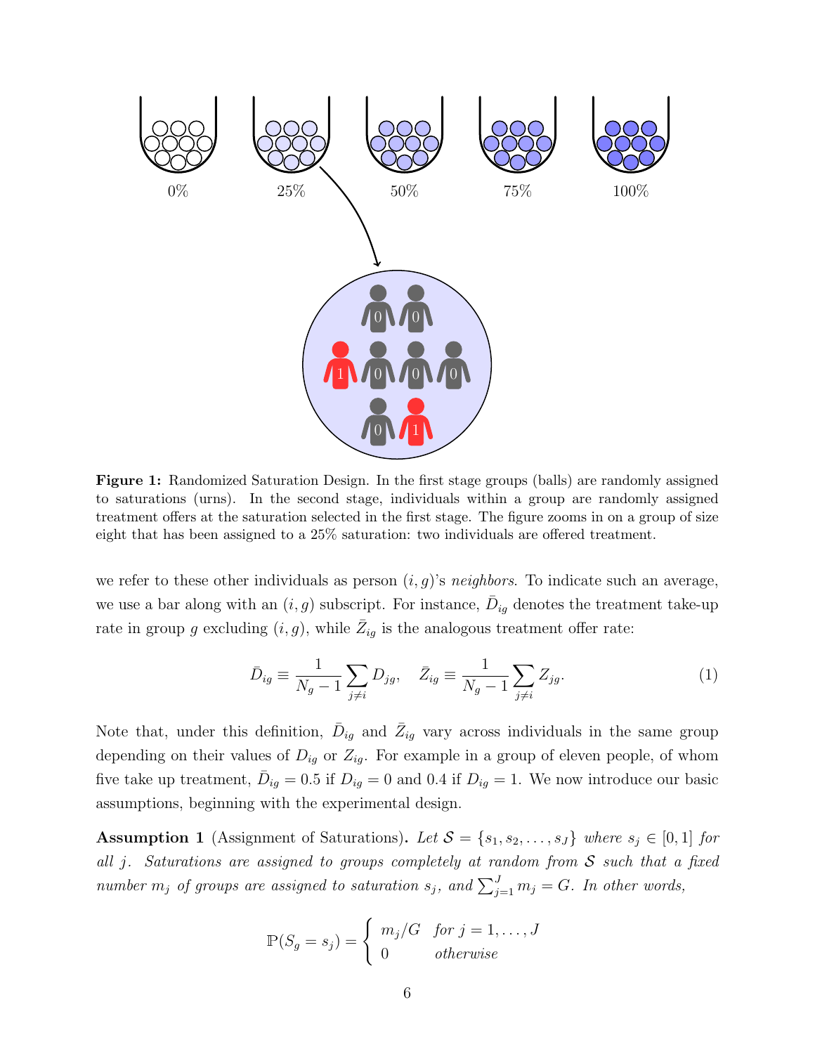**Figure 1:** Randomized Saturation Design. In the first stage groups (balls) are randomly assigned to saturations (urns). In the second stage, individuals within a group are randomly assigned treatment offers at the saturation selected in the first stage. The figure zooms in on a group of size eight that has been assigned to a 25% saturation: two individuals are offered treatment.

we refer to these other individuals as person $(i, g)$'s *neighbors*. To indicate such an average, we use a bar along with an $(i, g)$ subscript. For instance, $\bar{D}_{ig}$ denotes the treatment take-up rate in group $g$ excluding $(i, g)$, while $\bar{Z}_{ig}$ is the analogous treatment offer rate:

$$\bar{D}_{ig} \equiv \frac{1}{N_g - 1} \sum_{j \neq i} D_{jg}, \quad \bar{Z}_{ig} \equiv \frac{1}{N_g - 1} \sum_{j \neq i} Z_{jg}. \tag{1}$$

Note that, under this definition, $\bar{D}_{ig}$ and $\bar{Z}_{ig}$ vary across individuals in the same group depending on their values of $D_{ig}$ or $Z_{ig}$. For example in a group of eleven people, of whom five take up treatment, $\bar{D}_{ig} = 0.5$ if $D_{ig} = 0$ and $0.4$ if $D_{ig} = 1$. We now introduce our basic assumptions, beginning with the experimental design.

**Assumption 1** (Assignment of Saturations)**.** *Let $\mathcal{S} = \{s_1, s_2, \ldots, s_J\}$ where $s_j \in [0, 1]$ for all $j$. Saturations are assigned to groups completely at random from $\mathcal{S}$ such that a fixed number $m_j$ of groups are assigned to saturation $s_j$, and $\sum_{j=1}^{J} m_j = G$. In other words,*

$$\mathbb{P}(S_g = s_j) = \begin{cases} m_j/G & \text{for } j = 1, \ldots, J \\ 0 & \text{otherwise} \end{cases}$$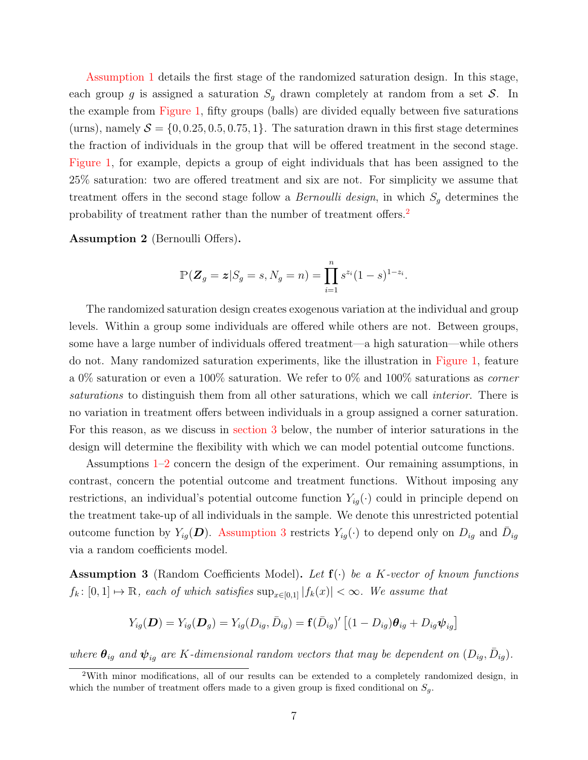Assumption 1 details the first stage of the randomized saturation design. In this stage, each group $g$ is assigned a saturation $S_g$ drawn completely at random from a set $\mathcal{S}$. In the example from Figure 1, fifty groups (balls) are divided equally between five saturations (urns), namely $\mathcal{S} = \{0, 0.25, 0.5, 0.75, 1\}$. The saturation drawn in this first stage determines the fraction of individuals in the group that will be offered treatment in the second stage. Figure 1, for example, depicts a group of eight individuals that has been assigned to the 25% saturation: two are offered treatment and six are not. For simplicity we assume that treatment offers in the second stage follow a *Bernoulli design*, in which $S_g$ determines the probability of treatment rather than the number of treatment offers.[2]

**Assumption 2** (Bernoulli Offers)**.**

$$\mathbb{P}(\boldsymbol{Z}_g = \boldsymbol{z} | S_g = s, N_g = n) = \prod_{i=1}^{n} s^{z_i}(1-s)^{1-z_i}.$$

The randomized saturation design creates exogenous variation at the individual and group levels. Within a group some individuals are offered while others are not. Between groups, some have a large number of individuals offered treatment—a high saturation—while others do not. Many randomized saturation experiments, like the illustration in Figure 1, feature a 0% saturation or even a 100% saturation. We refer to 0% and 100% saturations as *corner saturations* to distinguish them from all other saturations, which we call *interior*. There is no variation in treatment offers between individuals in a group assigned a corner saturation. For this reason, as we discuss in section 3 below, the number of interior saturations in the design will determine the flexibility with which we can model potential outcome functions.

Assumptions 1–2 concern the design of the experiment. Our remaining assumptions, in contrast, concern the potential outcome and treatment functions. Without imposing any restrictions, an individual's potential outcome function $Y_{ig}(\cdot)$ could in principle depend on the treatment take-up of all individuals in the sample. We denote this unrestricted potential outcome function by $Y_{ig}(\boldsymbol{D})$. Assumption 3 restricts $Y_{ig}(\cdot)$ to depend only on $D_{ig}$ and $\bar{D}_{ig}$ via a random coefficients model.

**Assumption 3** (Random Coefficients Model)**.** *Let $\mathbf{f}(\cdot)$ be a $K$-vector of known functions $f_k \colon [0,1] \mapsto \mathbb{R}$, each of which satisfies $\sup_{x \in [0,1]} |f_k(x)| < \infty$. We assume that*

$$Y_{ig}(\boldsymbol{D}) = Y_{ig}(\boldsymbol{D}_g) = Y_{ig}(D_{ig}, \bar{D}_{ig}) = \mathbf{f}(\bar{D}_{ig})' \left[(1 - D_{ig})\boldsymbol{\theta}_{ig} + D_{ig}\boldsymbol{\psi}_{ig}\right]$$

*where $\boldsymbol{\theta}_{ig}$ and $\boldsymbol{\psi}_{ig}$ are $K$-dimensional random vectors that may be dependent on $(D_{ig}, \bar{D}_{ig})$.*

[2] With minor modifications, all of our results can be extended to a completely randomized design, in which the number of treatment offers made to a given group is fixed conditional on $S_g$.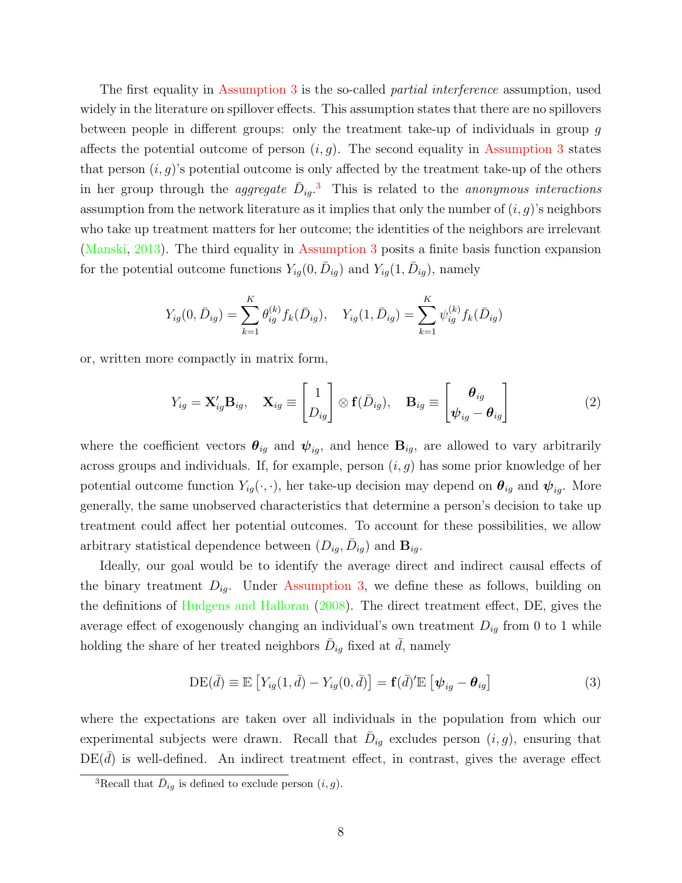The first equality in Assumption 3 is the so-called *partial interference* assumption, used widely in the literature on spillover effects. This assumption states that there are no spillovers between people in different groups: only the treatment take-up of individuals in group $g$ affects the potential outcome of person $(i, g)$. The second equality in Assumption 3 states that person $(i, g)$'s potential outcome is only affected by the treatment take-up of the others in her group through the *aggregate* $\bar{D}_{ig}$.[3] This is related to the *anonymous interactions* assumption from the network literature as it implies that only the number of $(i, g)$'s neighbors who take up treatment matters for her outcome; the identities of the neighbors are irrelevant (Manski, 2013). The third equality in Assumption 3 posits a finite basis function expansion for the potential outcome functions $Y_{ig}(0, \bar{D}_{ig})$ and $Y_{ig}(1, \bar{D}_{ig})$, namely

$$Y_{ig}(0, \bar{D}_{ig}) = \sum_{k=1}^{K} \theta_{ig}^{(k)} f_k(\bar{D}_{ig}), \quad Y_{ig}(1, \bar{D}_{ig}) = \sum_{k=1}^{K} \psi_{ig}^{(k)} f_k(\bar{D}_{ig})$$

or, written more compactly in matrix form,

$$Y_{ig} = \mathbf{X}_{ig}' \mathbf{B}_{ig}, \quad \mathbf{X}_{ig} \equiv \begin{bmatrix} 1 \\ D_{ig} \end{bmatrix} \otimes \mathbf{f}(\bar{D}_{ig}), \quad \mathbf{B}_{ig} \equiv \begin{bmatrix} \boldsymbol{\theta}_{ig} \\ \boldsymbol{\psi}_{ig} - \boldsymbol{\theta}_{ig} \end{bmatrix} \tag{2}$$

where the coefficient vectors $\boldsymbol{\theta}_{ig}$ and $\boldsymbol{\psi}_{ig}$, and hence $\mathbf{B}_{ig}$, are allowed to vary arbitrarily across groups and individuals. If, for example, person $(i, g)$ has some prior knowledge of her potential outcome function $Y_{ig}(\cdot, \cdot)$, her take-up decision may depend on $\boldsymbol{\theta}_{ig}$ and $\boldsymbol{\psi}_{ig}$. More generally, the same unobserved characteristics that determine a person's decision to take up treatment could affect her potential outcomes. To account for these possibilities, we allow arbitrary statistical dependence between $(D_{ig}, \bar{D}_{ig})$ and $\mathbf{B}_{ig}$.

Ideally, our goal would be to identify the average direct and indirect causal effects of the binary treatment $D_{ig}$. Under Assumption 3, we define these as follows, building on the definitions of Hudgens and Halloran (2008). The direct treatment effect, DE, gives the average effect of exogenously changing an individual's own treatment $D_{ig}$ from 0 to 1 while holding the share of her treated neighbors $\bar{D}_{ig}$ fixed at $\bar{d}$, namely

$$\text{DE}(\bar{d}) \equiv \mathbb{E}\left[Y_{ig}(1, \bar{d}) - Y_{ig}(0, \bar{d})\right] = \mathbf{f}(\bar{d})'\mathbb{E}\left[\boldsymbol{\psi}_{ig} - \boldsymbol{\theta}_{ig}\right] \tag{3}$$

where the expectations are taken over all individuals in the population from which our experimental subjects were drawn. Recall that $\bar{D}_{ig}$ excludes person $(i, g)$, ensuring that $\text{DE}(\bar{d})$ is well-defined. An indirect treatment effect, in contrast, gives the average effect

[3] Recall that $\bar{D}_{ig}$ is defined to exclude person $(i, g)$.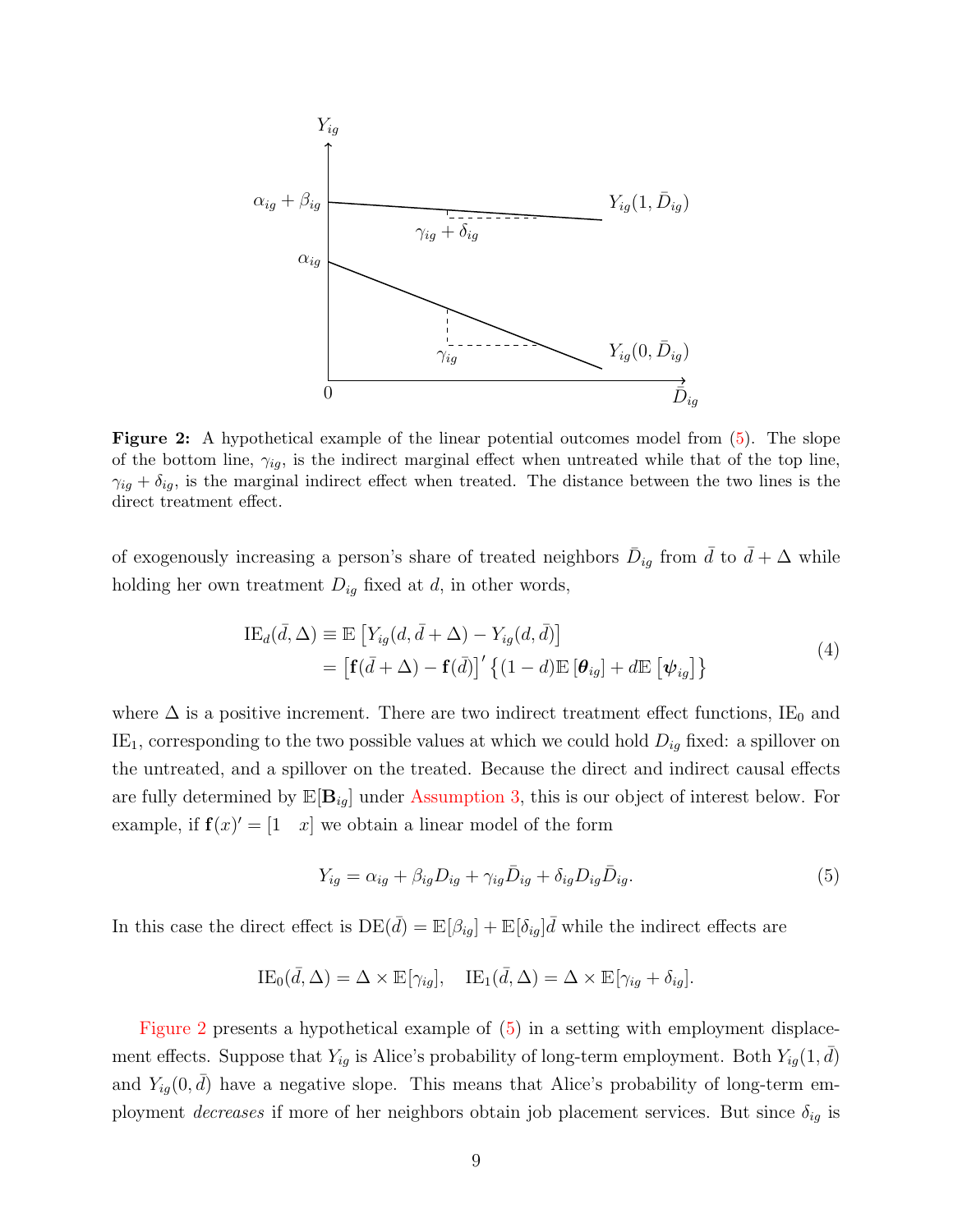**Figure 2:** A hypothetical example of the linear potential outcomes model from (5). The slope of the bottom line, $\gamma_{ig}$, is the indirect marginal effect when untreated while that of the top line, $\gamma_{ig} + \delta_{ig}$, is the marginal indirect effect when treated. The distance between the two lines is the direct treatment effect.

of exogenously increasing a person's share of treated neighbors $\bar{D}_{ig}$ from $\bar{d}$ to $\bar{d} + \Delta$ while holding her own treatment $D_{ig}$ fixed at $d$, in other words,

$$
\begin{aligned}
\text{IE}_d(\bar{d}, \Delta) &\equiv \mathbb{E}\left[Y_{ig}(d, \bar{d} + \Delta) - Y_{ig}(d, \bar{d})\right] \\
&= \left[\mathbf{f}(\bar{d} + \Delta) - \mathbf{f}(\bar{d})\right]' \left\{(1 - d)\mathbb{E}\left[\boldsymbol{\theta}_{ig}\right] + d\mathbb{E}\left[\boldsymbol{\psi}_{ig}\right]\right\}
\end{aligned}
\tag{4}
$$

where $\Delta$ is a positive increment. There are two indirect treatment effect functions, $\text{IE}_0$ and $\text{IE}_1$, corresponding to the two possible values at which we could hold $D_{ig}$ fixed: a spillover on the untreated, and a spillover on the treated. Because the direct and indirect causal effects are fully determined by $\mathbb{E}[\mathbf{B}_{ig}]$ under Assumption 3, this is our object of interest below. For example, if $\mathbf{f}(x)' = [1 \quad x]$ we obtain a linear model of the form

$$
Y_{ig} = \alpha_{ig} + \beta_{ig} D_{ig} + \gamma_{ig} \bar{D}_{ig} + \delta_{ig} D_{ig} \bar{D}_{ig}. \tag{5}
$$

In this case the direct effect is $\text{DE}(\bar{d}) = \mathbb{E}[\beta_{ig}] + \mathbb{E}[\delta_{ig}]\bar{d}$ while the indirect effects are

$$
\text{IE}_0(\bar{d}, \Delta) = \Delta \times \mathbb{E}[\gamma_{ig}], \quad \text{IE}_1(\bar{d}, \Delta) = \Delta \times \mathbb{E}[\gamma_{ig} + \delta_{ig}].
$$

Figure 2 presents a hypothetical example of (5) in a setting with employment displacement effects. Suppose that $Y_{ig}$ is Alice's probability of long-term employment. Both $Y_{ig}(1, \bar{d})$ and $Y_{ig}(0, \bar{d})$ have a negative slope. This means that Alice's probability of long-term employment *decreases* if more of her neighbors obtain job placement services. But since $\delta_{ig}$ is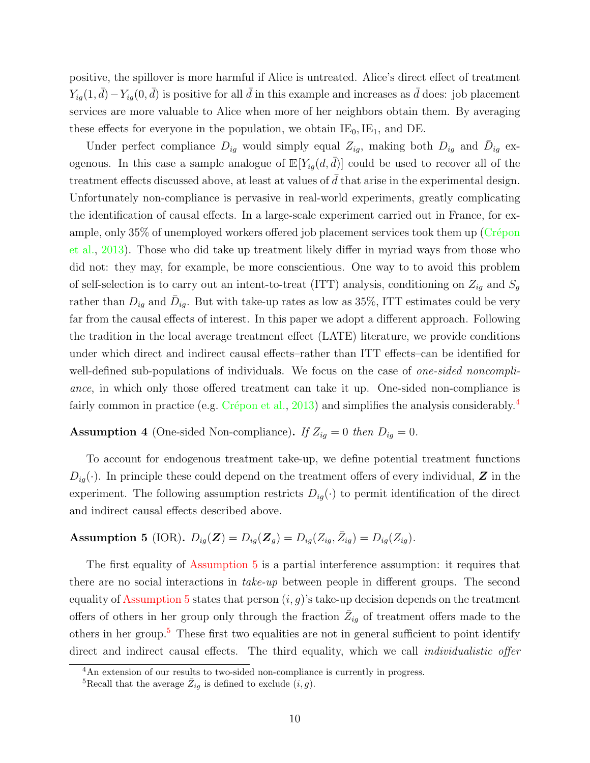positive, the spillover is more harmful if Alice is untreated. Alice's direct effect of treatment $Y_{ig}(1, \bar{d}) - Y_{ig}(0, \bar{d})$ is positive for all $\bar{d}$ in this example and increases as $\bar{d}$ does: job placement services are more valuable to Alice when more of her neighbors obtain them. By averaging these effects for everyone in the population, we obtain $\text{IE}_0, \text{IE}_1$, and DE.

Under perfect compliance $D_{ig}$ would simply equal $Z_{ig}$, making both $D_{ig}$ and $\bar{D}_{ig}$ exogenous. In this case a sample analogue of $\mathbb{E}[Y_{ig}(d, \bar{d})]$ could be used to recover all of the treatment effects discussed above, at least at values of $\bar{d}$ that arise in the experimental design. Unfortunately non-compliance is pervasive in real-world experiments, greatly complicating the identification of causal effects. In a large-scale experiment carried out in France, for example, only 35% of unemployed workers offered job placement services took them up (Crépon et al., 2013). Those who did take up treatment likely differ in myriad ways from those who did not: they may, for example, be more conscientious. One way to to avoid this problem of self-selection is to carry out an intent-to-treat (ITT) analysis, conditioning on $Z_{ig}$ and $S_g$ rather than $D_{ig}$ and $\bar{D}_{ig}$. But with take-up rates as low as 35%, ITT estimates could be very far from the causal effects of interest. In this paper we adopt a different approach. Following the tradition in the local average treatment effect (LATE) literature, we provide conditions under which direct and indirect causal effects–rather than ITT effects–can be identified for well-defined sub-populations of individuals. We focus on the case of *one-sided noncompliance*, in which only those offered treatment can take it up. One-sided non-compliance is fairly common in practice (e.g. Crépon et al., 2013) and simplifies the analysis considerably.[4]

**Assumption 4** (One-sided Non-compliance)**.** *If* $Z_{ig} = 0$ *then* $D_{ig} = 0$.

To account for endogenous treatment take-up, we define potential treatment functions $D_{ig}(\cdot)$. In principle these could depend on the treatment offers of every individual, $\boldsymbol{Z}$ in the experiment. The following assumption restricts $D_{ig}(\cdot)$ to permit identification of the direct and indirect causal effects described above.

**Assumption 5** (IOR)**.** $D_{ig}(\boldsymbol{Z}) = D_{ig}(\boldsymbol{Z}_g) = D_{ig}(Z_{ig}, \bar{Z}_{ig}) = D_{ig}(Z_{ig})$.

The first equality of Assumption 5 is a partial interference assumption: it requires that there are no social interactions in *take-up* between people in different groups. The second equality of Assumption 5 states that person $(i, g)$'s take-up decision depends on the treatment offers of others in her group only through the fraction $\bar{Z}_{ig}$ of treatment offers made to the others in her group.[5] These first two equalities are not in general sufficient to point identify direct and indirect causal effects. The third equality, which we call *individualistic offer*

[4]An extension of our results to two-sided non-compliance is currently in progress.

[5]Recall that the average $\bar{Z}_{ig}$ is defined to exclude $(i, g)$.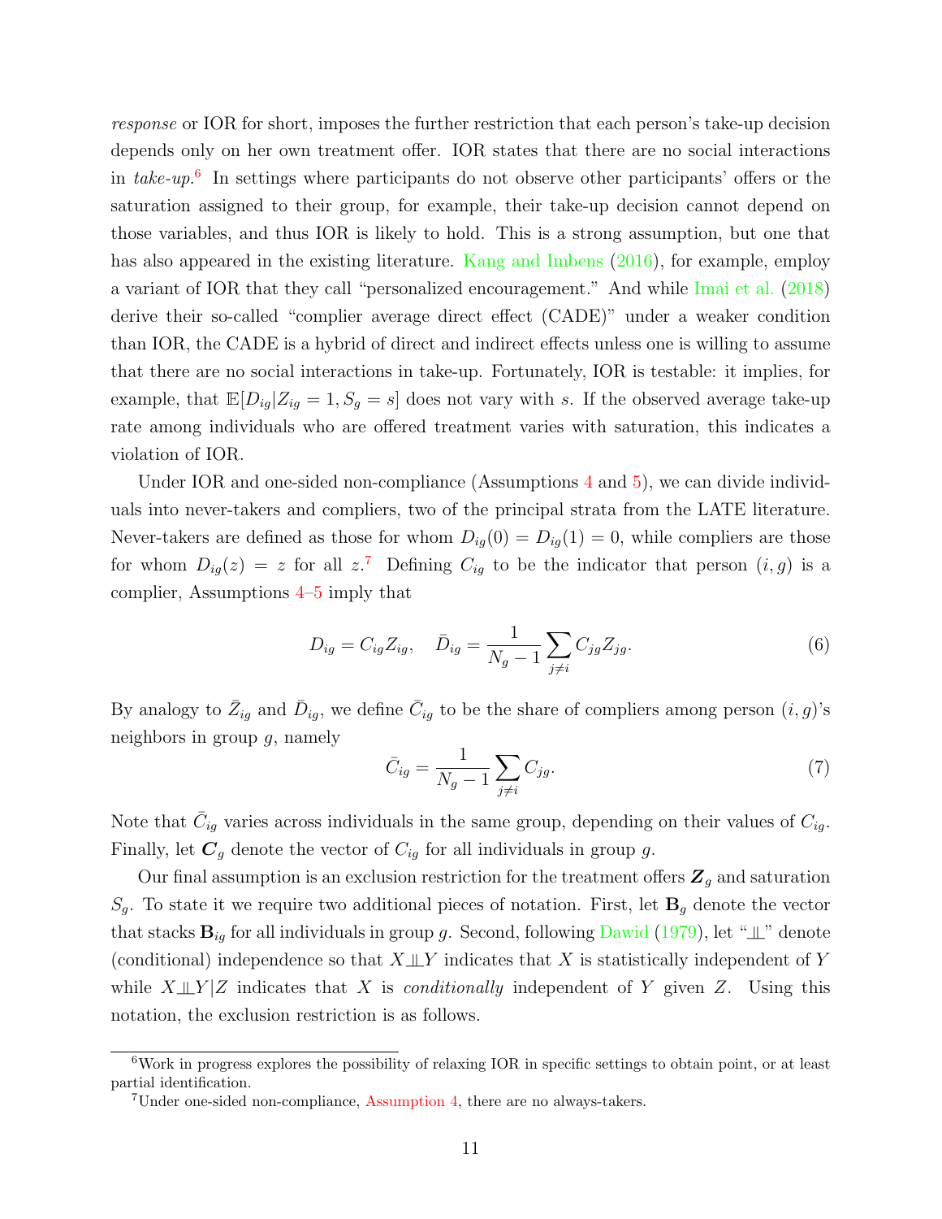*response* or IOR for short, imposes the further restriction that each person's take-up decision depends only on her own treatment offer. IOR states that there are no social interactions in *take-up*.[6] In settings where participants do not observe other participants' offers or the saturation assigned to their group, for example, their take-up decision cannot depend on those variables, and thus IOR is likely to hold. This is a strong assumption, but one that has also appeared in the existing literature. Kang and Imbens (2016), for example, employ a variant of IOR that they call "personalized encouragement." And while Imai et al. (2018) derive their so-called "complier average direct effect (CADE)" under a weaker condition than IOR, the CADE is a hybrid of direct and indirect effects unless one is willing to assume that there are no social interactions in take-up. Fortunately, IOR is testable: it implies, for example, that $\mathbb{E}[D_{ig}|Z_{ig}=1, S_g=s]$ does not vary with $s$. If the observed average take-up rate among individuals who are offered treatment varies with saturation, this indicates a violation of IOR.

Under IOR and one-sided non-compliance (Assumptions 4 and 5), we can divide individuals into never-takers and compliers, two of the principal strata from the LATE literature. Never-takers are defined as those for whom $D_{ig}(0) = D_{ig}(1) = 0$, while compliers are those for whom $D_{ig}(z) = z$ for all $z$.[7] Defining $C_{ig}$ to be the indicator that person $(i, g)$ is a complier, Assumptions 4–5 imply that

$$D_{ig} = C_{ig} Z_{ig}, \quad \bar{D}_{ig} = \frac{1}{N_g - 1} \sum_{j \neq i} C_{jg} Z_{jg}. \tag{6}$$

By analogy to $\bar{Z}_{ig}$ and $\bar{D}_{ig}$, we define $\bar{C}_{ig}$ to be the share of compliers among person $(i, g)$'s neighbors in group $g$, namely

$$\bar{C}_{ig} = \frac{1}{N_g - 1} \sum_{j \neq i} C_{jg}. \tag{7}$$

Note that $\bar{C}_{ig}$ varies across individuals in the same group, depending on their values of $C_{ig}$. Finally, let $\boldsymbol{C}_g$ denote the vector of $C_{ig}$ for all individuals in group $g$.

Our final assumption is an exclusion restriction for the treatment offers $\boldsymbol{Z}_g$ and saturation $S_g$. To state it we require two additional pieces of notation. First, let $\mathbf{B}_g$ denote the vector that stacks $\mathbf{B}_{ig}$ for all individuals in group $g$. Second, following Dawid (1979), let "$\perp\!\!\!\perp$" denote (conditional) independence so that $X \perp\!\!\!\perp Y$ indicates that $X$ is statistically independent of $Y$ while $X \perp\!\!\!\perp Y | Z$ indicates that $X$ is *conditionally* independent of $Y$ given $Z$. Using this notation, the exclusion restriction is as follows.

---

[6] Work in progress explores the possibility of relaxing IOR in specific settings to obtain point, or at least partial identification.

[7] Under one-sided non-compliance, Assumption 4, there are no always-takers.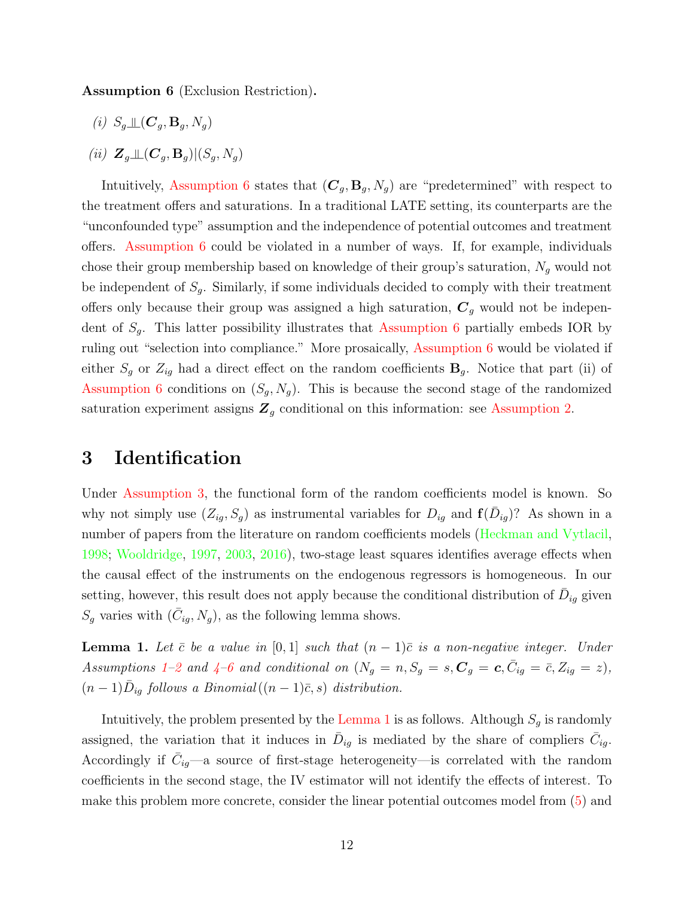**Assumption 6** (Exclusion Restriction)**.**

*(i)* $S_g \perp\!\!\!\perp (\boldsymbol{C}_g, \mathbf{B}_g, N_g)$

*(ii)* $\boldsymbol{Z}_g \perp\!\!\!\perp (\boldsymbol{C}_g, \mathbf{B}_g) | (S_g, N_g)$

Intuitively, Assumption 6 states that $(\boldsymbol{C}_g, \mathbf{B}_g, N_g)$ are "predetermined" with respect to the treatment offers and saturations. In a traditional LATE setting, its counterparts are the "unconfounded type" assumption and the independence of potential outcomes and treatment offers. Assumption 6 could be violated in a number of ways. If, for example, individuals chose their group membership based on knowledge of their group's saturation, $N_g$ would not be independent of $S_g$. Similarly, if some individuals decided to comply with their treatment offers only because their group was assigned a high saturation, $\boldsymbol{C}_g$ would not be independent of $S_g$. This latter possibility illustrates that Assumption 6 partially embeds IOR by ruling out "selection into compliance." More prosaically, Assumption 6 would be violated if either $S_g$ or $Z_{ig}$ had a direct effect on the random coefficients $\mathbf{B}_g$. Notice that part (ii) of Assumption 6 conditions on $(S_g, N_g)$. This is because the second stage of the randomized saturation experiment assigns $\boldsymbol{Z}_g$ conditional on this information: see Assumption 2.

# 3 Identification

Under Assumption 3, the functional form of the random coefficients model is known. So why not simply use $(Z_{ig}, S_g)$ as instrumental variables for $D_{ig}$ and $\mathbf{f}(\bar{D}_{ig})$? As shown in a number of papers from the literature on random coefficients models (Heckman and Vytlacil, 1998; Wooldridge, 1997, 2003, 2016), two-stage least squares identifies average effects when the causal effect of the instruments on the endogenous regressors is homogeneous. In our setting, however, this result does not apply because the conditional distribution of $\bar{D}_{ig}$ given $S_g$ varies with $(\bar{C}_{ig}, N_g)$, as the following lemma shows.

**Lemma 1.** *Let $\bar{c}$ be a value in $[0, 1]$ such that $(n-1)\bar{c}$ is a non-negative integer. Under Assumptions 1–2 and 4–6 and conditional on $(N_g = n, S_g = s, \boldsymbol{C}_g = \boldsymbol{c}, \bar{C}_{ig} = \bar{c}, Z_{ig} = z)$, $(n-1)\bar{D}_{ig}$ follows a Binomial$((n-1)\bar{c}, s)$ distribution.*

Intuitively, the problem presented by the Lemma 1 is as follows. Although $S_g$ is randomly assigned, the variation that it induces in $\bar{D}_{ig}$ is mediated by the share of compliers $\bar{C}_{ig}$. Accordingly if $\bar{C}_{ig}$—a source of first-stage heterogeneity—is correlated with the random coefficients in the second stage, the IV estimator will not identify the effects of interest. To make this problem more concrete, consider the linear potential outcomes model from (5) and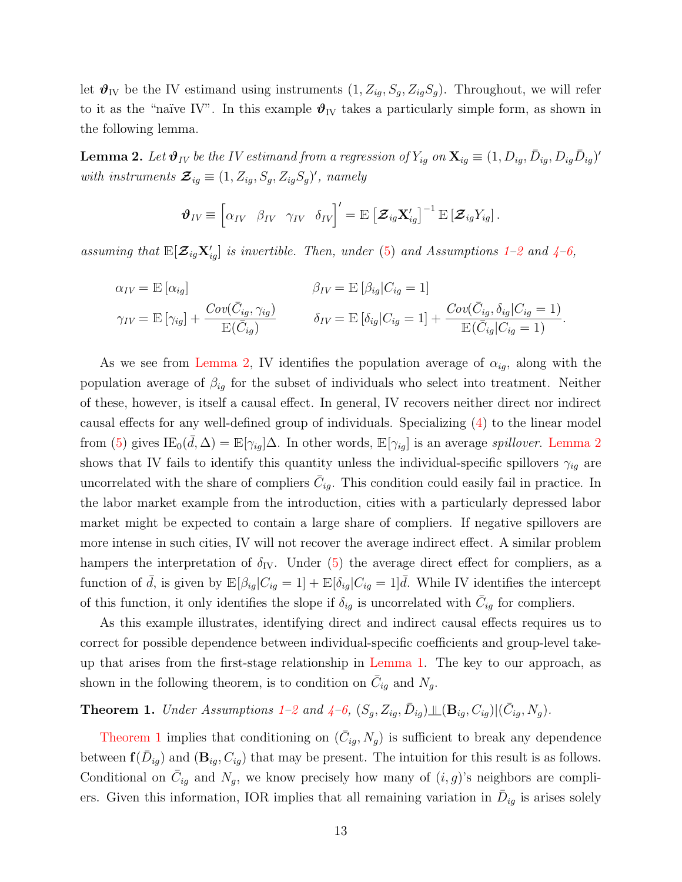let $\boldsymbol{\vartheta}_{\text{IV}}$ be the IV estimand using instruments $(1, Z_{ig}, S_g, Z_{ig}S_g)$. Throughout, we will refer to it as the "naïve IV". In this example $\boldsymbol{\vartheta}_{\text{IV}}$ takes a particularly simple form, as shown in the following lemma.

**Lemma 2.** *Let $\boldsymbol{\vartheta}_{IV}$ be the IV estimand from a regression of $Y_{ig}$ on $\mathbf{X}_{ig} \equiv (1, D_{ig}, \bar{D}_{ig}, D_{ig}\bar{D}_{ig})'$ with instruments $\boldsymbol{\mathcal{Z}}_{ig} \equiv (1, Z_{ig}, S_g, Z_{ig}S_g)'$, namely*

$$\boldsymbol{\vartheta}_{IV} \equiv \begin{bmatrix} \alpha_{IV} & \beta_{IV} & \gamma_{IV} & \delta_{IV} \end{bmatrix}' = \mathbb{E}\left[\boldsymbol{\mathcal{Z}}_{ig}\mathbf{X}_{ig}'\right]^{-1}\mathbb{E}\left[\boldsymbol{\mathcal{Z}}_{ig}Y_{ig}\right].$$

*assuming that $\mathbb{E}[\boldsymbol{\mathcal{Z}}_{ig}\mathbf{X}_{ig}']$ is invertible. Then, under (5) and Assumptions 1–2 and 4–6,*

$$\alpha_{IV} = \mathbb{E}\left[\alpha_{ig}\right] \qquad \beta_{IV} = \mathbb{E}\left[\beta_{ig}|C_{ig}=1\right]$$

$$\gamma_{IV} = \mathbb{E}\left[\gamma_{ig}\right] + \frac{Cov(\bar{C}_{ig}, \gamma_{ig})}{\mathbb{E}(\bar{C}_{ig})} \qquad \delta_{IV} = \mathbb{E}\left[\delta_{ig}|C_{ig}=1\right] + \frac{Cov(\bar{C}_{ig}, \delta_{ig}|C_{ig}=1)}{\mathbb{E}(\bar{C}_{ig}|C_{ig}=1)}.$$

As we see from Lemma 2, IV identifies the population average of $\alpha_{ig}$, along with the population average of $\beta_{ig}$ for the subset of individuals who select into treatment. Neither of these, however, is itself a causal effect. In general, IV recovers neither direct nor indirect causal effects for any well-defined group of individuals. Specializing (4) to the linear model from (5) gives $\text{IE}_0(\bar{d}, \Delta) = \mathbb{E}[\gamma_{ig}]\Delta$. In other words, $\mathbb{E}[\gamma_{ig}]$ is an average *spillover*. Lemma 2 shows that IV fails to identify this quantity unless the individual-specific spillovers $\gamma_{ig}$ are uncorrelated with the share of compliers $\bar{C}_{ig}$. This condition could easily fail in practice. In the labor market example from the introduction, cities with a particularly depressed labor market might be expected to contain a large share of compliers. If negative spillovers are more intense in such cities, IV will not recover the average indirect effect. A similar problem hampers the interpretation of $\delta_{\text{IV}}$. Under (5) the average direct effect for compliers, as a function of $\bar{d}$, is given by $\mathbb{E}[\beta_{ig}|C_{ig}=1] + \mathbb{E}[\delta_{ig}|C_{ig}=1]\bar{d}$. While IV identifies the intercept of this function, it only identifies the slope if $\delta_{ig}$ is uncorrelated with $\bar{C}_{ig}$ for compliers.

As this example illustrates, identifying direct and indirect causal effects requires us to correct for possible dependence between individual-specific coefficients and group-level take-up that arises from the first-stage relationship in Lemma 1. The key to our approach, as shown in the following theorem, is to condition on $\bar{C}_{ig}$ and $N_g$.

**Theorem 1.** *Under Assumptions 1–2 and 4–6, $(S_g, Z_{ig}, \bar{D}_{ig}) \perp\!\!\!\perp (\mathbf{B}_{ig}, C_{ig})|(\bar{C}_{ig}, N_g)$.*

Theorem 1 implies that conditioning on $(\bar{C}_{ig}, N_g)$ is sufficient to break any dependence between $\mathbf{f}(\bar{D}_{ig})$ and $(\mathbf{B}_{ig}, C_{ig})$ that may be present. The intuition for this result is as follows. Conditional on $\bar{C}_{ig}$ and $N_g$, we know precisely how many of $(i, g)$'s neighbors are compliers. Given this information, IOR implies that all remaining variation in $\bar{D}_{ig}$ is arises solely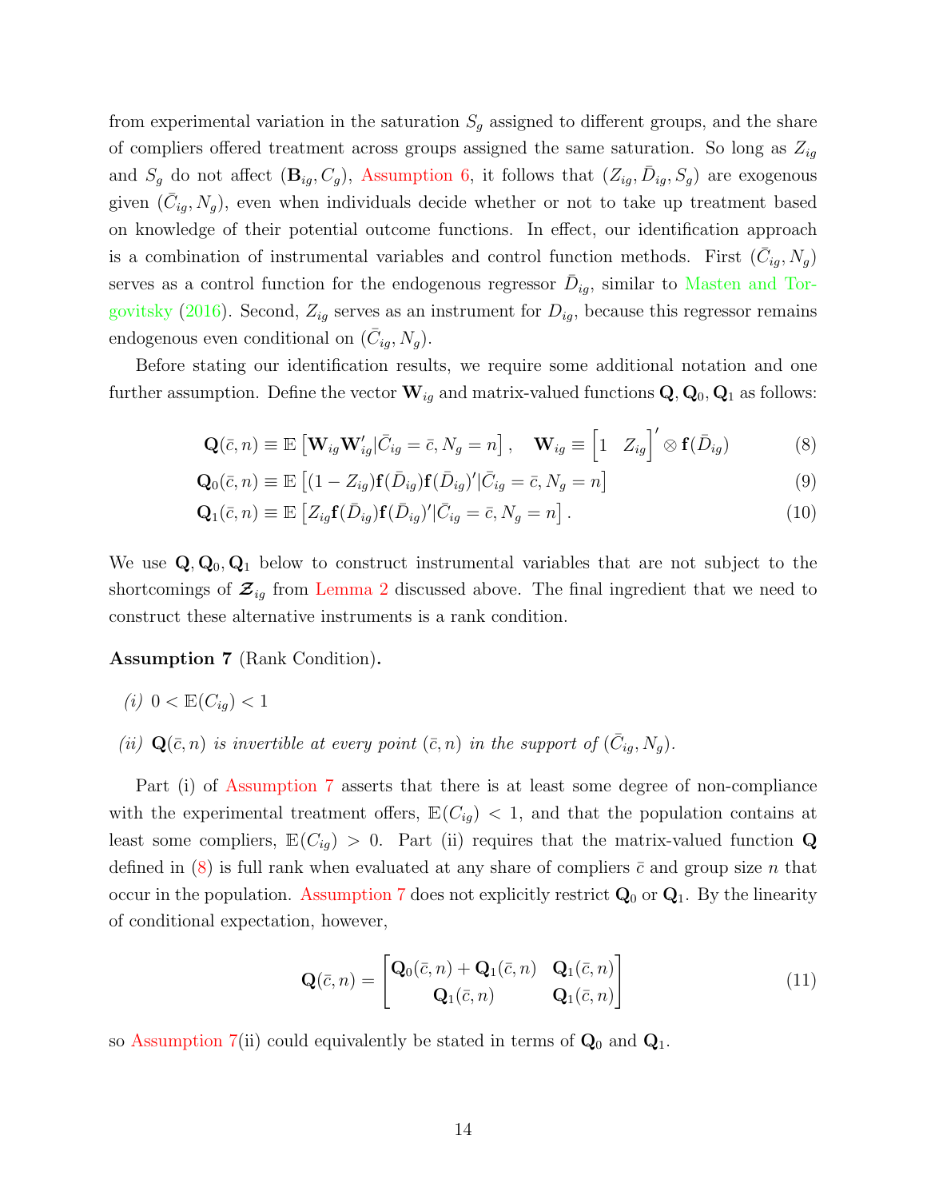from experimental variation in the saturation $S_g$ assigned to different groups, and the share of compliers offered treatment across groups assigned the same saturation. So long as $Z_{ig}$ and $S_g$ do not affect $(\mathbf{B}_{ig}, C_g)$, Assumption 6, it follows that $(Z_{ig}, \bar{D}_{ig}, S_g)$ are exogenous given $(\bar{C}_{ig}, N_g)$, even when individuals decide whether or not to take up treatment based on knowledge of their potential outcome functions. In effect, our identification approach is a combination of instrumental variables and control function methods. First $(\bar{C}_{ig}, N_g)$ serves as a control function for the endogenous regressor $\bar{D}_{ig}$, similar to Masten and Torgovitsky (2016). Second, $Z_{ig}$ serves as an instrument for $D_{ig}$, because this regressor remains endogenous even conditional on $(\bar{C}_{ig}, N_g)$.

Before stating our identification results, we require some additional notation and one further assumption. Define the vector $\mathbf{W}_{ig}$ and matrix-valued functions $\mathbf{Q}, \mathbf{Q}_0, \mathbf{Q}_1$ as follows:

$$\mathbf{Q}(\bar{c}, n) \equiv \mathbb{E}\left[\mathbf{W}_{ig}\mathbf{W}_{ig}' | \bar{C}_{ig} = \bar{c}, N_g = n\right], \quad \mathbf{W}_{ig} \equiv \begin{bmatrix} 1 & Z_{ig} \end{bmatrix}' \otimes \mathbf{f}(\bar{D}_{ig}) \tag{8}$$

$$\mathbf{Q}_0(\bar{c}, n) \equiv \mathbb{E}\left[(1 - Z_{ig})\mathbf{f}(\bar{D}_{ig})\mathbf{f}(\bar{D}_{ig})' | \bar{C}_{ig} = \bar{c}, N_g = n\right] \tag{9}$$

$$\mathbf{Q}_1(\bar{c}, n) \equiv \mathbb{E}\left[Z_{ig}\mathbf{f}(\bar{D}_{ig})\mathbf{f}(\bar{D}_{ig})' | \bar{C}_{ig} = \bar{c}, N_g = n\right]. \tag{10}$$

We use $\mathbf{Q}, \mathbf{Q}_0, \mathbf{Q}_1$ below to construct instrumental variables that are not subject to the shortcomings of $\boldsymbol{\mathcal{Z}}_{ig}$ from Lemma 2 discussed above. The final ingredient that we need to construct these alternative instruments is a rank condition.

**Assumption 7** (Rank Condition)**.**

*(i)* $0 < \mathbb{E}(C_{ig}) < 1$

*(ii)* $\mathbf{Q}(\bar{c}, n)$ *is invertible at every point* $(\bar{c}, n)$ *in the support of* $(\bar{C}_{ig}, N_g)$.

Part (i) of Assumption 7 asserts that there is at least some degree of non-compliance with the experimental treatment offers, $\mathbb{E}(C_{ig}) < 1$, and that the population contains at least some compliers, $\mathbb{E}(C_{ig}) > 0$. Part (ii) requires that the matrix-valued function $\mathbf{Q}$ defined in (8) is full rank when evaluated at any share of compliers $\bar{c}$ and group size $n$ that occur in the population. Assumption 7 does not explicitly restrict $\mathbf{Q}_0$ or $\mathbf{Q}_1$. By the linearity of conditional expectation, however,

$$\mathbf{Q}(\bar{c}, n) = \begin{bmatrix} \mathbf{Q}_0(\bar{c}, n) + \mathbf{Q}_1(\bar{c}, n) & \mathbf{Q}_1(\bar{c}, n) \\ \mathbf{Q}_1(\bar{c}, n) & \mathbf{Q}_1(\bar{c}, n) \end{bmatrix} \tag{11}$$

so Assumption 7(ii) could equivalently be stated in terms of $\mathbf{Q}_0$ and $\mathbf{Q}_1$.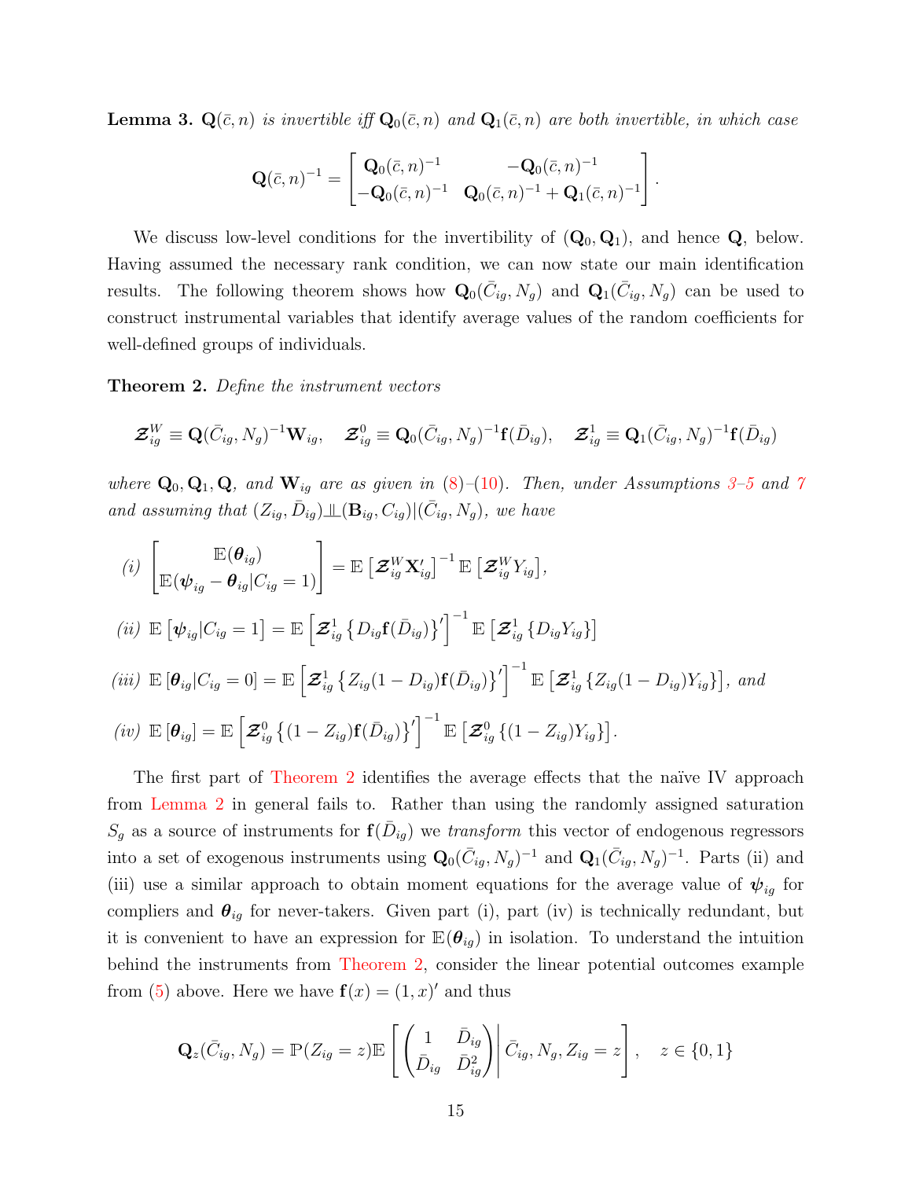**Lemma 3.** *$\mathbf{Q}(\bar{c}, n)$ is invertible iff $\mathbf{Q}_0(\bar{c}, n)$ and $\mathbf{Q}_1(\bar{c}, n)$ are both invertible, in which case*

$$\mathbf{Q}(\bar{c}, n)^{-1} = \begin{bmatrix} \mathbf{Q}_0(\bar{c}, n)^{-1} & -\mathbf{Q}_0(\bar{c}, n)^{-1} \\ -\mathbf{Q}_0(\bar{c}, n)^{-1} & \mathbf{Q}_0(\bar{c}, n)^{-1} + \mathbf{Q}_1(\bar{c}, n)^{-1} \end{bmatrix}.$$

We discuss low-level conditions for the invertibility of $(\mathbf{Q}_0, \mathbf{Q}_1)$, and hence $\mathbf{Q}$, below. Having assumed the necessary rank condition, we can now state our main identification results. The following theorem shows how $\mathbf{Q}_0(\bar{C}_{ig}, N_g)$ and $\mathbf{Q}_1(\bar{C}_{ig}, N_g)$ can be used to construct instrumental variables that identify average values of the random coefficients for well-defined groups of individuals.

**Theorem 2.** *Define the instrument vectors*

$$\boldsymbol{\mathcal{Z}}_{ig}^W \equiv \mathbf{Q}(\bar{C}_{ig}, N_g)^{-1}\mathbf{W}_{ig}, \quad \boldsymbol{\mathcal{Z}}_{ig}^0 \equiv \mathbf{Q}_0(\bar{C}_{ig}, N_g)^{-1}\mathbf{f}(\bar{D}_{ig}), \quad \boldsymbol{\mathcal{Z}}_{ig}^1 \equiv \mathbf{Q}_1(\bar{C}_{ig}, N_g)^{-1}\mathbf{f}(\bar{D}_{ig})$$

*where $\mathbf{Q}_0, \mathbf{Q}_1, \mathbf{Q}$, and $\mathbf{W}_{ig}$ are as given in (8)–(10). Then, under Assumptions 3–5 and 7 and assuming that $(Z_{ig}, \bar{D}_{ig}) \perp\!\!\!\perp (\mathbf{B}_{ig}, C_{ig})|(\bar{C}_{ig}, N_g)$, we have*

*(i)* $$\begin{bmatrix} \mathbb{E}(\boldsymbol{\theta}_{ig}) \\ \mathbb{E}(\boldsymbol{\psi}_{ig} - \boldsymbol{\theta}_{ig}|C_{ig} = 1) \end{bmatrix} = \mathbb{E}\left[\boldsymbol{\mathcal{Z}}_{ig}^W \mathbf{X}_{ig}'\right]^{-1} \mathbb{E}\left[\boldsymbol{\mathcal{Z}}_{ig}^W Y_{ig}\right],$$

*(ii)* $$\mathbb{E}\left[\boldsymbol{\psi}_{ig}|C_{ig} = 1\right] = \mathbb{E}\left[\boldsymbol{\mathcal{Z}}_{ig}^1 \left\{D_{ig}\mathbf{f}(\bar{D}_{ig})\right\}'\right]^{-1} \mathbb{E}\left[\boldsymbol{\mathcal{Z}}_{ig}^1 \left\{D_{ig}Y_{ig}\right\}\right]$$

*(iii)* $$\mathbb{E}\left[\boldsymbol{\theta}_{ig}|C_{ig} = 0\right] = \mathbb{E}\left[\boldsymbol{\mathcal{Z}}_{ig}^1 \left\{Z_{ig}(1 - D_{ig})\mathbf{f}(\bar{D}_{ig})\right\}'\right]^{-1} \mathbb{E}\left[\boldsymbol{\mathcal{Z}}_{ig}^1 \left\{Z_{ig}(1 - D_{ig})Y_{ig}\right\}\right], \text{ and}$$

*(iv)* $$\mathbb{E}\left[\boldsymbol{\theta}_{ig}\right] = \mathbb{E}\left[\boldsymbol{\mathcal{Z}}_{ig}^0 \left\{(1 - Z_{ig})\mathbf{f}(\bar{D}_{ig})\right\}'\right]^{-1} \mathbb{E}\left[\boldsymbol{\mathcal{Z}}_{ig}^0 \left\{(1 - Z_{ig})Y_{ig}\right\}\right].$$

The first part of Theorem 2 identifies the average effects that the naïve IV approach from Lemma 2 in general fails to. Rather than using the randomly assigned saturation $S_g$ as a source of instruments for $\mathbf{f}(\bar{D}_{ig})$ we *transform* this vector of endogenous regressors into a set of exogenous instruments using $\mathbf{Q}_0(\bar{C}_{ig}, N_g)^{-1}$ and $\mathbf{Q}_1(\bar{C}_{ig}, N_g)^{-1}$. Parts (ii) and (iii) use a similar approach to obtain moment equations for the average value of $\boldsymbol{\psi}_{ig}$ for compliers and $\boldsymbol{\theta}_{ig}$ for never-takers. Given part (i), part (iv) is technically redundant, but it is convenient to have an expression for $\mathbb{E}(\boldsymbol{\theta}_{ig})$ in isolation. To understand the intuition behind the instruments from Theorem 2, consider the linear potential outcomes example from (5) above. Here we have $\mathbf{f}(x) = (1, x)'$ and thus

$$\mathbf{Q}_z(\bar{C}_{ig}, N_g) = \mathbb{P}(Z_{ig} = z)\mathbb{E}\left[\left.\begin{pmatrix} 1 & \bar{D}_{ig} \\ \bar{D}_{ig} & \bar{D}_{ig}^2 \end{pmatrix}\right| \bar{C}_{ig}, N_g, Z_{ig} = z\right], \quad z \in \{0, 1\}$$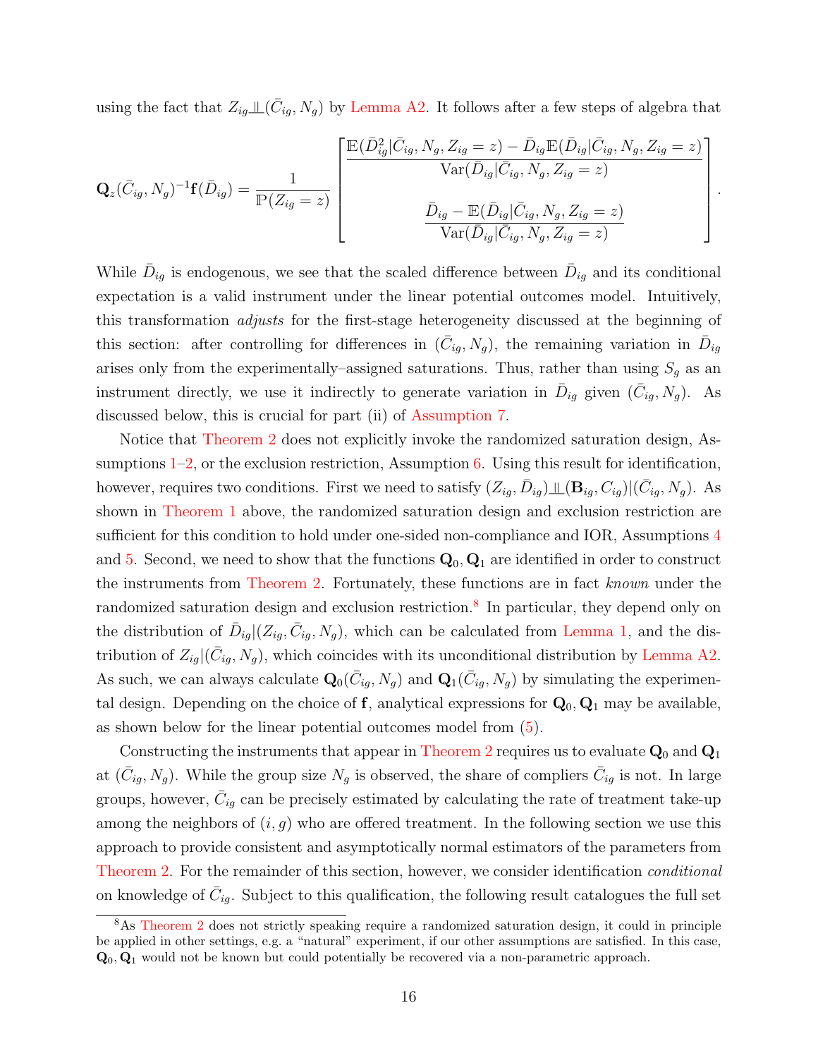using the fact that $Z_{ig} \perp\!\!\!\perp (\bar{C}_{ig}, N_g)$ by Lemma A2. It follows after a few steps of algebra that

$$
\mathbf{Q}_z(\bar{C}_{ig}, N_g)^{-1}\mathbf{f}(\bar{D}_{ig}) = \frac{1}{\mathbb{P}(Z_{ig} = z)} \begin{bmatrix} \dfrac{\mathbb{E}(\bar{D}_{ig}^2 | \bar{C}_{ig}, N_g, Z_{ig} = z) - \bar{D}_{ig}\mathbb{E}(\bar{D}_{ig}|\bar{C}_{ig}, N_g, Z_{ig} = z)}{\mathrm{Var}(\bar{D}_{ig}|\bar{C}_{ig}, N_g, Z_{ig} = z)} \\ \\ \dfrac{\bar{D}_{ig} - \mathbb{E}(\bar{D}_{ig}|\bar{C}_{ig}, N_g, Z_{ig} = z)}{\mathrm{Var}(\bar{D}_{ig}|\bar{C}_{ig}, N_g, Z_{ig} = z)} \end{bmatrix}.
$$

While $\bar{D}_{ig}$ is endogenous, we see that the scaled difference between $\bar{D}_{ig}$ and its conditional expectation is a valid instrument under the linear potential outcomes model. Intuitively, this transformation *adjusts* for the first-stage heterogeneity discussed at the beginning of this section: after controlling for differences in $(\bar{C}_{ig}, N_g)$, the remaining variation in $\bar{D}_{ig}$ arises only from the experimentally–assigned saturations. Thus, rather than using $S_g$ as an instrument directly, we use it indirectly to generate variation in $\bar{D}_{ig}$ given $(\bar{C}_{ig}, N_g)$. As discussed below, this is crucial for part (ii) of Assumption 7.

Notice that Theorem 2 does not explicitly invoke the randomized saturation design, Assumptions 1–2, or the exclusion restriction, Assumption 6. Using this result for identification, however, requires two conditions. First we need to satisfy $(Z_{ig}, \bar{D}_{ig}) \perp\!\!\!\perp (\mathbf{B}_{ig}, C_{ig})|(\bar{C}_{ig}, N_g)$. As shown in Theorem 1 above, the randomized saturation design and exclusion restriction are sufficient for this condition to hold under one-sided non-compliance and IOR, Assumptions 4 and 5. Second, we need to show that the functions $\mathbf{Q}_0, \mathbf{Q}_1$ are identified in order to construct the instruments from Theorem 2. Fortunately, these functions are in fact *known* under the randomized saturation design and exclusion restriction.[8] In particular, they depend only on the distribution of $\bar{D}_{ig}|(Z_{ig}, \bar{C}_{ig}, N_g)$, which can be calculated from Lemma 1, and the distribution of $Z_{ig}|(\bar{C}_{ig}, N_g)$, which coincides with its unconditional distribution by Lemma A2. As such, we can always calculate $\mathbf{Q}_0(\bar{C}_{ig}, N_g)$ and $\mathbf{Q}_1(\bar{C}_{ig}, N_g)$ by simulating the experimental design. Depending on the choice of $\mathbf{f}$, analytical expressions for $\mathbf{Q}_0, \mathbf{Q}_1$ may be available, as shown below for the linear potential outcomes model from (5).

Constructing the instruments that appear in Theorem 2 requires us to evaluate $\mathbf{Q}_0$ and $\mathbf{Q}_1$ at $(\bar{C}_{ig}, N_g)$. While the group size $N_g$ is observed, the share of compliers $\bar{C}_{ig}$ is not. In large groups, however, $\bar{C}_{ig}$ can be precisely estimated by calculating the rate of treatment take-up among the neighbors of $(i, g)$ who are offered treatment. In the following section we use this approach to provide consistent and asymptotically normal estimators of the parameters from Theorem 2. For the remainder of this section, however, we consider identification *conditional* on knowledge of $\bar{C}_{ig}$. Subject to this qualification, the following result catalogues the full set

[8] As Theorem 2 does not strictly speaking require a randomized saturation design, it could in principle be applied in other settings, e.g. a "natural" experiment, if our other assumptions are satisfied. In this case, $\mathbf{Q}_0, \mathbf{Q}_1$ would not be known but could potentially be recovered via a non-parametric approach.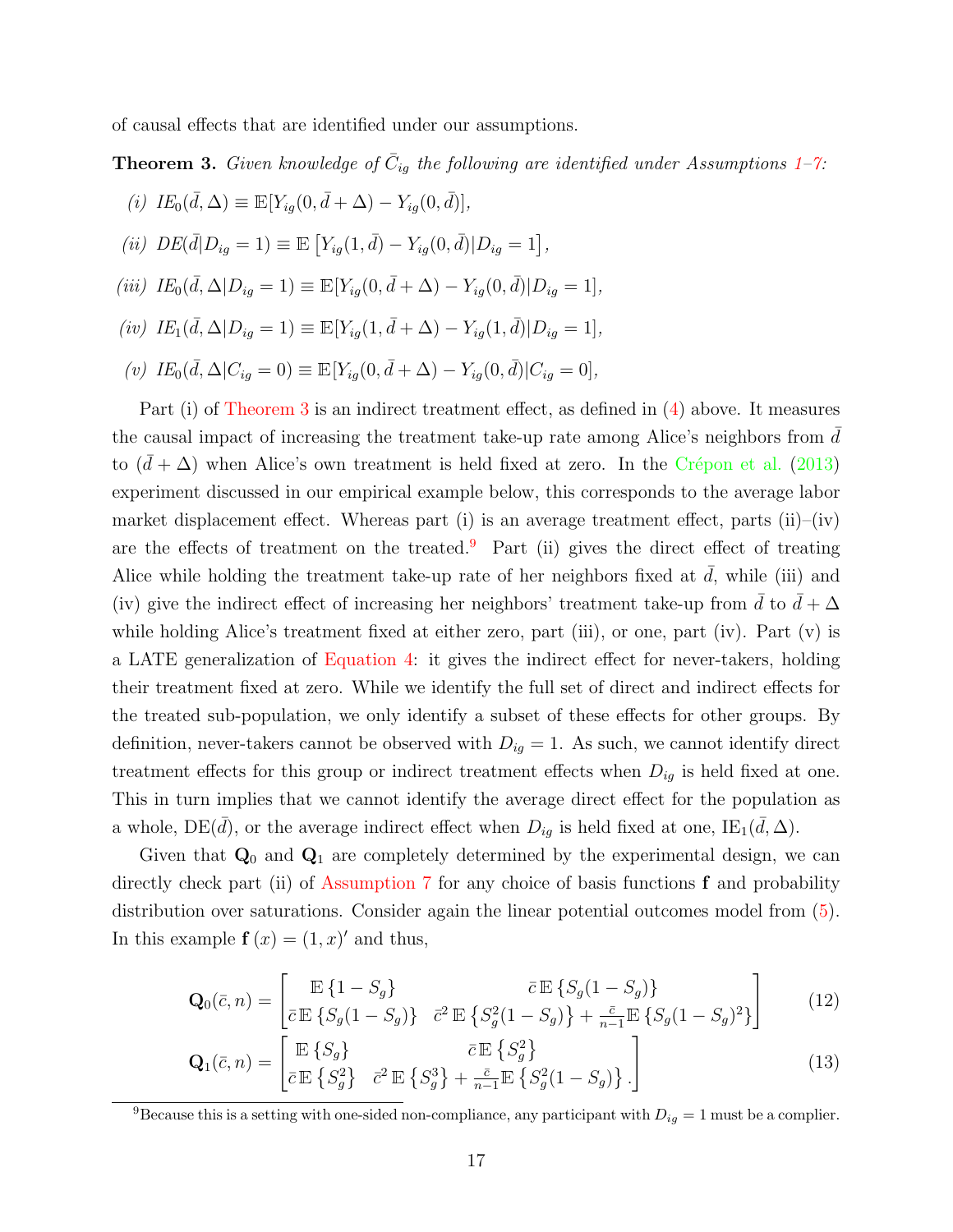of causal effects that are identified under our assumptions.

**Theorem 3.** *Given knowledge of $\bar{C}_{ig}$ the following are identified under Assumptions 1–7:*

*(i)* $IE_0(\bar{d}, \Delta) \equiv \mathbb{E}[Y_{ig}(0, \bar{d} + \Delta) - Y_{ig}(0, \bar{d})]$,

*(ii)* $DE(\bar{d}|D_{ig} = 1) \equiv \mathbb{E}\left[Y_{ig}(1, \bar{d}) - Y_{ig}(0, \bar{d})|D_{ig} = 1\right]$,

*(iii)* $IE_0(\bar{d}, \Delta|D_{ig} = 1) \equiv \mathbb{E}[Y_{ig}(0, \bar{d} + \Delta) - Y_{ig}(0, \bar{d})|D_{ig} = 1]$,

*(iv)* $IE_1(\bar{d}, \Delta|D_{ig} = 1) \equiv \mathbb{E}[Y_{ig}(1, \bar{d} + \Delta) - Y_{ig}(1, \bar{d})|D_{ig} = 1]$,

*(v)* $IE_0(\bar{d}, \Delta|C_{ig} = 0) \equiv \mathbb{E}[Y_{ig}(0, \bar{d} + \Delta) - Y_{ig}(0, \bar{d})|C_{ig} = 0]$,

Part (i) of Theorem 3 is an indirect treatment effect, as defined in (4) above. It measures the causal impact of increasing the treatment take-up rate among Alice's neighbors from $\bar{d}$ to $(\bar{d} + \Delta)$ when Alice's own treatment is held fixed at zero. In the Crépon et al. (2013) experiment discussed in our empirical example below, this corresponds to the average labor market displacement effect. Whereas part (i) is an average treatment effect, parts (ii)–(iv) are the effects of treatment on the treated.[9] Part (ii) gives the direct effect of treating Alice while holding the treatment take-up rate of her neighbors fixed at $\bar{d}$, while (iii) and (iv) give the indirect effect of increasing her neighbors' treatment take-up from $\bar{d}$ to $\bar{d} + \Delta$ while holding Alice's treatment fixed at either zero, part (iii), or one, part (iv). Part (v) is a LATE generalization of Equation 4: it gives the indirect effect for never-takers, holding their treatment fixed at zero. While we identify the full set of direct and indirect effects for the treated sub-population, we only identify a subset of these effects for other groups. By definition, never-takers cannot be observed with $D_{ig} = 1$. As such, we cannot identify direct treatment effects for this group or indirect treatment effects when $D_{ig}$ is held fixed at one. This in turn implies that we cannot identify the average direct effect for the population as a whole, $\text{DE}(\bar{d})$, or the average indirect effect when $D_{ig}$ is held fixed at one, $\text{IE}_1(\bar{d}, \Delta)$.

Given that $\mathbf{Q}_0$ and $\mathbf{Q}_1$ are completely determined by the experimental design, we can directly check part (ii) of Assumption 7 for any choice of basis functions $\mathbf{f}$ and probability distribution over saturations. Consider again the linear potential outcomes model from (5). In this example $\mathbf{f}(x) = (1, x)'$ and thus,

$$\mathbf{Q}_0(\bar{c}, n) = \begin{bmatrix} \mathbb{E}\{1 - S_g\} & \bar{c}\,\mathbb{E}\{S_g(1 - S_g)\} \\ \bar{c}\,\mathbb{E}\{S_g(1 - S_g)\} & \bar{c}^2\,\mathbb{E}\{S_g^2(1 - S_g)\} + \frac{\bar{c}}{n-1}\mathbb{E}\{S_g(1 - S_g)^2\} \end{bmatrix} \tag{12}$$

$$\mathbf{Q}_1(\bar{c}, n) = \begin{bmatrix} \mathbb{E}\{S_g\} & \bar{c}\,\mathbb{E}\{S_g^2\} \\ \bar{c}\,\mathbb{E}\{S_g^2\} & \bar{c}^2\,\mathbb{E}\{S_g^3\} + \frac{\bar{c}}{n-1}\mathbb{E}\{S_g^2(1 - S_g)\}\,. \end{bmatrix} \tag{13}$$

[9] Because this is a setting with one-sided non-compliance, any participant with $D_{ig} = 1$ must be a complier.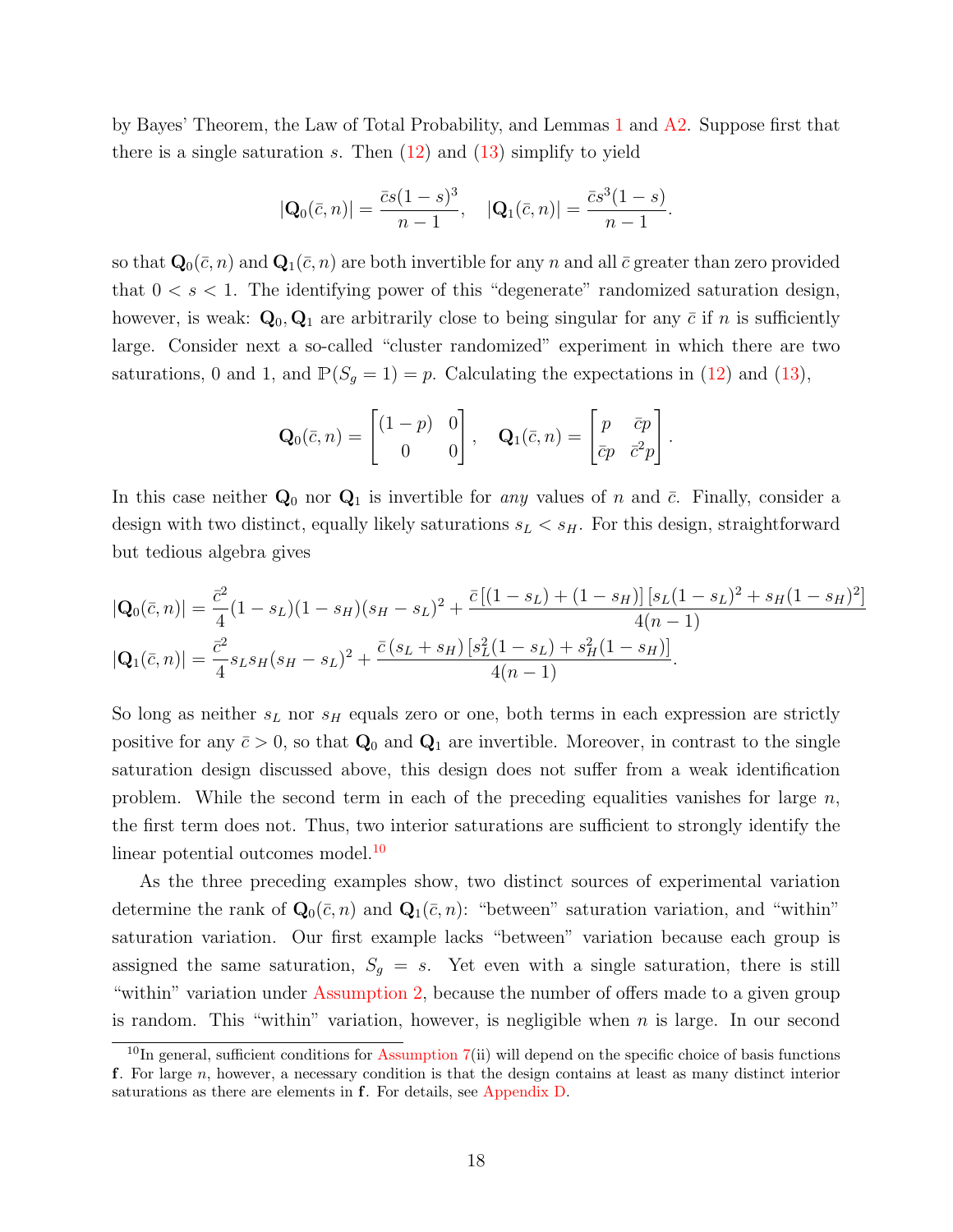by Bayes' Theorem, the Law of Total Probability, and Lemmas 1 and A2. Suppose first that there is a single saturation $s$. Then (12) and (13) simplify to yield

$$|\mathbf{Q}_0(\bar{c}, n)| = \frac{\bar{c}s(1-s)^3}{n-1}, \quad |\mathbf{Q}_1(\bar{c}, n)| = \frac{\bar{c}s^3(1-s)}{n-1}.$$

so that $\mathbf{Q}_0(\bar{c}, n)$ and $\mathbf{Q}_1(\bar{c}, n)$ are both invertible for any $n$ and all $\bar{c}$ greater than zero provided that $0 < s < 1$. The identifying power of this "degenerate" randomized saturation design, however, is weak: $\mathbf{Q}_0, \mathbf{Q}_1$ are arbitrarily close to being singular for any $\bar{c}$ if $n$ is sufficiently large. Consider next a so-called "cluster randomized" experiment in which there are two saturations, 0 and 1, and $\mathbb{P}(S_g = 1) = p$. Calculating the expectations in (12) and (13),

$$\mathbf{Q}_0(\bar{c}, n) = \begin{bmatrix} (1-p) & 0 \\ 0 & 0 \end{bmatrix}, \quad \mathbf{Q}_1(\bar{c}, n) = \begin{bmatrix} p & \bar{c}p \\ \bar{c}p & \bar{c}^2 p \end{bmatrix}.$$

In this case neither $\mathbf{Q}_0$ nor $\mathbf{Q}_1$ is invertible for *any* values of $n$ and $\bar{c}$. Finally, consider a design with two distinct, equally likely saturations $s_L < s_H$. For this design, straightforward but tedious algebra gives

$$|\mathbf{Q}_0(\bar{c}, n)| = \frac{\bar{c}^2}{4}(1-s_L)(1-s_H)(s_H - s_L)^2 + \frac{\bar{c}\left[(1-s_L) + (1-s_H)\right]\left[s_L(1-s_L)^2 + s_H(1-s_H)^2\right]}{4(n-1)}$$
$$|\mathbf{Q}_1(\bar{c}, n)| = \frac{\bar{c}^2}{4}s_L s_H (s_H - s_L)^2 + \frac{\bar{c}\,(s_L + s_H)\left[s_L^2(1-s_L) + s_H^2(1-s_H)\right]}{4(n-1)}.$$

So long as neither $s_L$ nor $s_H$ equals zero or one, both terms in each expression are strictly positive for any $\bar{c} > 0$, so that $\mathbf{Q}_0$ and $\mathbf{Q}_1$ are invertible. Moreover, in contrast to the single saturation design discussed above, this design does not suffer from a weak identification problem. While the second term in each of the preceding equalities vanishes for large $n$, the first term does not. Thus, two interior saturations are sufficient to strongly identify the linear potential outcomes model.[10]

As the three preceding examples show, two distinct sources of experimental variation determine the rank of $\mathbf{Q}_0(\bar{c}, n)$ and $\mathbf{Q}_1(\bar{c}, n)$: "between" saturation variation, and "within" saturation variation. Our first example lacks "between" variation because each group is assigned the same saturation, $S_g = s$. Yet even with a single saturation, there is still "within" variation under Assumption 2, because the number of offers made to a given group is random. This "within" variation, however, is negligible when $n$ is large. In our second

[10] In general, sufficient conditions for Assumption 7(ii) will depend on the specific choice of basis functions $\mathbf{f}$. For large $n$, however, a necessary condition is that the design contains at least as many distinct interior saturations as there are elements in $\mathbf{f}$. For details, see Appendix D.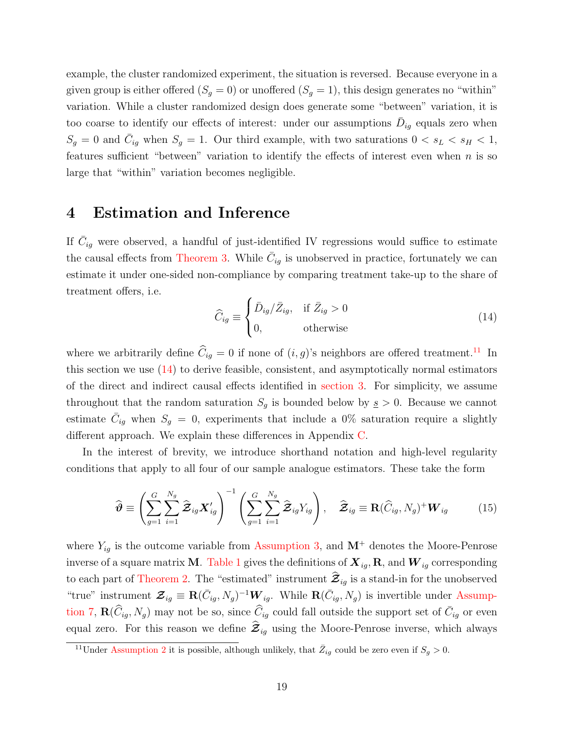example, the cluster randomized experiment, the situation is reversed. Because everyone in a given group is either offered ($S_g = 0$) or unoffered ($S_g = 1$), this design generates no "within" variation. While a cluster randomized design does generate some "between" variation, it is too coarse to identify our effects of interest: under our assumptions $\bar{D}_{ig}$ equals zero when $S_g = 0$ and $\bar{C}_{ig}$ when $S_g = 1$. Our third example, with two saturations $0 < s_L < s_H < 1$, features sufficient "between" variation to identify the effects of interest even when $n$ is so large that "within" variation becomes negligible.

# 4 Estimation and Inference

If $\bar{C}_{ig}$ were observed, a handful of just-identified IV regressions would suffice to estimate the causal effects from Theorem 3. While $\bar{C}_{ig}$ is unobserved in practice, fortunately we can estimate it under one-sided non-compliance by comparing treatment take-up to the share of treatment offers, i.e.

$$\widehat{C}_{ig} \equiv \begin{cases} \bar{D}_{ig}/\bar{Z}_{ig}, & \text{if } \bar{Z}_{ig} > 0 \\ 0, & \text{otherwise} \end{cases} \tag{14}$$

where we arbitrarily define $\widehat{C}_{ig} = 0$ if none of $(i,g)$'s neighbors are offered treatment.[11] In this section we use (14) to derive feasible, consistent, and asymptotically normal estimators of the direct and indirect causal effects identified in section 3. For simplicity, we assume throughout that the random saturation $S_g$ is bounded below by $\underline{s} > 0$. Because we cannot estimate $\bar{C}_{ig}$ when $S_g = 0$, experiments that include a 0% saturation require a slightly different approach. We explain these differences in Appendix C.

In the interest of brevity, we introduce shorthand notation and high-level regularity conditions that apply to all four of our sample analogue estimators. These take the form

$$\widehat{\boldsymbol{\vartheta}} \equiv \left( \sum_{g=1}^{G} \sum_{i=1}^{N_g} \widehat{\boldsymbol{\mathcal{Z}}}_{ig} \boldsymbol{X}_{ig}' \right)^{-1} \left( \sum_{g=1}^{G} \sum_{i=1}^{N_g} \widehat{\boldsymbol{\mathcal{Z}}}_{ig} Y_{ig} \right), \quad \widehat{\boldsymbol{\mathcal{Z}}}_{ig} \equiv \mathbf{R}(\widehat{C}_{ig}, N_g)^{+} \boldsymbol{W}_{ig} \tag{15}$$

where $Y_{ig}$ is the outcome variable from Assumption 3, and $\mathbf{M}^{+}$ denotes the Moore-Penrose inverse of a square matrix $\mathbf{M}$. Table 1 gives the definitions of $\boldsymbol{X}_{ig}, \mathbf{R}$, and $\boldsymbol{W}_{ig}$ corresponding to each part of Theorem 2. The "estimated" instrument $\widehat{\boldsymbol{\mathcal{Z}}}_{ig}$ is a stand-in for the unobserved "true" instrument $\boldsymbol{\mathcal{Z}}_{ig} \equiv \mathbf{R}(\bar{C}_{ig}, N_g)^{-1} \boldsymbol{W}_{ig}$. While $\mathbf{R}(\bar{C}_{ig}, N_g)$ is invertible under Assumption 7, $\mathbf{R}(\widehat{C}_{ig}, N_g)$ may not be so, since $\widehat{C}_{ig}$ could fall outside the support set of $\bar{C}_{ig}$ or even equal zero. For this reason we define $\widehat{\boldsymbol{\mathcal{Z}}}_{ig}$ using the Moore-Penrose inverse, which always

[11] Under Assumption 2 it is possible, although unlikely, that $\bar{Z}_{ig}$ could be zero even if $S_g > 0$.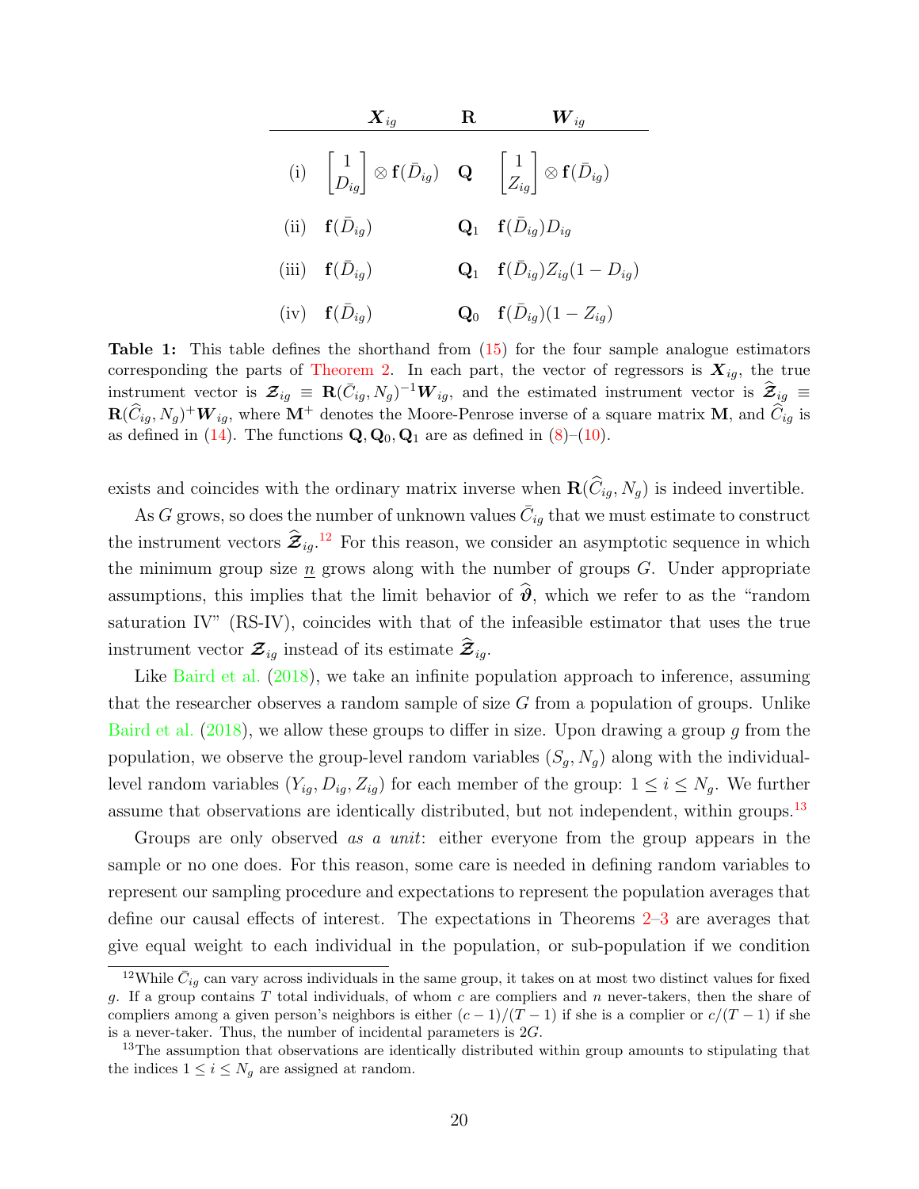|  | $\boldsymbol{X}_{ig}$ | $\mathbf{R}$ | $\boldsymbol{W}_{ig}$ |
|---|---|---|---|
| (i) | $\begin{bmatrix} 1 \\ D_{ig} \end{bmatrix} \otimes \mathbf{f}(\bar{D}_{ig})$ | $\mathbf{Q}$ | $\begin{bmatrix} 1 \\ Z_{ig} \end{bmatrix} \otimes \mathbf{f}(\bar{D}_{ig})$ |
| (ii) | $\mathbf{f}(\bar{D}_{ig})$ | $\mathbf{Q}_1$ | $\mathbf{f}(\bar{D}_{ig})D_{ig}$ |
| (iii) | $\mathbf{f}(\bar{D}_{ig})$ | $\mathbf{Q}_1$ | $\mathbf{f}(\bar{D}_{ig})Z_{ig}(1 - D_{ig})$ |
| (iv) | $\mathbf{f}(\bar{D}_{ig})$ | $\mathbf{Q}_0$ | $\mathbf{f}(\bar{D}_{ig})(1 - Z_{ig})$ |

**Table 1:** This table defines the shorthand from (15) for the four sample analogue estimators corresponding the parts of Theorem 2. In each part, the vector of regressors is $\boldsymbol{X}_{ig}$, the true instrument vector is $\boldsymbol{\mathcal{Z}}_{ig} \equiv \mathbf{R}(\bar{C}_{ig}, N_g)^{-1}\boldsymbol{W}_{ig}$, and the estimated instrument vector is $\widehat{\boldsymbol{\mathcal{Z}}}_{ig} \equiv \mathbf{R}(\widehat{C}_{ig}, N_g)^{+}\boldsymbol{W}_{ig}$, where $\mathbf{M}^{+}$ denotes the Moore-Penrose inverse of a square matrix $\mathbf{M}$, and $\widehat{C}_{ig}$ is as defined in (14). The functions $\mathbf{Q}, \mathbf{Q}_0, \mathbf{Q}_1$ are as defined in (8)–(10).

exists and coincides with the ordinary matrix inverse when $\mathbf{R}(\widehat{C}_{ig}, N_g)$ is indeed invertible.

As $G$ grows, so does the number of unknown values $\bar{C}_{ig}$ that we must estimate to construct the instrument vectors $\widehat{\boldsymbol{\mathcal{Z}}}_{ig}$.[12] For this reason, we consider an asymptotic sequence in which the minimum group size $\underline{n}$ grows along with the number of groups $G$. Under appropriate assumptions, this implies that the limit behavior of $\widehat{\boldsymbol{\vartheta}}$, which we refer to as the "random saturation IV" (RS-IV), coincides with that of the infeasible estimator that uses the true instrument vector $\boldsymbol{\mathcal{Z}}_{ig}$ instead of its estimate $\widehat{\boldsymbol{\mathcal{Z}}}_{ig}$.

Like Baird et al. (2018), we take an infinite population approach to inference, assuming that the researcher observes a random sample of size $G$ from a population of groups. Unlike Baird et al. (2018), we allow these groups to differ in size. Upon drawing a group $g$ from the population, we observe the group-level random variables $(S_g, N_g)$ along with the individual-level random variables $(Y_{ig}, D_{ig}, Z_{ig})$ for each member of the group: $1 \leq i \leq N_g$. We further assume that observations are identically distributed, but not independent, within groups.[13]

Groups are only observed *as a unit*: either everyone from the group appears in the sample or no one does. For this reason, some care is needed in defining random variables to represent our sampling procedure and expectations to represent the population averages that define our causal effects of interest. The expectations in Theorems 2–3 are averages that give equal weight to each individual in the population, or sub-population if we condition

[12] While $\bar{C}_{ig}$ can vary across individuals in the same group, it takes on at most two distinct values for fixed $g$. If a group contains $T$ total individuals, of whom $c$ are compliers and $n$ never-takers, then the share of compliers among a given person's neighbors is either $(c-1)/(T-1)$ if she is a complier or $c/(T-1)$ if she is a never-taker. Thus, the number of incidental parameters is $2G$.

[13] The assumption that observations are identically distributed within group amounts to stipulating that the indices $1 \leq i \leq N_g$ are assigned at random.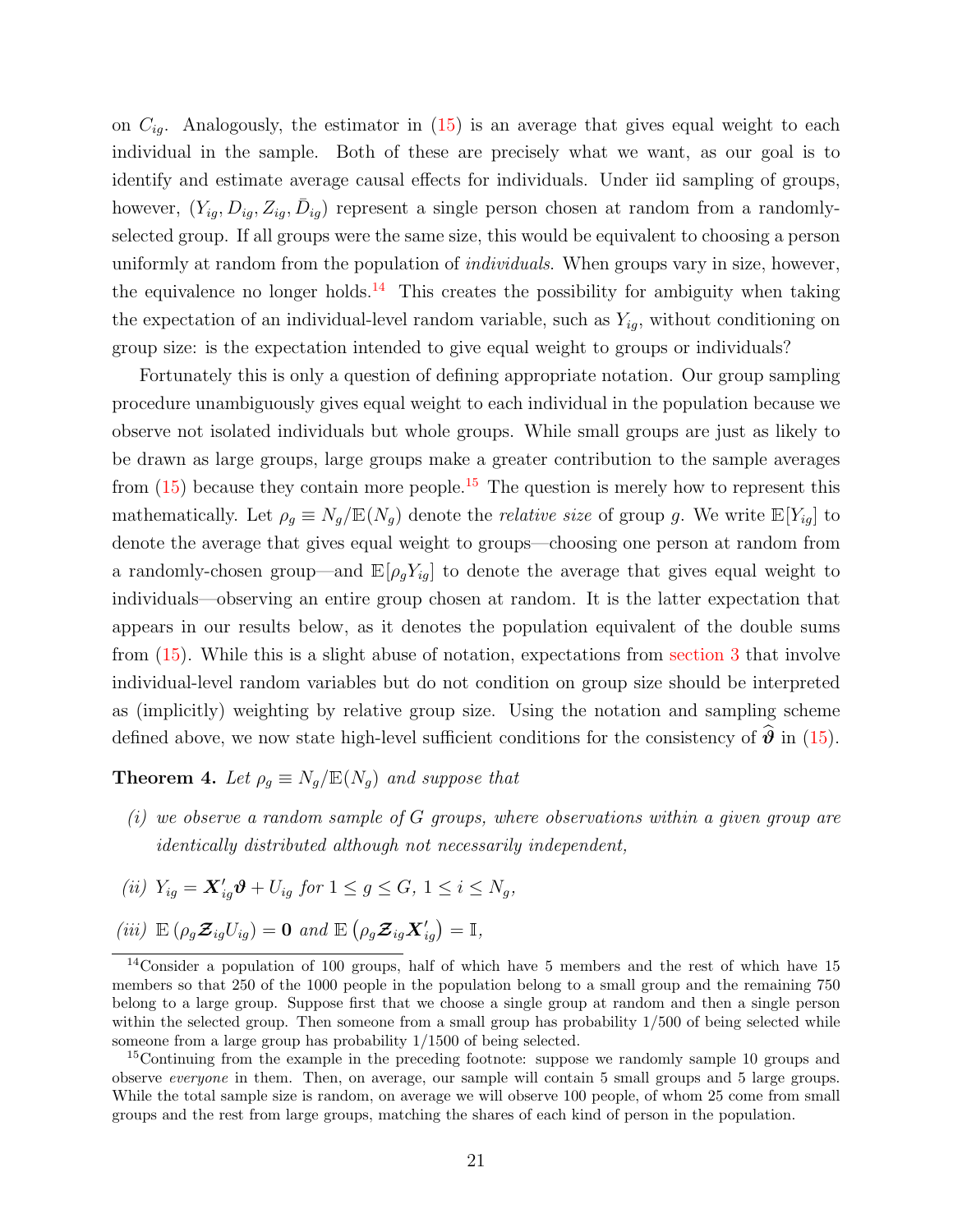on $C_{ig}$. Analogously, the estimator in (15) is an average that gives equal weight to each individual in the sample. Both of these are precisely what we want, as our goal is to identify and estimate average causal effects for individuals. Under iid sampling of groups, however, $(Y_{ig}, D_{ig}, Z_{ig}, \bar{D}_{ig})$ represent a single person chosen at random from a randomly-selected group. If all groups were the same size, this would be equivalent to choosing a person uniformly at random from the population of *individuals*. When groups vary in size, however, the equivalence no longer holds.[14] This creates the possibility for ambiguity when taking the expectation of an individual-level random variable, such as $Y_{ig}$, without conditioning on group size: is the expectation intended to give equal weight to groups or individuals?

Fortunately this is only a question of defining appropriate notation. Our group sampling procedure unambiguously gives equal weight to each individual in the population because we observe not isolated individuals but whole groups. While small groups are just as likely to be drawn as large groups, large groups make a greater contribution to the sample averages from (15) because they contain more people.[15] The question is merely how to represent this mathematically. Let $\rho_g \equiv N_g/\mathbb{E}(N_g)$ denote the *relative size* of group $g$. We write $\mathbb{E}[Y_{ig}]$ to denote the average that gives equal weight to groups—choosing one person at random from a randomly-chosen group—and $\mathbb{E}[\rho_g Y_{ig}]$ to denote the average that gives equal weight to individuals—observing an entire group chosen at random. It is the latter expectation that appears in our results below, as it denotes the population equivalent of the double sums from (15). While this is a slight abuse of notation, expectations from section 3 that involve individual-level random variables but do not condition on group size should be interpreted as (implicitly) weighting by relative group size. Using the notation and sampling scheme defined above, we now state high-level sufficient conditions for the consistency of $\widehat{\boldsymbol{\vartheta}}$ in (15).

**Theorem 4.** *Let $\rho_g \equiv N_g/\mathbb{E}(N_g)$ and suppose that*

*(i) we observe a random sample of $G$ groups, where observations within a given group are identically distributed although not necessarily independent,*

*(ii) $Y_{ig} = \boldsymbol{X}_{ig}'\boldsymbol{\vartheta} + U_{ig}$ for $1 \leq g \leq G$, $1 \leq i \leq N_g$,*

*(iii) $\mathbb{E}\left(\rho_g \boldsymbol{\mathcal{Z}}_{ig} U_{ig}\right) = \mathbf{0}$ and $\mathbb{E}\left(\rho_g \boldsymbol{\mathcal{Z}}_{ig} \boldsymbol{X}_{ig}'\right) = \mathbb{I}$,*

[14] Consider a population of 100 groups, half of which have 5 members and the rest of which have 15 members so that 250 of the 1000 people in the population belong to a small group and the remaining 750 belong to a large group. Suppose first that we choose a single group at random and then a single person within the selected group. Then someone from a small group has probability 1/500 of being selected while someone from a large group has probability 1/1500 of being selected.

[15] Continuing from the example in the preceding footnote: suppose we randomly sample 10 groups and observe *everyone* in them. Then, on average, our sample will contain 5 small groups and 5 large groups. While the total sample size is random, on average we will observe 100 people, of whom 25 come from small groups and the rest from large groups, matching the shares of each kind of person in the population.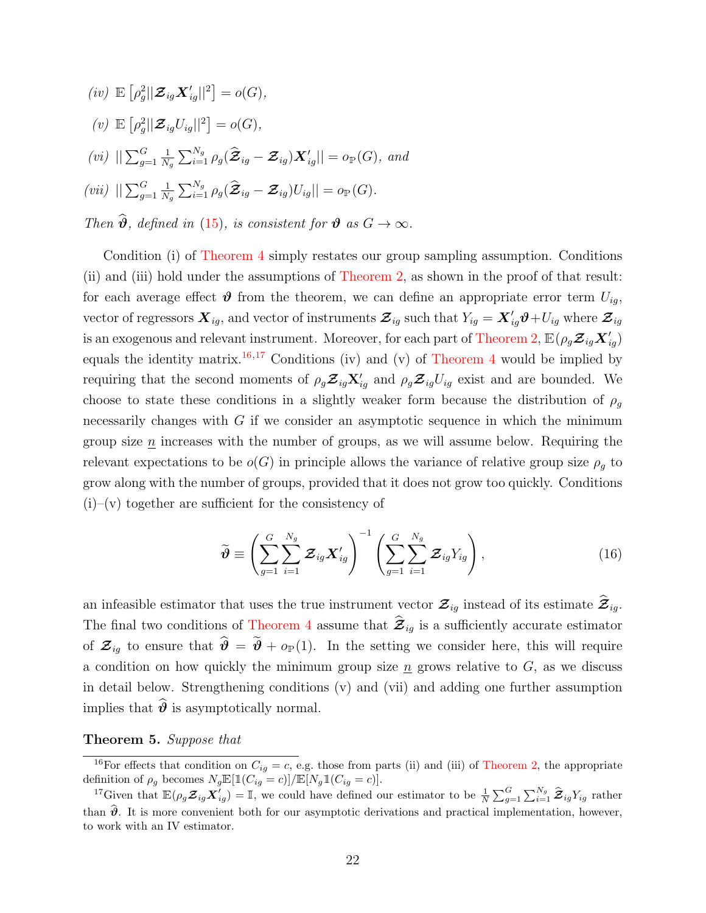*(iv)* $\mathbb{E}\left[\rho_g^2 ||\boldsymbol{\mathcal{Z}}_{ig}\boldsymbol{X}_{ig}'||^2\right] = o(G)$,

*(v)* $\mathbb{E}\left[\rho_g^2 ||\boldsymbol{\mathcal{Z}}_{ig}U_{ig}||^2\right] = o(G)$,

*(vi)* $||\sum_{g=1}^{G}\frac{1}{N_g}\sum_{i=1}^{N_g}\rho_g(\widehat{\boldsymbol{\mathcal{Z}}}_{ig} - \boldsymbol{\mathcal{Z}}_{ig})\boldsymbol{X}_{ig}'|| = o_{\mathbb{P}}(G)$, *and*

*(vii)* $||\sum_{g=1}^{G}\frac{1}{N_g}\sum_{i=1}^{N_g}\rho_g(\widehat{\boldsymbol{\mathcal{Z}}}_{ig} - \boldsymbol{\mathcal{Z}}_{ig})U_{ig}|| = o_{\mathbb{P}}(G)$.

*Then* $\widehat{\boldsymbol{\vartheta}}$*, defined in* (15)*, is consistent for* $\boldsymbol{\vartheta}$ *as* $G \to \infty$*.*

Condition (i) of Theorem 4 simply restates our group sampling assumption. Conditions (ii) and (iii) hold under the assumptions of Theorem 2, as shown in the proof of that result: for each average effect $\boldsymbol{\vartheta}$ from the theorem, we can define an appropriate error term $U_{ig}$, vector of regressors $\boldsymbol{X}_{ig}$, and vector of instruments $\boldsymbol{\mathcal{Z}}_{ig}$ such that $Y_{ig} = \boldsymbol{X}_{ig}'\boldsymbol{\vartheta} + U_{ig}$ where $\boldsymbol{\mathcal{Z}}_{ig}$ is an exogenous and relevant instrument. Moreover, for each part of Theorem 2, $\mathbb{E}(\rho_g\boldsymbol{\mathcal{Z}}_{ig}\boldsymbol{X}_{ig}')$ equals the identity matrix.[16,17] Conditions (iv) and (v) of Theorem 4 would be implied by requiring that the second moments of $\rho_g\boldsymbol{\mathcal{Z}}_{ig}\mathbf{X}_{ig}'$ and $\rho_g\boldsymbol{\mathcal{Z}}_{ig}U_{ig}$ exist and are bounded. We choose to state these conditions in a slightly weaker form because the distribution of $\rho_g$ necessarily changes with $G$ if we consider an asymptotic sequence in which the minimum group size $\underline{n}$ increases with the number of groups, as we will assume below. Requiring the relevant expectations to be $o(G)$ in principle allows the variance of relative group size $\rho_g$ to grow along with the number of groups, provided that it does not grow too quickly. Conditions (i)–(v) together are sufficient for the consistency of

$$\widetilde{\boldsymbol{\vartheta}} \equiv \left(\sum_{g=1}^{G}\sum_{i=1}^{N_g}\boldsymbol{\mathcal{Z}}_{ig}\boldsymbol{X}_{ig}'\right)^{-1}\left(\sum_{g=1}^{G}\sum_{i=1}^{N_g}\boldsymbol{\mathcal{Z}}_{ig}Y_{ig}\right), \tag{16}$$

an infeasible estimator that uses the true instrument vector $\boldsymbol{\mathcal{Z}}_{ig}$ instead of its estimate $\widehat{\boldsymbol{\mathcal{Z}}}_{ig}$. The final two conditions of Theorem 4 assume that $\widehat{\boldsymbol{\mathcal{Z}}}_{ig}$ is a sufficiently accurate estimator of $\boldsymbol{\mathcal{Z}}_{ig}$ to ensure that $\widehat{\boldsymbol{\vartheta}} = \widetilde{\boldsymbol{\vartheta}} + o_{\mathbb{P}}(1)$. In the setting we consider here, this will require a condition on how quickly the minimum group size $\underline{n}$ grows relative to $G$, as we discuss in detail below. Strengthening conditions (v) and (vii) and adding one further assumption implies that $\widehat{\boldsymbol{\vartheta}}$ is asymptotically normal.

**Theorem 5.** *Suppose that*

[16] For effects that condition on $C_{ig} = c$, e.g. those from parts (ii) and (iii) of Theorem 2, the appropriate definition of $\rho_g$ becomes $N_g\mathbb{E}[\mathbb{1}(C_{ig} = c)]/\mathbb{E}[N_g\mathbb{1}(C_{ig} = c)]$.

[17] Given that $\mathbb{E}(\rho_g\boldsymbol{\mathcal{Z}}_{ig}\boldsymbol{X}_{ig}') = \mathbb{I}$, we could have defined our estimator to be $\frac{1}{N}\sum_{g=1}^{G}\sum_{i=1}^{N_g}\widehat{\boldsymbol{\mathcal{Z}}}_{ig}Y_{ig}$ rather than $\widehat{\boldsymbol{\vartheta}}$. It is more convenient both for our asymptotic derivations and practical implementation, however, to work with an IV estimator.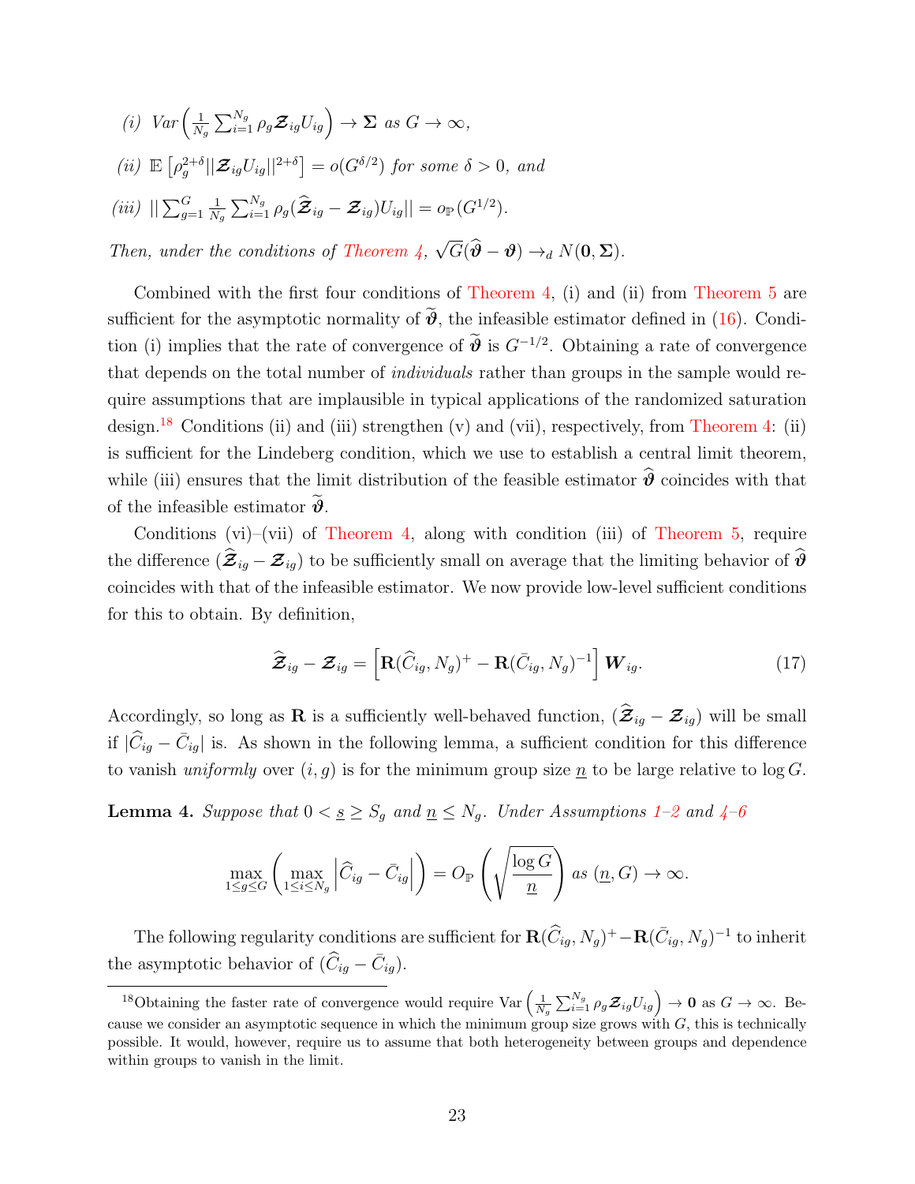*(i)* $Var\left(\frac{1}{N_g}\sum_{i=1}^{N_g}\rho_g \boldsymbol{\mathcal{Z}}_{ig}U_{ig}\right) \to \boldsymbol{\Sigma}$ *as* $G \to \infty$,

*(ii)* $\mathbb{E}\left[\rho_g^{2+\delta}||\boldsymbol{\mathcal{Z}}_{ig}U_{ig}||^{2+\delta}\right] = o(G^{\delta/2})$ *for some* $\delta > 0$, *and*

*(iii)* $||\sum_{g=1}^{G}\frac{1}{N_g}\sum_{i=1}^{N_g}\rho_g(\widehat{\boldsymbol{\mathcal{Z}}}_{ig} - \boldsymbol{\mathcal{Z}}_{ig})U_{ig}|| = o_{\mathbb{P}}(G^{1/2})$.

*Then, under the conditions of Theorem 4,* $\sqrt{G}(\widehat{\boldsymbol{\vartheta}} - \boldsymbol{\vartheta}) \to_d N(\mathbf{0}, \boldsymbol{\Sigma})$.

Combined with the first four conditions of Theorem 4, (i) and (ii) from Theorem 5 are sufficient for the asymptotic normality of $\widetilde{\boldsymbol{\vartheta}}$, the infeasible estimator defined in (16). Condition (i) implies that the rate of convergence of $\widetilde{\boldsymbol{\vartheta}}$ is $G^{-1/2}$. Obtaining a rate of convergence that depends on the total number of *individuals* rather than groups in the sample would require assumptions that are implausible in typical applications of the randomized saturation design.[18] Conditions (ii) and (iii) strengthen (v) and (vii), respectively, from Theorem 4: (ii) is sufficient for the Lindeberg condition, which we use to establish a central limit theorem, while (iii) ensures that the limit distribution of the feasible estimator $\widehat{\boldsymbol{\vartheta}}$ coincides with that of the infeasible estimator $\widetilde{\boldsymbol{\vartheta}}$.

Conditions (vi)–(vii) of Theorem 4, along with condition (iii) of Theorem 5, require the difference $(\widehat{\boldsymbol{\mathcal{Z}}}_{ig} - \boldsymbol{\mathcal{Z}}_{ig})$ to be sufficiently small on average that the limiting behavior of $\widehat{\boldsymbol{\vartheta}}$ coincides with that of the infeasible estimator. We now provide low-level sufficient conditions for this to obtain. By definition,

$$\widehat{\boldsymbol{\mathcal{Z}}}_{ig} - \boldsymbol{\mathcal{Z}}_{ig} = \left[\mathbf{R}(\widehat{C}_{ig}, N_g)^+ - \mathbf{R}(\bar{C}_{ig}, N_g)^{-1}\right]\boldsymbol{W}_{ig}. \tag{17}$$

Accordingly, so long as $\mathbf{R}$ is a sufficiently well-behaved function, $(\widehat{\boldsymbol{\mathcal{Z}}}_{ig} - \boldsymbol{\mathcal{Z}}_{ig})$ will be small if $|\widehat{C}_{ig} - \bar{C}_{ig}|$ is. As shown in the following lemma, a sufficient condition for this difference to vanish *uniformly* over $(i, g)$ is for the minimum group size $\underline{n}$ to be large relative to $\log G$.

**Lemma 4.** *Suppose that* $0 < \underline{s} \geq S_g$ *and* $\underline{n} \leq N_g$. *Under Assumptions 1–2 and 4–6*

$$\max_{1\leq g\leq G}\left(\max_{1\leq i\leq N_g}\left|\widehat{C}_{ig} - \bar{C}_{ig}\right|\right) = O_{\mathbb{P}}\left(\sqrt{\frac{\log G}{\underline{n}}}\right) \text{ as } (\underline{n}, G) \to \infty.$$

The following regularity conditions are sufficient for $\mathbf{R}(\widehat{C}_{ig}, N_g)^+ - \mathbf{R}(\bar{C}_{ig}, N_g)^{-1}$ to inherit the asymptotic behavior of $(\widehat{C}_{ig} - \bar{C}_{ig})$.

[18] Obtaining the faster rate of convergence would require $\text{Var}\left(\frac{1}{N_g}\sum_{i=1}^{N_g}\rho_g\boldsymbol{\mathcal{Z}}_{ig}U_{ig}\right) \to \mathbf{0}$ as $G \to \infty$. Because we consider an asymptotic sequence in which the minimum group size grows with $G$, this is technically possible. It would, however, require us to assume that both heterogeneity between groups and dependence within groups to vanish in the limit.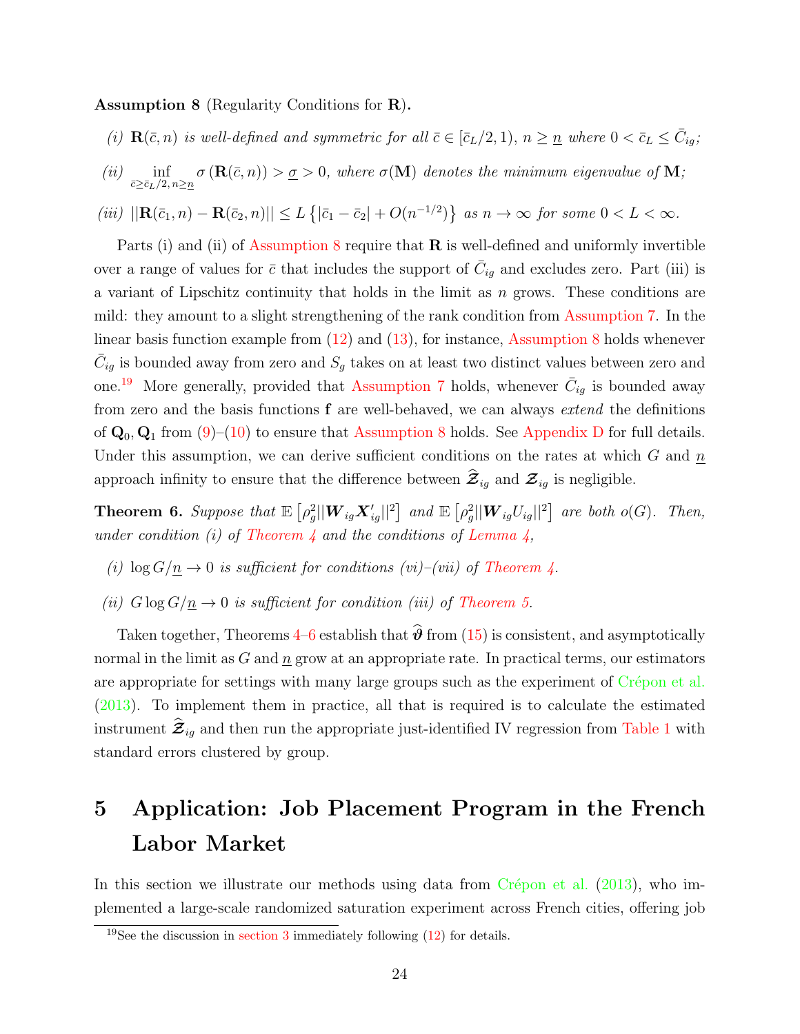**Assumption 8** (Regularity Conditions for $\mathbf{R}$).

*(i)* $\mathbf{R}(\bar{c}, n)$ *is well-defined and symmetric for all* $\bar{c} \in [\bar{c}_L/2, 1)$, $n \geq \underline{n}$ *where* $0 < \bar{c}_L \leq \bar{C}_{ig}$*;*

*(ii)* $\inf_{\bar{c} \geq \bar{c}_L/2, n \geq \underline{n}} \sigma\left(\mathbf{R}(\bar{c}, n)\right) > \underline{\sigma} > 0$, *where* $\sigma(\mathbf{M})$ *denotes the minimum eigenvalue of* $\mathbf{M}$*;*

*(iii)* $||\mathbf{R}(\bar{c}_1, n) - \mathbf{R}(\bar{c}_2, n)|| \leq L\left\{|\bar{c}_1 - \bar{c}_2| + O(n^{-1/2})\right\}$ *as* $n \to \infty$ *for some* $0 < L < \infty$.

Parts (i) and (ii) of Assumption 8 require that $\mathbf{R}$ is well-defined and uniformly invertible over a range of values for $\bar{c}$ that includes the support of $\bar{C}_{ig}$ and excludes zero. Part (iii) is a variant of Lipschitz continuity that holds in the limit as $n$ grows. These conditions are mild: they amount to a slight strengthening of the rank condition from Assumption 7. In the linear basis function example from (12) and (13), for instance, Assumption 8 holds whenever $\bar{C}_{ig}$ is bounded away from zero and $S_g$ takes on at least two distinct values between zero and one.[19] More generally, provided that Assumption 7 holds, whenever $\bar{C}_{ig}$ is bounded away from zero and the basis functions $\mathbf{f}$ are well-behaved, we can always *extend* the definitions of $\mathbf{Q}_0, \mathbf{Q}_1$ from (9)–(10) to ensure that Assumption 8 holds. See Appendix D for full details. Under this assumption, we can derive sufficient conditions on the rates at which $G$ and $\underline{n}$ approach infinity to ensure that the difference between $\widehat{\boldsymbol{\mathcal{Z}}}_{ig}$ and $\boldsymbol{\mathcal{Z}}_{ig}$ is negligible.

**Theorem 6.** *Suppose that* $\mathbb{E}\left[\rho_g^2||\boldsymbol{W}_{ig}\boldsymbol{X}_{ig}'||^2\right]$ *and* $\mathbb{E}\left[\rho_g^2||\boldsymbol{W}_{ig}U_{ig}||^2\right]$ *are both* $o(G)$*. Then, under condition (i) of Theorem 4 and the conditions of Lemma 4,*

*(i)* $\log G/\underline{n} \to 0$ *is sufficient for conditions (vi)–(vii) of Theorem 4.*

*(ii)* $G \log G/\underline{n} \to 0$ *is sufficient for condition (iii) of Theorem 5.*

Taken together, Theorems 4–6 establish that $\widehat{\boldsymbol{\vartheta}}$ from (15) is consistent, and asymptotically normal in the limit as $G$ and $\underline{n}$ grow at an appropriate rate. In practical terms, our estimators are appropriate for settings with many large groups such as the experiment of Crépon et al. (2013). To implement them in practice, all that is required is to calculate the estimated instrument $\widehat{\boldsymbol{\mathcal{Z}}}_{ig}$ and then run the appropriate just-identified IV regression from Table 1 with standard errors clustered by group.

# 5 Application: Job Placement Program in the French Labor Market

In this section we illustrate our methods using data from Crépon et al. (2013), who implemented a large-scale randomized saturation experiment across French cities, offering job

[19] See the discussion in section 3 immediately following (12) for details.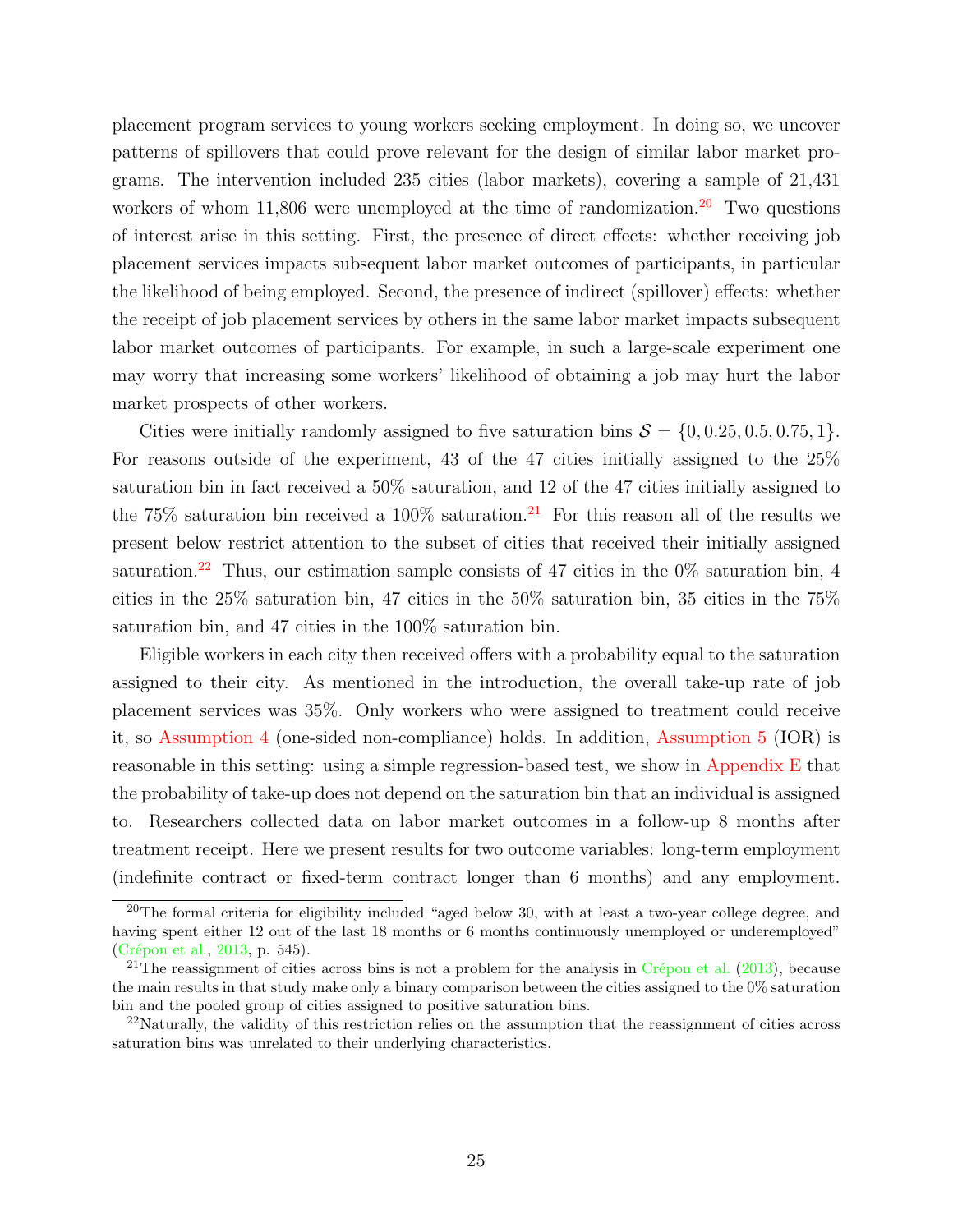placement program services to young workers seeking employment. In doing so, we uncover patterns of spillovers that could prove relevant for the design of similar labor market programs. The intervention included 235 cities (labor markets), covering a sample of 21,431 workers of whom 11,806 were unemployed at the time of randomization.[20] Two questions of interest arise in this setting. First, the presence of direct effects: whether receiving job placement services impacts subsequent labor market outcomes of participants, in particular the likelihood of being employed. Second, the presence of indirect (spillover) effects: whether the receipt of job placement services by others in the same labor market impacts subsequent labor market outcomes of participants. For example, in such a large-scale experiment one may worry that increasing some workers' likelihood of obtaining a job may hurt the labor market prospects of other workers.

Cities were initially randomly assigned to five saturation bins $\mathcal{S} = \{0, 0.25, 0.5, 0.75, 1\}$. For reasons outside of the experiment, 43 of the 47 cities initially assigned to the 25% saturation bin in fact received a 50% saturation, and 12 of the 47 cities initially assigned to the 75% saturation bin received a 100% saturation.[21] For this reason all of the results we present below restrict attention to the subset of cities that received their initially assigned saturation.[22] Thus, our estimation sample consists of 47 cities in the 0% saturation bin, 4 cities in the 25% saturation bin, 47 cities in the 50% saturation bin, 35 cities in the 75% saturation bin, and 47 cities in the 100% saturation bin.

Eligible workers in each city then received offers with a probability equal to the saturation assigned to their city. As mentioned in the introduction, the overall take-up rate of job placement services was 35%. Only workers who were assigned to treatment could receive it, so Assumption 4 (one-sided non-compliance) holds. In addition, Assumption 5 (IOR) is reasonable in this setting: using a simple regression-based test, we show in Appendix E that the probability of take-up does not depend on the saturation bin that an individual is assigned to. Researchers collected data on labor market outcomes in a follow-up 8 months after treatment receipt. Here we present results for two outcome variables: long-term employment (indefinite contract or fixed-term contract longer than 6 months) and any employment.

[20] The formal criteria for eligibility included "aged below 30, with at least a two-year college degree, and having spent either 12 out of the last 18 months or 6 months continuously unemployed or underemployed" (Crépon et al., 2013, p. 545).

[21] The reassignment of cities across bins is not a problem for the analysis in Crépon et al. (2013), because the main results in that study make only a binary comparison between the cities assigned to the 0% saturation bin and the pooled group of cities assigned to positive saturation bins.

[22] Naturally, the validity of this restriction relies on the assumption that the reassignment of cities across saturation bins was unrelated to their underlying characteristics.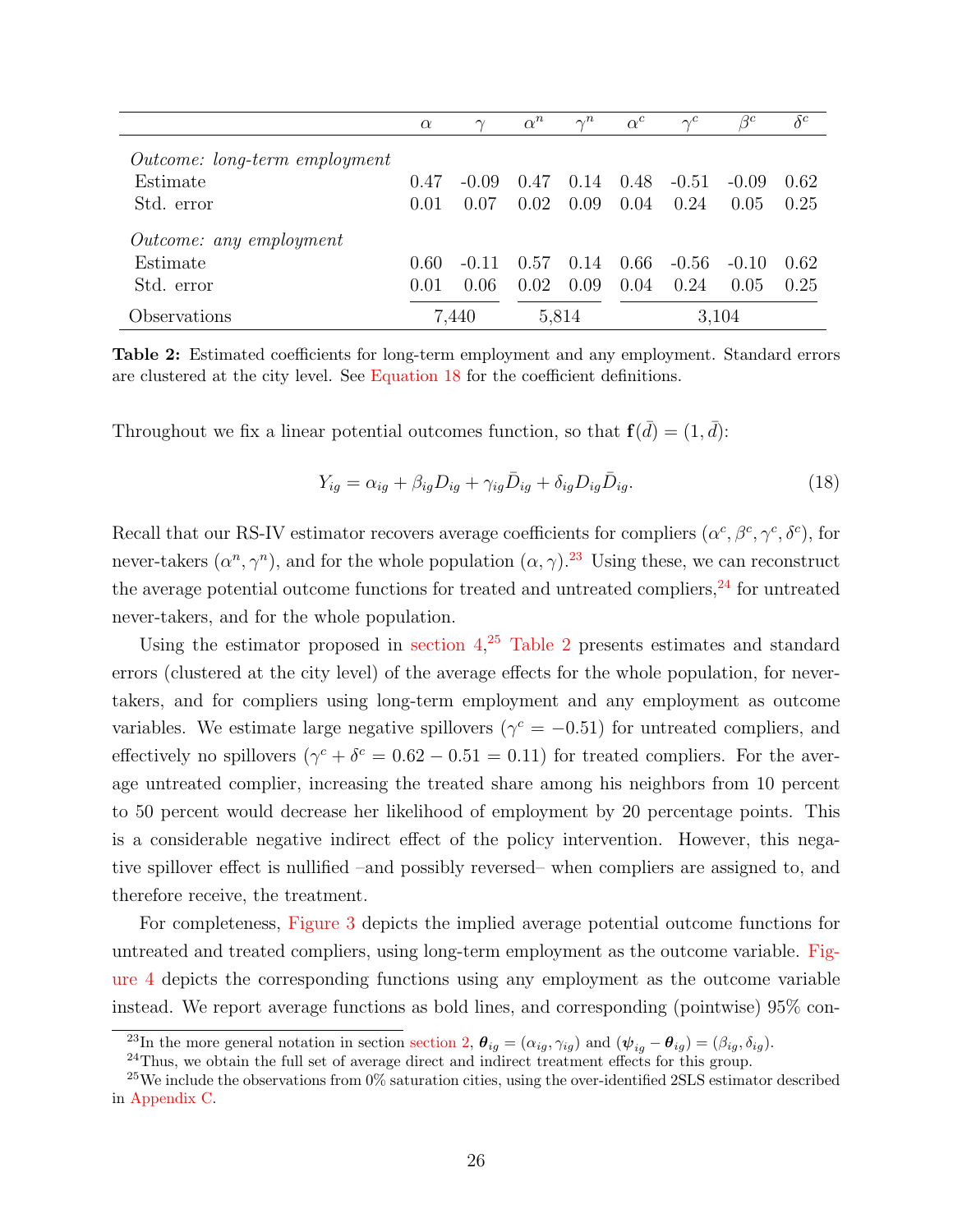|  | $\alpha$ | $\gamma$ | $\alpha^n$ | $\gamma^n$ | $\alpha^c$ | $\gamma^c$ | $\beta^c$ | $\delta^c$ |
|---|---|---|---|---|---|---|---|---|
| *Outcome: long-term employment* | | | | | | | | |
| Estimate | 0.47 | -0.09 | 0.47 | 0.14 | 0.48 | -0.51 | -0.09 | 0.62 |
| Std. error | 0.01 | 0.07 | 0.02 | 0.09 | 0.04 | 0.24 | 0.05 | 0.25 |
| *Outcome: any employment* | | | | | | | | |
| Estimate | 0.60 | -0.11 | 0.57 | 0.14 | 0.66 | -0.56 | -0.10 | 0.62 |
| Std. error | 0.01 | 0.06 | 0.02 | 0.09 | 0.04 | 0.24 | 0.05 | 0.25 |
| Observations | 7,440 | | 5,814 | | 3,104 | | | |

**Table 2:** Estimated coefficients for long-term employment and any employment. Standard errors are clustered at the city level. See Equation 18 for the coefficient definitions.

Throughout we fix a linear potential outcomes function, so that $\mathbf{f}(\bar{d}) = (1, \bar{d})$:

$$Y_{ig} = \alpha_{ig} + \beta_{ig} D_{ig} + \gamma_{ig} \bar{D}_{ig} + \delta_{ig} D_{ig} \bar{D}_{ig}. \tag{18}$$

Recall that our RS-IV estimator recovers average coefficients for compliers ($\alpha^c, \beta^c, \gamma^c, \delta^c$), for never-takers ($\alpha^n, \gamma^n$), and for the whole population ($\alpha, \gamma$).[23] Using these, we can reconstruct the average potential outcome functions for treated and untreated compliers,[24] for untreated never-takers, and for the whole population.

Using the estimator proposed in section 4,[25] Table 2 presents estimates and standard errors (clustered at the city level) of the average effects for the whole population, for never-takers, and for compliers using long-term employment and any employment as outcome variables. We estimate large negative spillovers ($\gamma^c = -0.51$) for untreated compliers, and effectively no spillovers ($\gamma^c + \delta^c = 0.62 - 0.51 = 0.11$) for treated compliers. For the average untreated complier, increasing the treated share among his neighbors from 10 percent to 50 percent would decrease her likelihood of employment by 20 percentage points. This is a considerable negative indirect effect of the policy intervention. However, this negative spillover effect is nullified –and possibly reversed– when compliers are assigned to, and therefore receive, the treatment.

For completeness, Figure 3 depicts the implied average potential outcome functions for untreated and treated compliers, using long-term employment as the outcome variable. Figure 4 depicts the corresponding functions using any employment as the outcome variable instead. We report average functions as bold lines, and corresponding (pointwise) 95% con-

[23] In the more general notation in section section 2, $\boldsymbol{\theta}_{ig} = (\alpha_{ig}, \gamma_{ig})$ and $(\boldsymbol{\psi}_{ig} - \boldsymbol{\theta}_{ig}) = (\beta_{ig}, \delta_{ig})$.

[24] Thus, we obtain the full set of average direct and indirect treatment effects for this group.

[25] We include the observations from 0% saturation cities, using the over-identified 2SLS estimator described in Appendix C.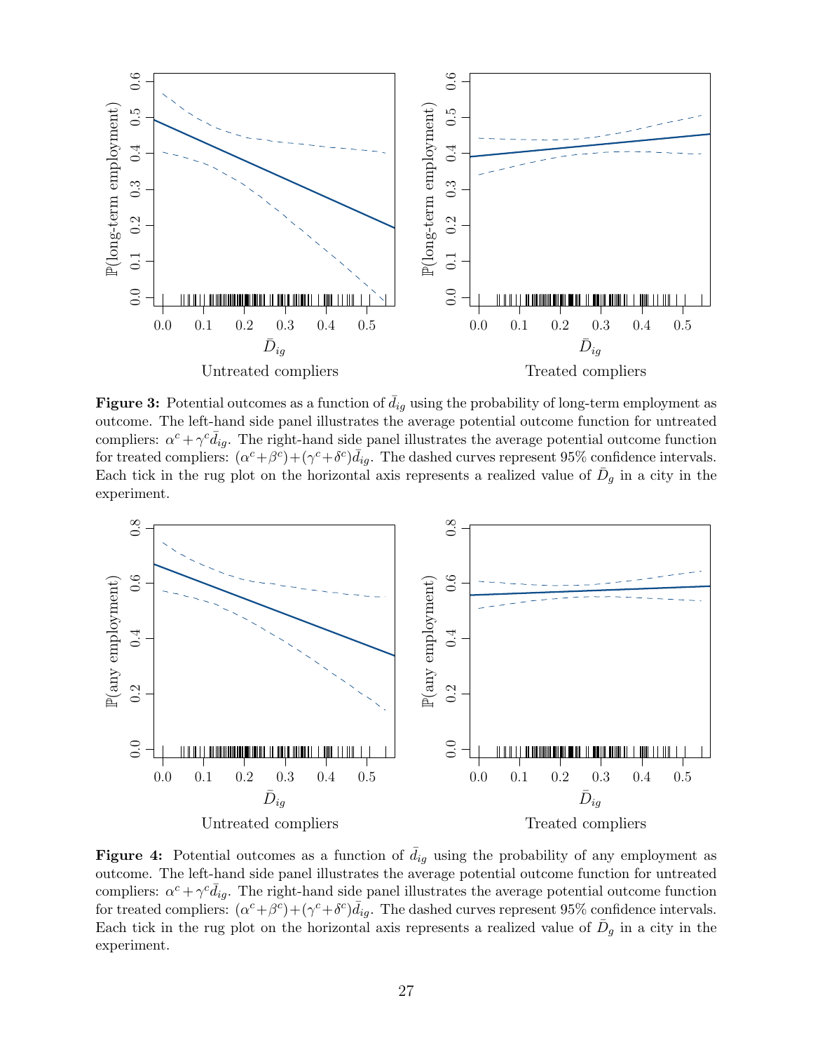**Figure 3:** Potential outcomes as a function of $\bar{d}_{ig}$ using the probability of long-term employment as outcome. The left-hand side panel illustrates the average potential outcome function for untreated compliers: $\alpha^c + \gamma^c \bar{d}_{ig}$. The right-hand side panel illustrates the average potential outcome function for treated compliers: $(\alpha^c + \beta^c) + (\gamma^c + \delta^c)\bar{d}_{ig}$. The dashed curves represent 95% confidence intervals. Each tick in the rug plot on the horizontal axis represents a realized value of $\bar{D}_g$ in a city in the experiment.

**Figure 4:** Potential outcomes as a function of $\bar{d}_{ig}$ using the probability of any employment as outcome. The left-hand side panel illustrates the average potential outcome function for untreated compliers: $\alpha^c + \gamma^c \bar{d}_{ig}$. The right-hand side panel illustrates the average potential outcome function for treated compliers: $(\alpha^c + \beta^c) + (\gamma^c + \delta^c)\bar{d}_{ig}$. The dashed curves represent 95% confidence intervals. Each tick in the rug plot on the horizontal axis represents a realized value of $\bar{D}_g$ in a city in the experiment.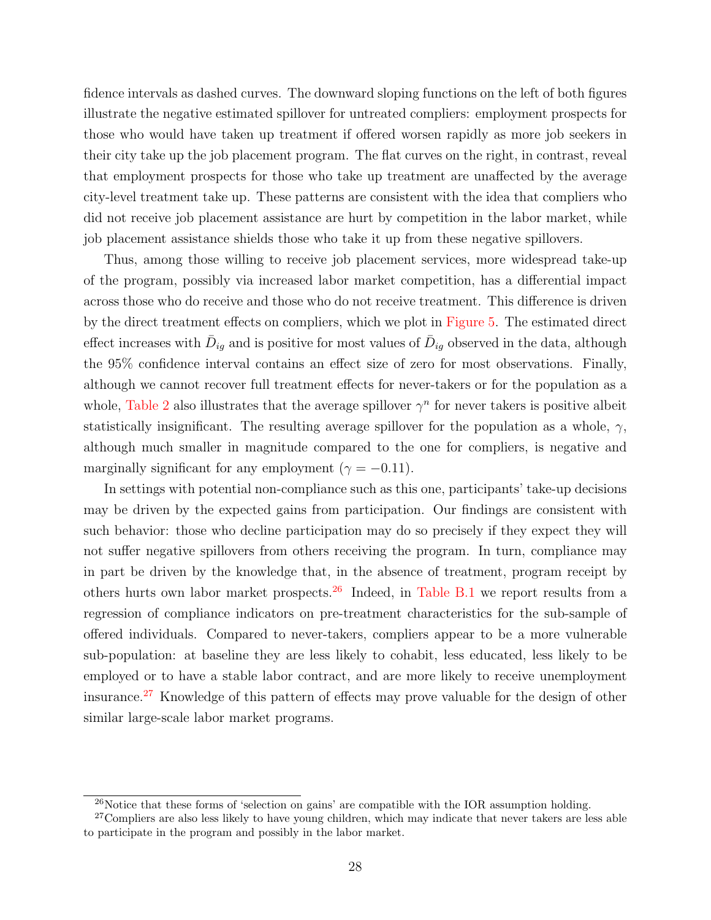fidence intervals as dashed curves. The downward sloping functions on the left of both figures illustrate the negative estimated spillover for untreated compliers: employment prospects for those who would have taken up treatment if offered worsen rapidly as more job seekers in their city take up the job placement program. The flat curves on the right, in contrast, reveal that employment prospects for those who take up treatment are unaffected by the average city-level treatment take up. These patterns are consistent with the idea that compliers who did not receive job placement assistance are hurt by competition in the labor market, while job placement assistance shields those who take it up from these negative spillovers.

Thus, among those willing to receive job placement services, more widespread take-up of the program, possibly via increased labor market competition, has a differential impact across those who do receive and those who do not receive treatment. This difference is driven by the direct treatment effects on compliers, which we plot in Figure 5. The estimated direct effect increases with $\bar{D}_{ig}$ and is positive for most values of $\bar{D}_{ig}$ observed in the data, although the 95% confidence interval contains an effect size of zero for most observations. Finally, although we cannot recover full treatment effects for never-takers or for the population as a whole, Table 2 also illustrates that the average spillover $\gamma^n$ for never takers is positive albeit statistically insignificant. The resulting average spillover for the population as a whole, $\gamma$, although much smaller in magnitude compared to the one for compliers, is negative and marginally significant for any employment ($\gamma = -0.11$).

In settings with potential non-compliance such as this one, participants' take-up decisions may be driven by the expected gains from participation. Our findings are consistent with such behavior: those who decline participation may do so precisely if they expect they will not suffer negative spillovers from others receiving the program. In turn, compliance may in part be driven by the knowledge that, in the absence of treatment, program receipt by others hurts own labor market prospects.[26] Indeed, in Table B.1 we report results from a regression of compliance indicators on pre-treatment characteristics for the sub-sample of offered individuals. Compared to never-takers, compliers appear to be a more vulnerable sub-population: at baseline they are less likely to cohabit, less educated, less likely to be employed or to have a stable labor contract, and are more likely to receive unemployment insurance.[27] Knowledge of this pattern of effects may prove valuable for the design of other similar large-scale labor market programs.

[26] Notice that these forms of 'selection on gains' are compatible with the IOR assumption holding.

[27] Compliers are also less likely to have young children, which may indicate that never takers are less able to participate in the program and possibly in the labor market.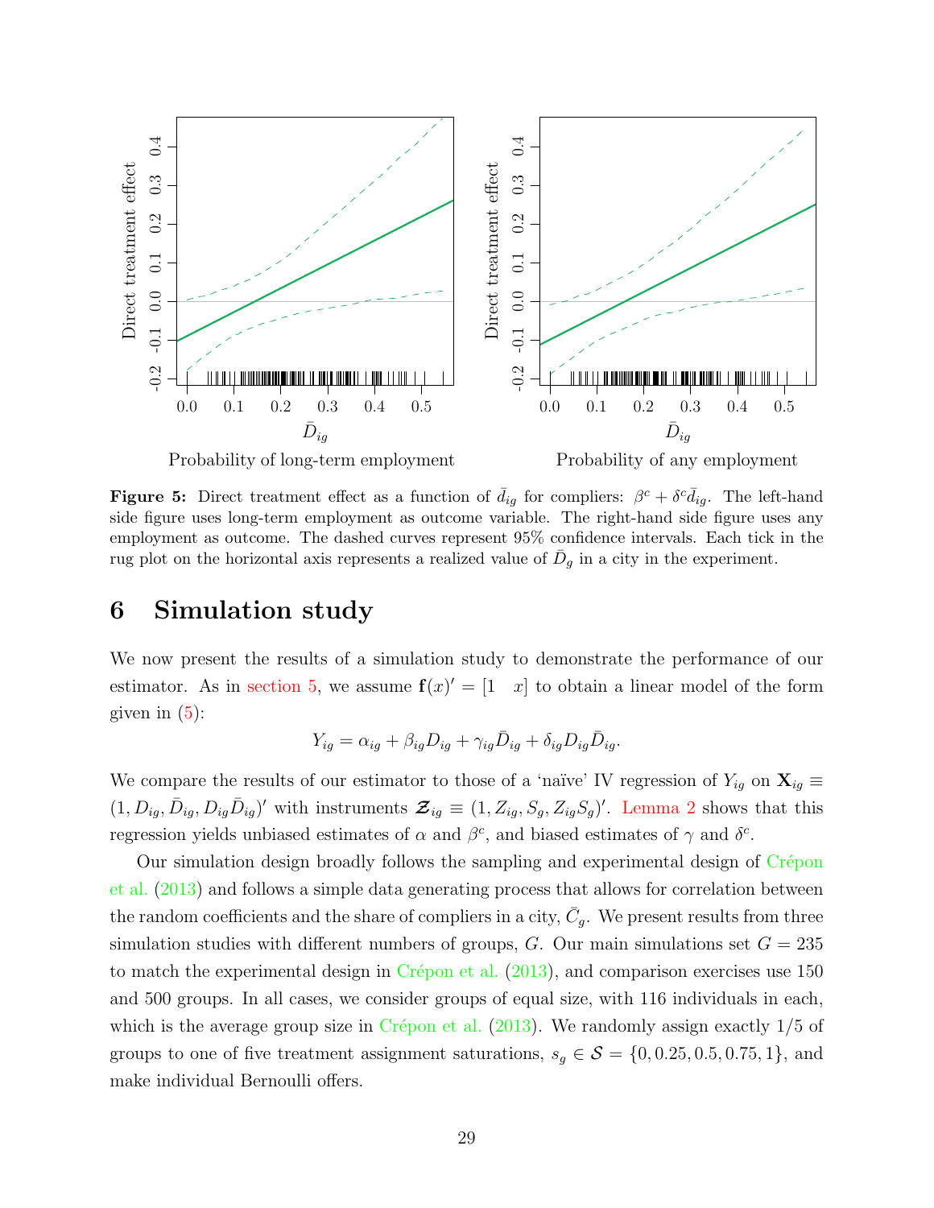**Figure 5:** Direct treatment effect as a function of $\bar{d}_{ig}$ for compliers: $\beta^c + \delta^c \bar{d}_{ig}$. The left-hand side figure uses long-term employment as outcome variable. The right-hand side figure uses any employment as outcome. The dashed curves represent 95% confidence intervals. Each tick in the rug plot on the horizontal axis represents a realized value of $\bar{D}_g$ in a city in the experiment.

# 6 Simulation study

We now present the results of a simulation study to demonstrate the performance of our estimator. As in section 5, we assume $\mathbf{f}(x)' = [1 \quad x]$ to obtain a linear model of the form given in (5):

$$Y_{ig} = \alpha_{ig} + \beta_{ig} D_{ig} + \gamma_{ig} \bar{D}_{ig} + \delta_{ig} D_{ig} \bar{D}_{ig}.$$

We compare the results of our estimator to those of a 'naïve' IV regression of $Y_{ig}$ on $\mathbf{X}_{ig} \equiv (1, D_{ig}, \bar{D}_{ig}, D_{ig}\bar{D}_{ig})'$ with instruments $\boldsymbol{\mathcal{Z}}_{ig} \equiv (1, Z_{ig}, S_g, Z_{ig}S_g)'$. Lemma 2 shows that this regression yields unbiased estimates of $\alpha$ and $\beta^c$, and biased estimates of $\gamma$ and $\delta^c$.

Our simulation design broadly follows the sampling and experimental design of Crépon et al. (2013) and follows a simple data generating process that allows for correlation between the random coefficients and the share of compliers in a city, $\bar{C}_g$. We present results from three simulation studies with different numbers of groups, $G$. Our main simulations set $G = 235$ to match the experimental design in Crépon et al. (2013), and comparison exercises use 150 and 500 groups. In all cases, we consider groups of equal size, with 116 individuals in each, which is the average group size in Crépon et al. (2013). We randomly assign exactly 1/5 of groups to one of five treatment assignment saturations, $s_g \in \mathcal{S} = \{0, 0.25, 0.5, 0.75, 1\}$, and make individual Bernoulli offers.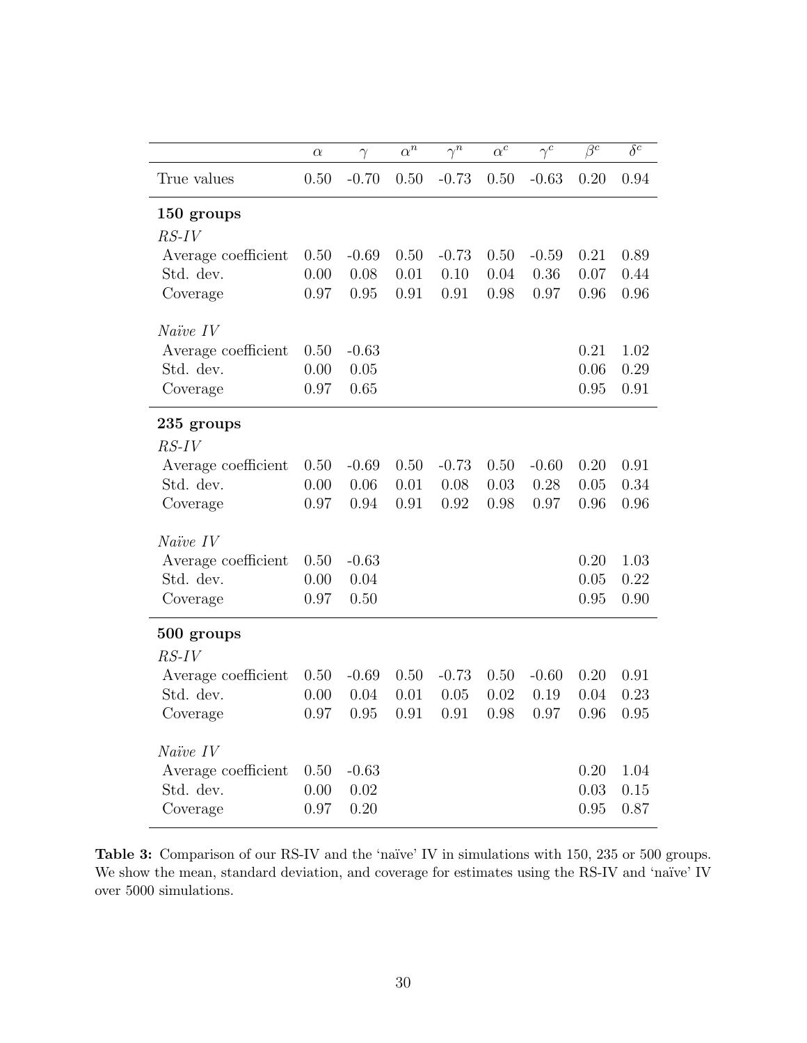| | $\alpha$ | $\gamma$ | $\alpha^n$ | $\gamma^n$ | $\alpha^c$ | $\gamma^c$ | $\beta^c$ | $\delta^c$ |
|---|---|---|---|---|---|---|---|---|
| True values | 0.50 | -0.70 | 0.50 | -0.73 | 0.50 | -0.63 | 0.20 | 0.94 |
| **150 groups** | | | | | | | | |
| *RS-IV* | | | | | | | | |
| Average coefficient | 0.50 | -0.69 | 0.50 | -0.73 | 0.50 | -0.59 | 0.21 | 0.89 |
| Std. dev. | 0.00 | 0.08 | 0.01 | 0.10 | 0.04 | 0.36 | 0.07 | 0.44 |
| Coverage | 0.97 | 0.95 | 0.91 | 0.91 | 0.98 | 0.97 | 0.96 | 0.96 |
| *Naïve IV* | | | | | | | | |
| Average coefficient | 0.50 | -0.63 | | | | | 0.21 | 1.02 |
| Std. dev. | 0.00 | 0.05 | | | | | 0.06 | 0.29 |
| Coverage | 0.97 | 0.65 | | | | | 0.95 | 0.91 |
| **235 groups** | | | | | | | | |
| *RS-IV* | | | | | | | | |
| Average coefficient | 0.50 | -0.69 | 0.50 | -0.73 | 0.50 | -0.60 | 0.20 | 0.91 |
| Std. dev. | 0.00 | 0.06 | 0.01 | 0.08 | 0.03 | 0.28 | 0.05 | 0.34 |
| Coverage | 0.97 | 0.94 | 0.91 | 0.92 | 0.98 | 0.97 | 0.96 | 0.96 |
| *Naïve IV* | | | | | | | | |
| Average coefficient | 0.50 | -0.63 | | | | | 0.20 | 1.03 |
| Std. dev. | 0.00 | 0.04 | | | | | 0.05 | 0.22 |
| Coverage | 0.97 | 0.50 | | | | | 0.95 | 0.90 |
| **500 groups** | | | | | | | | |
| *RS-IV* | | | | | | | | |
| Average coefficient | 0.50 | -0.69 | 0.50 | -0.73 | 0.50 | -0.60 | 0.20 | 0.91 |
| Std. dev. | 0.00 | 0.04 | 0.01 | 0.05 | 0.02 | 0.19 | 0.04 | 0.23 |
| Coverage | 0.97 | 0.95 | 0.91 | 0.91 | 0.98 | 0.97 | 0.96 | 0.95 |
| *Naïve IV* | | | | | | | | |
| Average coefficient | 0.50 | -0.63 | | | | | 0.20 | 1.04 |
| Std. dev. | 0.00 | 0.02 | | | | | 0.03 | 0.15 |
| Coverage | 0.97 | 0.20 | | | | | 0.95 | 0.87 |

**Table 3:** Comparison of our RS-IV and the 'naïve' IV in simulations with 150, 235 or 500 groups. We show the mean, standard deviation, and coverage for estimates using the RS-IV and 'naïve' IV over 5000 simulations.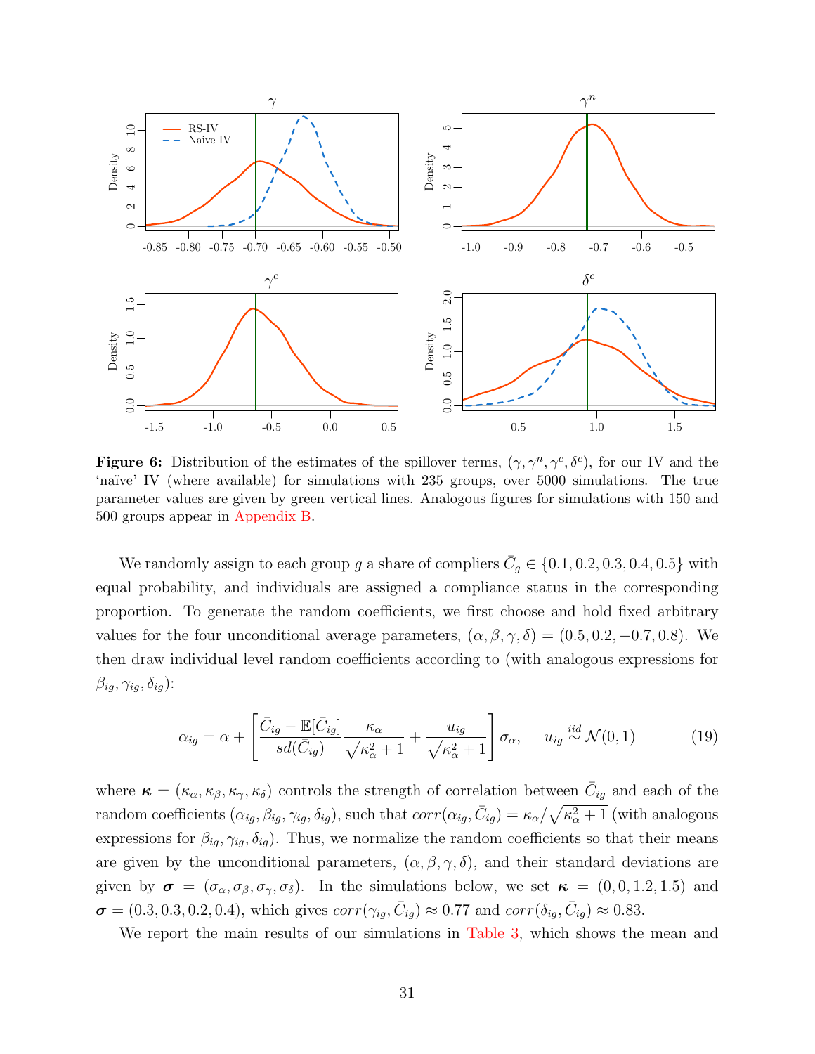**Figure 6:** Distribution of the estimates of the spillover terms, $(\gamma, \gamma^n, \gamma^c, \delta^c)$, for our IV and the 'naïve' IV (where available) for simulations with 235 groups, over 5000 simulations. The true parameter values are given by green vertical lines. Analogous figures for simulations with 150 and 500 groups appear in Appendix B.

We randomly assign to each group $g$ a share of compliers $\bar{C}_g \in \{0.1, 0.2, 0.3, 0.4, 0.5\}$ with equal probability, and individuals are assigned a compliance status in the corresponding proportion. To generate the random coefficients, we first choose and hold fixed arbitrary values for the four unconditional average parameters, $(\alpha, \beta, \gamma, \delta) = (0.5, 0.2, -0.7, 0.8)$. We then draw individual level random coefficients according to (with analogous expressions for $\beta_{ig}, \gamma_{ig}, \delta_{ig}$):

$$\alpha_{ig} = \alpha + \left[ \frac{\bar{C}_{ig} - \mathbb{E}[\bar{C}_{ig}]}{sd(\bar{C}_{ig})} \frac{\kappa_\alpha}{\sqrt{\kappa_\alpha^2 + 1}} + \frac{u_{ig}}{\sqrt{\kappa_\alpha^2 + 1}} \right] \sigma_\alpha, \qquad u_{ig} \overset{iid}{\sim} \mathcal{N}(0, 1) \tag{19}$$

where $\boldsymbol{\kappa} = (\kappa_\alpha, \kappa_\beta, \kappa_\gamma, \kappa_\delta)$ controls the strength of correlation between $\bar{C}_{ig}$ and each of the random coefficients $(\alpha_{ig}, \beta_{ig}, \gamma_{ig}, \delta_{ig})$, such that $corr(\alpha_{ig}, \bar{C}_{ig}) = \kappa_\alpha / \sqrt{\kappa_\alpha^2 + 1}$ (with analogous expressions for $\beta_{ig}, \gamma_{ig}, \delta_{ig}$). Thus, we normalize the random coefficients so that their means are given by the unconditional parameters, $(\alpha, \beta, \gamma, \delta)$, and their standard deviations are given by $\boldsymbol{\sigma} = (\sigma_\alpha, \sigma_\beta, \sigma_\gamma, \sigma_\delta)$. In the simulations below, we set $\boldsymbol{\kappa} = (0, 0, 1.2, 1.5)$ and $\boldsymbol{\sigma} = (0.3, 0.3, 0.2, 0.4)$, which gives $corr(\gamma_{ig}, \bar{C}_{ig}) \approx 0.77$ and $corr(\delta_{ig}, \bar{C}_{ig}) \approx 0.83$.

We report the main results of our simulations in Table 3, which shows the mean and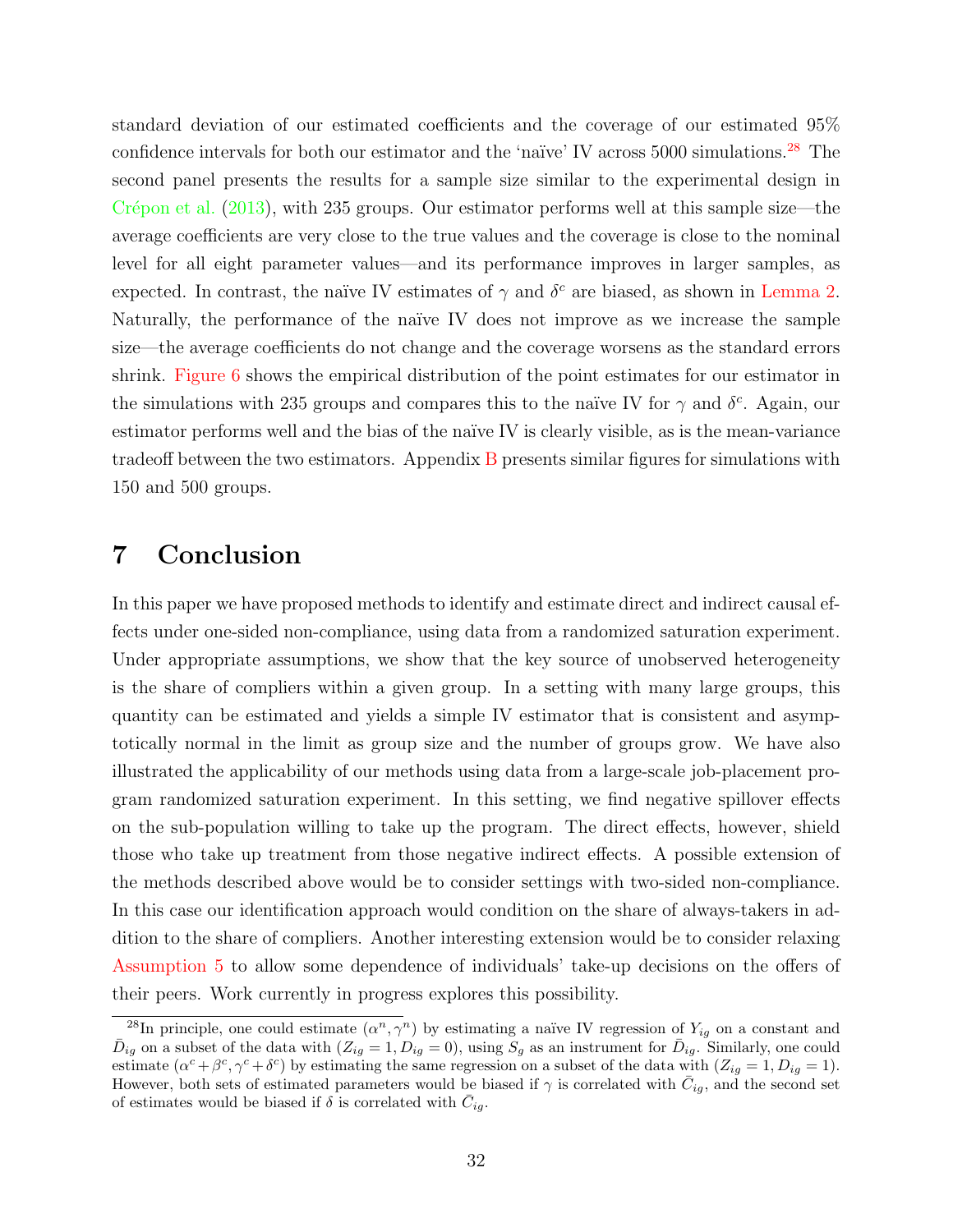standard deviation of our estimated coefficients and the coverage of our estimated 95% confidence intervals for both our estimator and the 'naïve' IV across 5000 simulations.[28] The second panel presents the results for a sample size similar to the experimental design in Crépon et al. (2013), with 235 groups. Our estimator performs well at this sample size—the average coefficients are very close to the true values and the coverage is close to the nominal level for all eight parameter values—and its performance improves in larger samples, as expected. In contrast, the naïve IV estimates of $\gamma$ and $\delta^c$ are biased, as shown in Lemma 2. Naturally, the performance of the naïve IV does not improve as we increase the sample size—the average coefficients do not change and the coverage worsens as the standard errors shrink. Figure 6 shows the empirical distribution of the point estimates for our estimator in the simulations with 235 groups and compares this to the naïve IV for $\gamma$ and $\delta^c$. Again, our estimator performs well and the bias of the naïve IV is clearly visible, as is the mean-variance tradeoff between the two estimators. Appendix B presents similar figures for simulations with 150 and 500 groups.

# 7 Conclusion

In this paper we have proposed methods to identify and estimate direct and indirect causal effects under one-sided non-compliance, using data from a randomized saturation experiment. Under appropriate assumptions, we show that the key source of unobserved heterogeneity is the share of compliers within a given group. In a setting with many large groups, this quantity can be estimated and yields a simple IV estimator that is consistent and asymptotically normal in the limit as group size and the number of groups grow. We have also illustrated the applicability of our methods using data from a large-scale job-placement program randomized saturation experiment. In this setting, we find negative spillover effects on the sub-population willing to take up the program. The direct effects, however, shield those who take up treatment from those negative indirect effects. A possible extension of the methods described above would be to consider settings with two-sided non-compliance. In this case our identification approach would condition on the share of always-takers in addition to the share of compliers. Another interesting extension would be to consider relaxing Assumption 5 to allow some dependence of individuals' take-up decisions on the offers of their peers. Work currently in progress explores this possibility.

[28] In principle, one could estimate $(\alpha^n, \gamma^n)$ by estimating a naïve IV regression of $Y_{ig}$ on a constant and $\bar{D}_{ig}$ on a subset of the data with $(Z_{ig} = 1, D_{ig} = 0)$, using $S_g$ as an instrument for $\bar{D}_{ig}$. Similarly, one could estimate $(\alpha^c + \beta^c, \gamma^c + \delta^c)$ by estimating the same regression on a subset of the data with $(Z_{ig} = 1, D_{ig} = 1)$. However, both sets of estimated parameters would be biased if $\gamma$ is correlated with $\bar{C}_{ig}$, and the second set of estimates would be biased if $\delta$ is correlated with $\bar{C}_{ig}$.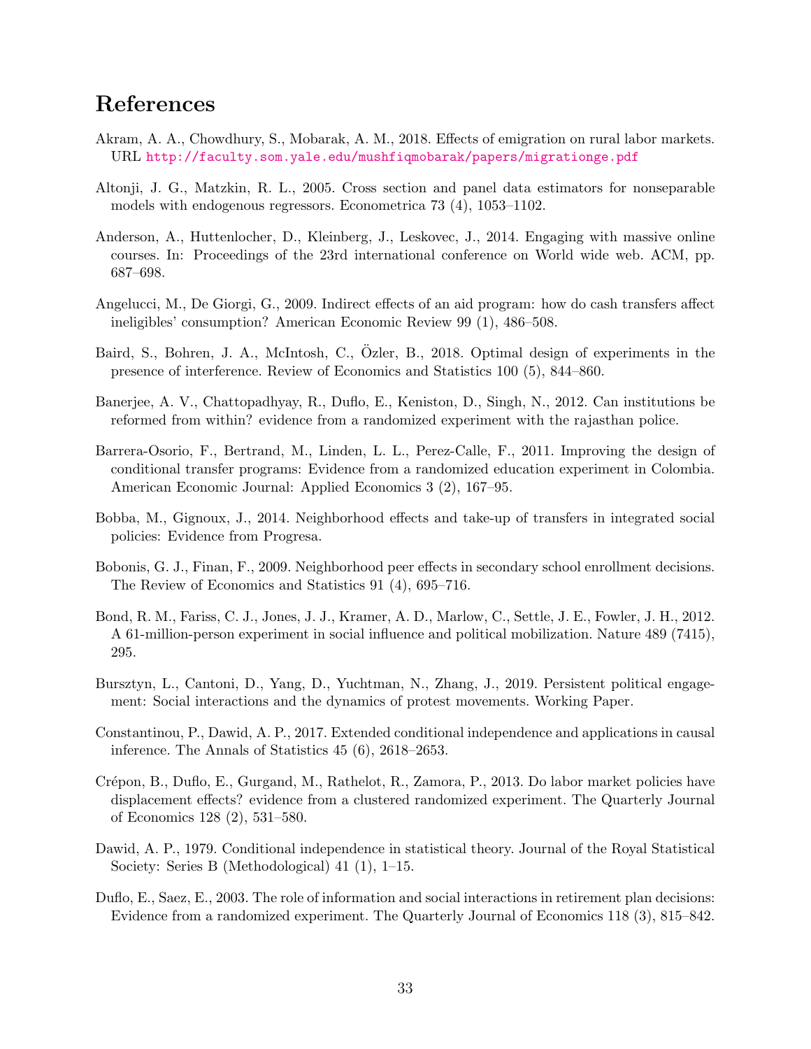# References

Akram, A. A., Chowdhury, S., Mobarak, A. M., 2018. Effects of emigration on rural labor markets. URL http://faculty.som.yale.edu/mushfiqmobarak/papers/migrationge.pdf

Altonji, J. G., Matzkin, R. L., 2005. Cross section and panel data estimators for nonseparable models with endogenous regressors. Econometrica 73 (4), 1053–1102.

Anderson, A., Huttenlocher, D., Kleinberg, J., Leskovec, J., 2014. Engaging with massive online courses. In: Proceedings of the 23rd international conference on World wide web. ACM, pp. 687–698.

Angelucci, M., De Giorgi, G., 2009. Indirect effects of an aid program: how do cash transfers affect ineligibles' consumption? American Economic Review 99 (1), 486–508.

Baird, S., Bohren, J. A., McIntosh, C., Özler, B., 2018. Optimal design of experiments in the presence of interference. Review of Economics and Statistics 100 (5), 844–860.

Banerjee, A. V., Chattopadhyay, R., Duflo, E., Keniston, D., Singh, N., 2012. Can institutions be reformed from within? evidence from a randomized experiment with the rajasthan police.

Barrera-Osorio, F., Bertrand, M., Linden, L. L., Perez-Calle, F., 2011. Improving the design of conditional transfer programs: Evidence from a randomized education experiment in Colombia. American Economic Journal: Applied Economics 3 (2), 167–95.

Bobba, M., Gignoux, J., 2014. Neighborhood effects and take-up of transfers in integrated social policies: Evidence from Progresa.

Bobonis, G. J., Finan, F., 2009. Neighborhood peer effects in secondary school enrollment decisions. The Review of Economics and Statistics 91 (4), 695–716.

Bond, R. M., Fariss, C. J., Jones, J. J., Kramer, A. D., Marlow, C., Settle, J. E., Fowler, J. H., 2012. A 61-million-person experiment in social influence and political mobilization. Nature 489 (7415), 295.

Bursztyn, L., Cantoni, D., Yang, D., Yuchtman, N., Zhang, J., 2019. Persistent political engagement: Social interactions and the dynamics of protest movements. Working Paper.

Constantinou, P., Dawid, A. P., 2017. Extended conditional independence and applications in causal inference. The Annals of Statistics 45 (6), 2618–2653.

Crépon, B., Duflo, E., Gurgand, M., Rathelot, R., Zamora, P., 2013. Do labor market policies have displacement effects? evidence from a clustered randomized experiment. The Quarterly Journal of Economics 128 (2), 531–580.

Dawid, A. P., 1979. Conditional independence in statistical theory. Journal of the Royal Statistical Society: Series B (Methodological) 41 (1), 1–15.

Duflo, E., Saez, E., 2003. The role of information and social interactions in retirement plan decisions: Evidence from a randomized experiment. The Quarterly Journal of Economics 118 (3), 815–842.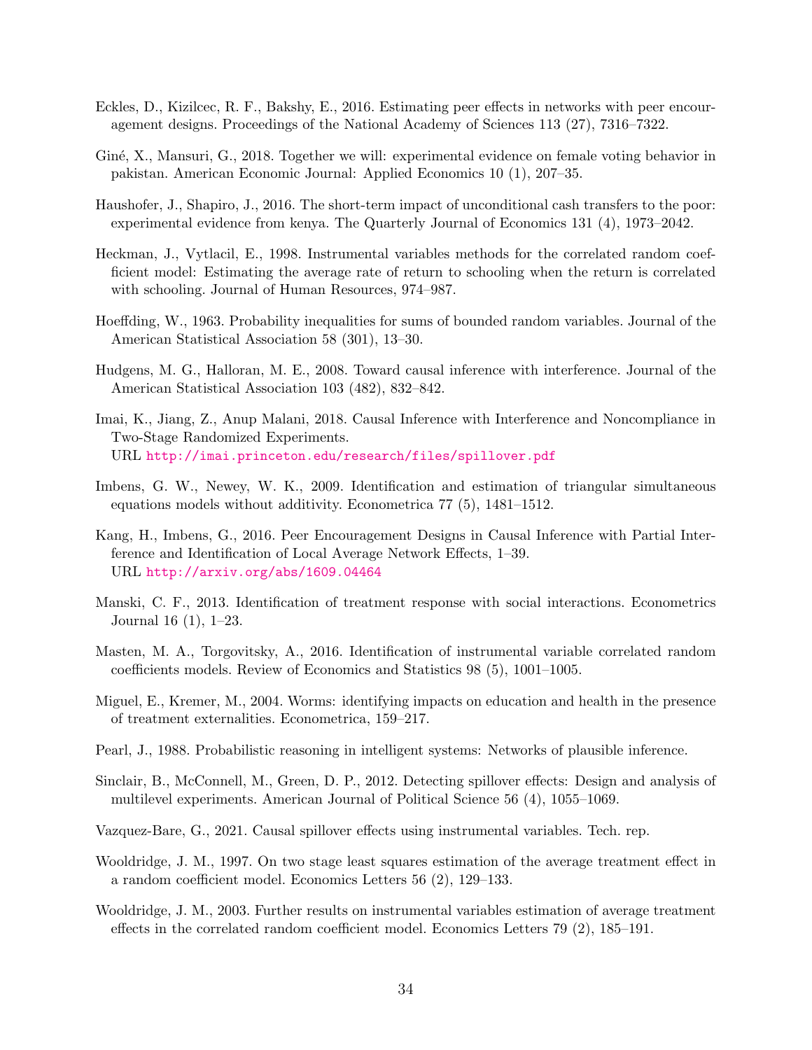Eckles, D., Kizilcec, R. F., Bakshy, E., 2016. Estimating peer effects in networks with peer encouragement designs. Proceedings of the National Academy of Sciences 113 (27), 7316–7322.

Giné, X., Mansuri, G., 2018. Together we will: experimental evidence on female voting behavior in pakistan. American Economic Journal: Applied Economics 10 (1), 207–35.

Haushofer, J., Shapiro, J., 2016. The short-term impact of unconditional cash transfers to the poor: experimental evidence from kenya. The Quarterly Journal of Economics 131 (4), 1973–2042.

Heckman, J., Vytlacil, E., 1998. Instrumental variables methods for the correlated random coefficient model: Estimating the average rate of return to schooling when the return is correlated with schooling. Journal of Human Resources, 974–987.

Hoeffding, W., 1963. Probability inequalities for sums of bounded random variables. Journal of the American Statistical Association 58 (301), 13–30.

Hudgens, M. G., Halloran, M. E., 2008. Toward causal inference with interference. Journal of the American Statistical Association 103 (482), 832–842.

Imai, K., Jiang, Z., Anup Malani, 2018. Causal Inference with Interference and Noncompliance in Two-Stage Randomized Experiments.
URL http://imai.princeton.edu/research/files/spillover.pdf

Imbens, G. W., Newey, W. K., 2009. Identification and estimation of triangular simultaneous equations models without additivity. Econometrica 77 (5), 1481–1512.

Kang, H., Imbens, G., 2016. Peer Encouragement Designs in Causal Inference with Partial Interference and Identification of Local Average Network Effects, 1–39.
URL http://arxiv.org/abs/1609.04464

Manski, C. F., 2013. Identification of treatment response with social interactions. Econometrics Journal 16 (1), 1–23.

Masten, M. A., Torgovitsky, A., 2016. Identification of instrumental variable correlated random coefficients models. Review of Economics and Statistics 98 (5), 1001–1005.

Miguel, E., Kremer, M., 2004. Worms: identifying impacts on education and health in the presence of treatment externalities. Econometrica, 159–217.

Pearl, J., 1988. Probabilistic reasoning in intelligent systems: Networks of plausible inference.

Sinclair, B., McConnell, M., Green, D. P., 2012. Detecting spillover effects: Design and analysis of multilevel experiments. American Journal of Political Science 56 (4), 1055–1069.

Vazquez-Bare, G., 2021. Causal spillover effects using instrumental variables. Tech. rep.

Wooldridge, J. M., 1997. On two stage least squares estimation of the average treatment effect in a random coefficient model. Economics Letters 56 (2), 129–133.

Wooldridge, J. M., 2003. Further results on instrumental variables estimation of average treatment effects in the correlated random coefficient model. Economics Letters 79 (2), 185–191.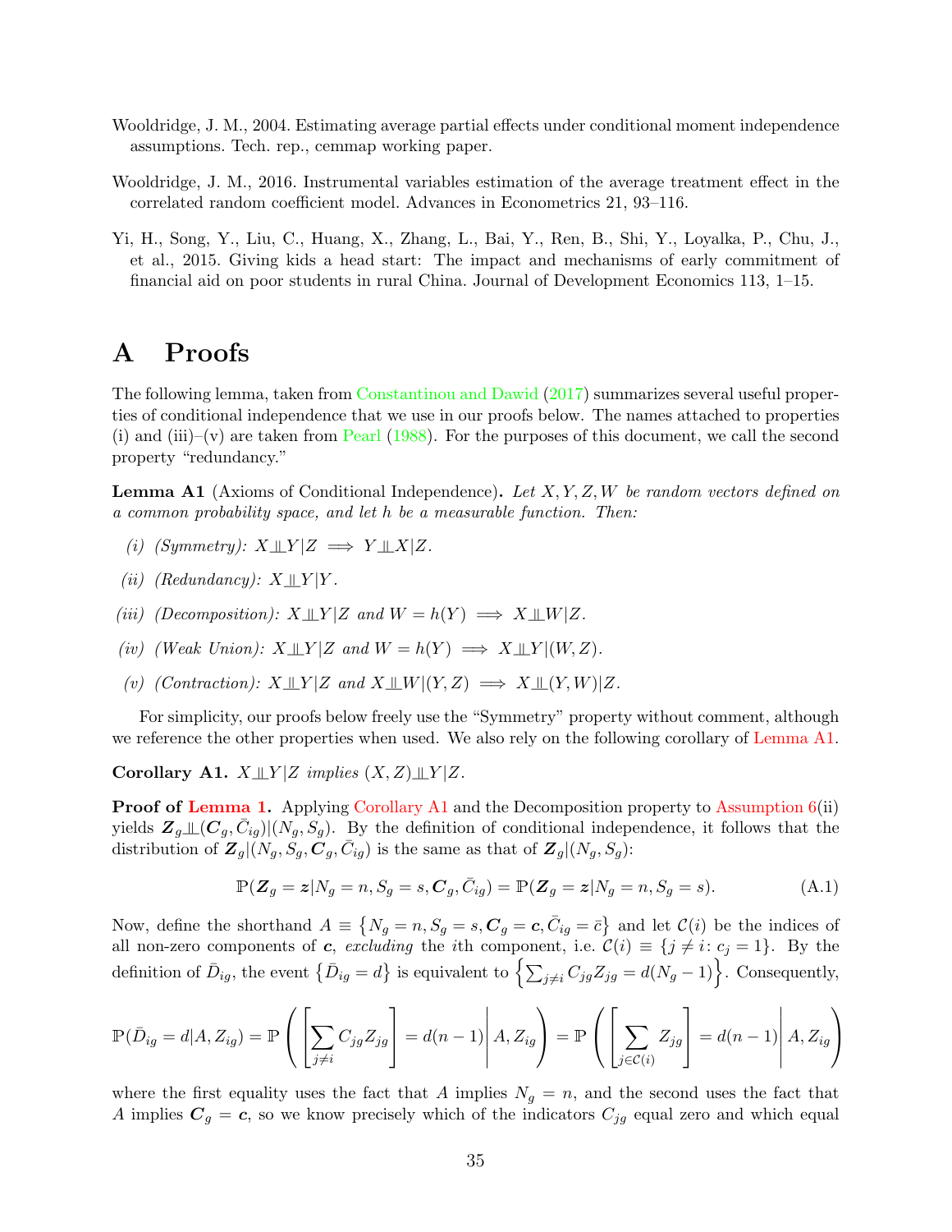Wooldridge, J. M., 2004. Estimating average partial effects under conditional moment independence assumptions. Tech. rep., cemmap working paper.

Wooldridge, J. M., 2016. Instrumental variables estimation of the average treatment effect in the correlated random coefficient model. Advances in Econometrics 21, 93–116.

Yi, H., Song, Y., Liu, C., Huang, X., Zhang, L., Bai, Y., Ren, B., Shi, Y., Loyalka, P., Chu, J., et al., 2015. Giving kids a head start: The impact and mechanisms of early commitment of financial aid on poor students in rural China. Journal of Development Economics 113, 1–15.

# A Proofs

The following lemma, taken from Constantinou and Dawid (2017) summarizes several useful properties of conditional independence that we use in our proofs below. The names attached to properties (i) and (iii)–(v) are taken from Pearl (1988). For the purposes of this document, we call the second property "redundancy."

**Lemma A1** (Axioms of Conditional Independence)**.** *Let $X, Y, Z, W$ be random vectors defined on a common probability space, and let $h$ be a measurable function. Then:*

*(i) (Symmetry): $X \perp\!\!\!\perp Y|Z \implies Y \perp\!\!\!\perp X|Z$.*

*(ii) (Redundancy): $X \perp\!\!\!\perp Y|Y$.*

*(iii) (Decomposition): $X \perp\!\!\!\perp Y|Z$ and $W = h(Y) \implies X \perp\!\!\!\perp W|Z$.*

*(iv) (Weak Union): $X \perp\!\!\!\perp Y|Z$ and $W = h(Y) \implies X \perp\!\!\!\perp Y|(W, Z)$.*

*(v) (Contraction): $X \perp\!\!\!\perp Y|Z$ and $X \perp\!\!\!\perp W|(Y, Z) \implies X \perp\!\!\!\perp (Y, W)|Z$.*

For simplicity, our proofs below freely use the "Symmetry" property without comment, although we reference the other properties when used. We also rely on the following corollary of Lemma A1.

**Corollary A1.** *$X \perp\!\!\!\perp Y|Z$ implies $(X, Z) \perp\!\!\!\perp Y|Z$.*

**Proof of Lemma 1.** Applying Corollary A1 and the Decomposition property to Assumption 6(ii) yields $\boldsymbol{Z}_g \perp\!\!\!\perp (\boldsymbol{C}_g, \bar{C}_{ig})|(N_g, S_g)$. By the definition of conditional independence, it follows that the distribution of $\boldsymbol{Z}_g|(N_g, S_g, \boldsymbol{C}_g, \bar{C}_{ig})$ is the same as that of $\boldsymbol{Z}_g|(N_g, S_g)$:

$$\mathbb{P}(\boldsymbol{Z}_g = \boldsymbol{z}|N_g = n, S_g = s, \boldsymbol{C}_g, \bar{C}_{ig}) = \mathbb{P}(\boldsymbol{Z}_g = \boldsymbol{z}|N_g = n, S_g = s). \tag{A.1}$$

Now, define the shorthand $A \equiv \{N_g = n, S_g = s, \boldsymbol{C}_g = \boldsymbol{c}, \bar{C}_{ig} = \bar{c}\}$ and let $\mathcal{C}(i)$ be the indices of all non-zero components of $\boldsymbol{c}$, *excluding* the $i$th component, i.e. $\mathcal{C}(i) \equiv \{j \neq i \colon c_j = 1\}$. By the definition of $\bar{D}_{ig}$, the event $\{\bar{D}_{ig} = d\}$ is equivalent to $\left\{\sum_{j\neq i} C_{jg}Z_{jg} = d(N_g - 1)\right\}$. Consequently,

$$\mathbb{P}(\bar{D}_{ig} = d|A, Z_{ig}) = \mathbb{P}\left(\left[\sum_{j\neq i} C_{jg}Z_{jg}\right] = d(n-1)\middle| A, Z_{ig}\right) = \mathbb{P}\left(\left[\sum_{j\in\mathcal{C}(i)} Z_{jg}\right] = d(n-1)\middle| A, Z_{ig}\right)$$

where the first equality uses the fact that $A$ implies $N_g = n$, and the second uses the fact that $A$ implies $\boldsymbol{C}_g = \boldsymbol{c}$, so we know precisely which of the indicators $C_{jg}$ equal zero and which equal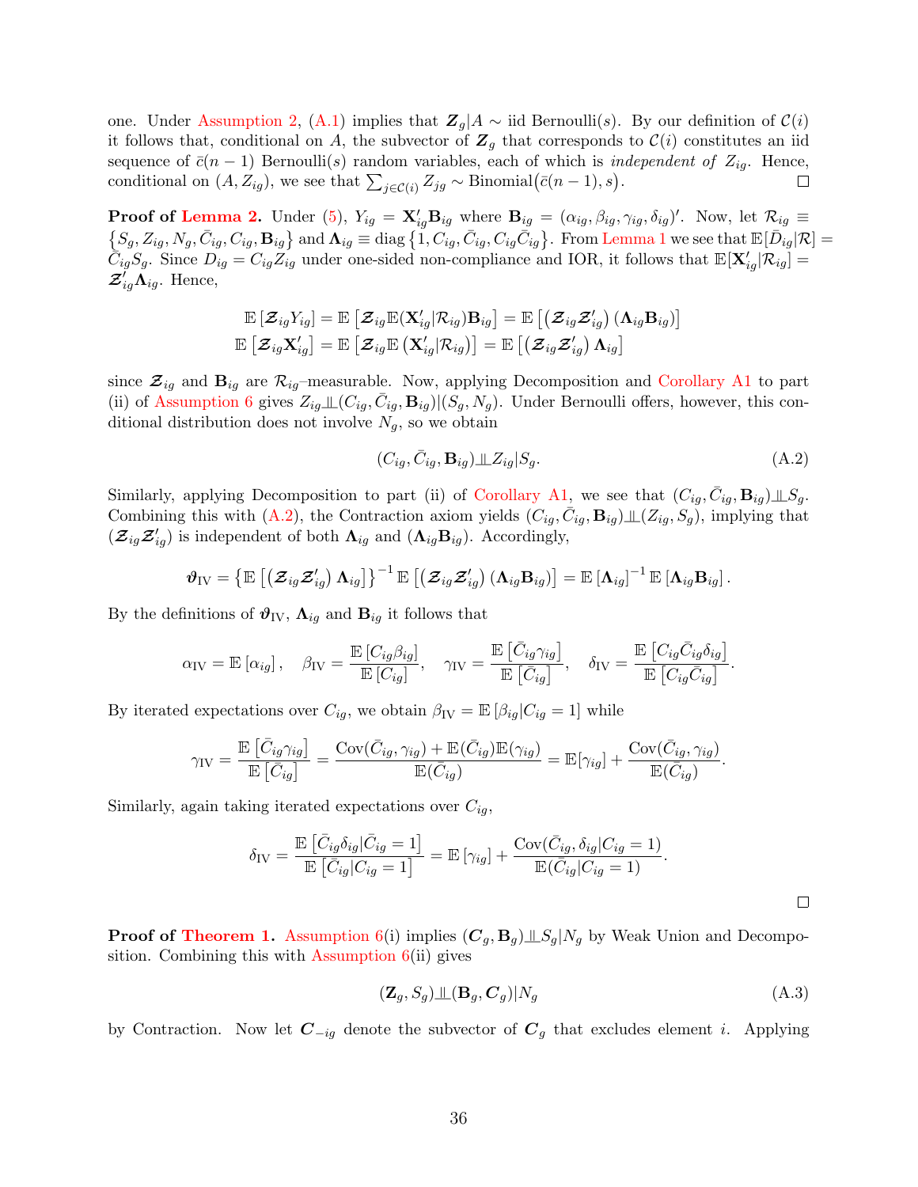one. Under Assumption 2, (A.1) implies that $\boldsymbol{Z}_g|A \sim$ iid Bernoulli$(s)$. By our definition of $\mathcal{C}(i)$ it follows that, conditional on $A$, the subvector of $\boldsymbol{Z}_g$ that corresponds to $\mathcal{C}(i)$ constitutes an iid sequence of $\bar{c}(n-1)$ Bernoulli$(s)$ random variables, each of which is *independent of* $Z_{ig}$. Hence, conditional on $(A, Z_{ig})$, we see that $\sum_{j\in\mathcal{C}(i)} Z_{jg} \sim \text{Binomial}\big(\bar{c}(n-1), s\big)$. □

**Proof of Lemma 2.** Under (5), $Y_{ig} = \mathbf{X}_{ig}'\mathbf{B}_{ig}$ where $\mathbf{B}_{ig} = (\alpha_{ig}, \beta_{ig}, \gamma_{ig}, \delta_{ig})'$. Now, let $\mathcal{R}_{ig} \equiv \left\{S_g, Z_{ig}, N_g, \bar{C}_{ig}, C_{ig}, \mathbf{B}_{ig}\right\}$ and $\boldsymbol{\Lambda}_{ig} \equiv \text{diag}\left\{1, C_{ig}, \bar{C}_{ig}, C_{ig}\bar{C}_{ig}\right\}$. From Lemma 1 we see that $\mathbb{E}[\bar{D}_{ig}|\mathcal{R}] = \bar{C}_{ig}S_g$. Since $D_{ig} = C_{ig}Z_{ig}$ under one-sided non-compliance and IOR, it follows that $\mathbb{E}[\mathbf{X}_{ig}'|\mathcal{R}_{ig}] = \boldsymbol{\mathcal{Z}}_{ig}'\boldsymbol{\Lambda}_{ig}$. Hence,

$$
\begin{aligned}
\mathbb{E}\left[\boldsymbol{\mathcal{Z}}_{ig}Y_{ig}\right] &= \mathbb{E}\left[\boldsymbol{\mathcal{Z}}_{ig}\mathbb{E}(\mathbf{X}_{ig}'|\mathcal{R}_{ig})\mathbf{B}_{ig}\right] = \mathbb{E}\left[\left(\boldsymbol{\mathcal{Z}}_{ig}\boldsymbol{\mathcal{Z}}_{ig}'\right)\left(\boldsymbol{\Lambda}_{ig}\mathbf{B}_{ig}\right)\right] \\
\mathbb{E}\left[\boldsymbol{\mathcal{Z}}_{ig}\mathbf{X}_{ig}'\right] &= \mathbb{E}\left[\boldsymbol{\mathcal{Z}}_{ig}\mathbb{E}\left(\mathbf{X}_{ig}'|\mathcal{R}_{ig}\right)\right] = \mathbb{E}\left[\left(\boldsymbol{\mathcal{Z}}_{ig}\boldsymbol{\mathcal{Z}}_{ig}'\right)\boldsymbol{\Lambda}_{ig}\right]
\end{aligned}
$$

since $\boldsymbol{\mathcal{Z}}_{ig}$ and $\mathbf{B}_{ig}$ are $\mathcal{R}_{ig}$–measurable. Now, applying Decomposition and Corollary A1 to part (ii) of Assumption 6 gives $Z_{ig}\perp\!\!\!\perp(C_{ig}, \bar{C}_{ig}, \mathbf{B}_{ig})|(S_g, N_g)$. Under Bernoulli offers, however, this conditional distribution does not involve $N_g$, so we obtain

$$
(C_{ig}, \bar{C}_{ig}, \mathbf{B}_{ig})\perp\!\!\!\perp Z_{ig}|S_g. \tag{A.2}
$$

Similarly, applying Decomposition to part (ii) of Corollary A1, we see that $(C_{ig}, \bar{C}_{ig}, \mathbf{B}_{ig})\perp\!\!\!\perp S_g$. Combining this with (A.2), the Contraction axiom yields $(C_{ig}, \bar{C}_{ig}, \mathbf{B}_{ig})\perp\!\!\!\perp(Z_{ig}, S_g)$, implying that $(\boldsymbol{\mathcal{Z}}_{ig}\boldsymbol{\mathcal{Z}}_{ig}')$ is independent of both $\boldsymbol{\Lambda}_{ig}$ and $(\boldsymbol{\Lambda}_{ig}\mathbf{B}_{ig})$. Accordingly,

$$
\boldsymbol{\vartheta}_{\text{IV}} = \left\{\mathbb{E}\left[\left(\boldsymbol{\mathcal{Z}}_{ig}\boldsymbol{\mathcal{Z}}_{ig}'\right)\boldsymbol{\Lambda}_{ig}\right]\right\}^{-1}\mathbb{E}\left[\left(\boldsymbol{\mathcal{Z}}_{ig}\boldsymbol{\mathcal{Z}}_{ig}'\right)\left(\boldsymbol{\Lambda}_{ig}\mathbf{B}_{ig}\right)\right] = \mathbb{E}\left[\boldsymbol{\Lambda}_{ig}\right]^{-1}\mathbb{E}\left[\boldsymbol{\Lambda}_{ig}\mathbf{B}_{ig}\right].
$$

By the definitions of $\boldsymbol{\vartheta}_{\text{IV}}$, $\boldsymbol{\Lambda}_{ig}$ and $\mathbf{B}_{ig}$ it follows that

$$
\alpha_{\text{IV}} = \mathbb{E}\left[\alpha_{ig}\right], \quad \beta_{\text{IV}} = \frac{\mathbb{E}\left[C_{ig}\beta_{ig}\right]}{\mathbb{E}\left[C_{ig}\right]}, \quad \gamma_{\text{IV}} = \frac{\mathbb{E}\left[\bar{C}_{ig}\gamma_{ig}\right]}{\mathbb{E}\left[\bar{C}_{ig}\right]}, \quad \delta_{\text{IV}} = \frac{\mathbb{E}\left[C_{ig}\bar{C}_{ig}\delta_{ig}\right]}{\mathbb{E}\left[C_{ig}\bar{C}_{ig}\right]}.
$$

By iterated expectations over $C_{ig}$, we obtain $\beta_{\text{IV}} = \mathbb{E}\left[\beta_{ig}|C_{ig} = 1\right]$ while

$$
\gamma_{\text{IV}} = \frac{\mathbb{E}\left[\bar{C}_{ig}\gamma_{ig}\right]}{\mathbb{E}\left[\bar{C}_{ig}\right]} = \frac{\text{Cov}(\bar{C}_{ig}, \gamma_{ig}) + \mathbb{E}(\bar{C}_{ig})\mathbb{E}(\gamma_{ig})}{\mathbb{E}(\bar{C}_{ig})} = \mathbb{E}[\gamma_{ig}] + \frac{\text{Cov}(\bar{C}_{ig}, \gamma_{ig})}{\mathbb{E}(\bar{C}_{ig})}.
$$

Similarly, again taking iterated expectations over $C_{ig}$,

$$
\delta_{\text{IV}} = \frac{\mathbb{E}\left[\bar{C}_{ig}\delta_{ig}|\bar{C}_{ig} = 1\right]}{\mathbb{E}\left[\bar{C}_{ig}|C_{ig} = 1\right]} = \mathbb{E}\left[\gamma_{ig}\right] + \frac{\text{Cov}(\bar{C}_{ig}, \delta_{ig}|C_{ig} = 1)}{\mathbb{E}(\bar{C}_{ig}|C_{ig} = 1)}.
$$

□

**Proof of Theorem 1.** Assumption 6(i) implies $(\boldsymbol{C}_g, \mathbf{B}_g)\perp\!\!\!\perp S_g|N_g$ by Weak Union and Decomposition. Combining this with Assumption 6(ii) gives

$$
(\mathbf{Z}_g, S_g)\perp\!\!\!\perp(\mathbf{B}_g, \boldsymbol{C}_g)|N_g \tag{A.3}
$$

by Contraction. Now let $\boldsymbol{C}_{-ig}$ denote the subvector of $\boldsymbol{C}_g$ that excludes element $i$. Applying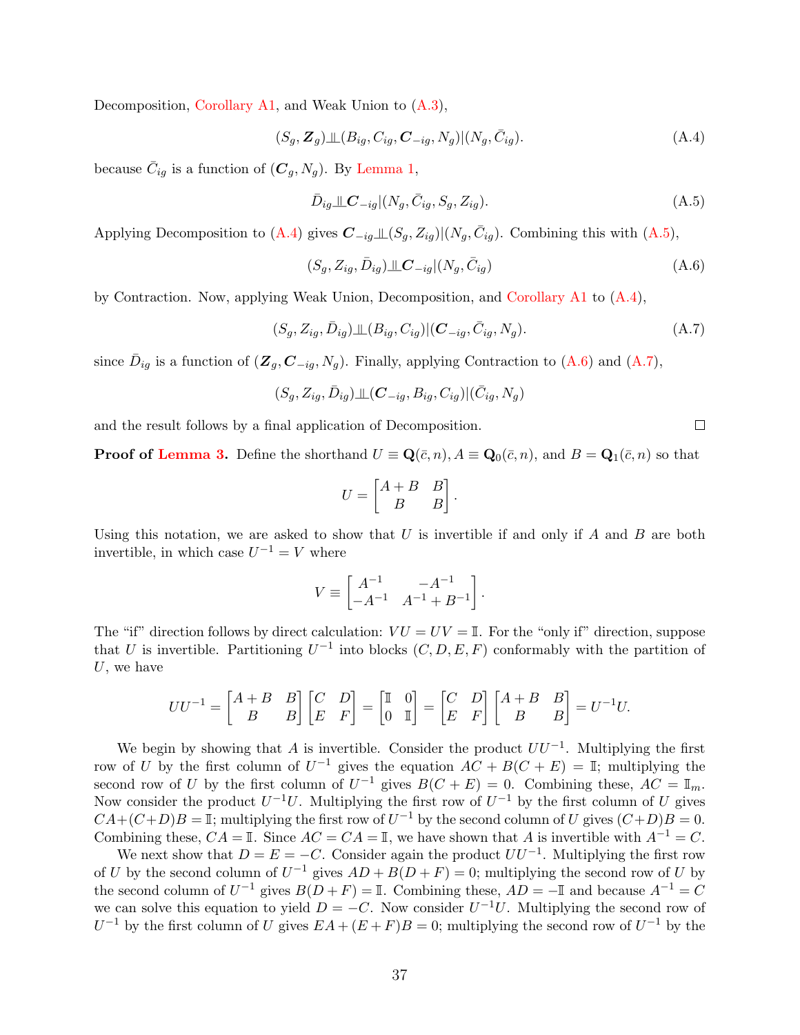Decomposition, Corollary A1, and Weak Union to (A.3),

$$(S_g, \boldsymbol{Z}_g) \perp\!\!\!\perp (B_{ig}, C_{ig}, \boldsymbol{C}_{-ig}, N_g) | (N_g, \bar{C}_{ig}). \tag{A.4}$$

because $\bar{C}_{ig}$ is a function of $(\boldsymbol{C}_g, N_g)$. By Lemma 1,

$$\bar{D}_{ig} \perp\!\!\!\perp \boldsymbol{C}_{-ig} | (N_g, \bar{C}_{ig}, S_g, Z_{ig}). \tag{A.5}$$

Applying Decomposition to (A.4) gives $\boldsymbol{C}_{-ig} \perp\!\!\!\perp (S_g, Z_{ig}) | (N_g, \bar{C}_{ig})$. Combining this with (A.5),

$$(S_g, Z_{ig}, \bar{D}_{ig}) \perp\!\!\!\perp \boldsymbol{C}_{-ig} | (N_g, \bar{C}_{ig}) \tag{A.6}$$

by Contraction. Now, applying Weak Union, Decomposition, and Corollary A1 to (A.4),

$$(S_g, Z_{ig}, \bar{D}_{ig}) \perp\!\!\!\perp (B_{ig}, C_{ig}) | (\boldsymbol{C}_{-ig}, \bar{C}_{ig}, N_g). \tag{A.7}$$

since $\bar{D}_{ig}$ is a function of $(\boldsymbol{Z}_g, \boldsymbol{C}_{-ig}, N_g)$. Finally, applying Contraction to (A.6) and (A.7),

$$(S_g, Z_{ig}, \bar{D}_{ig}) \perp\!\!\!\perp (\boldsymbol{C}_{-ig}, B_{ig}, C_{ig}) | (\bar{C}_{ig}, N_g)$$

and the result follows by a final application of Decomposition. □

**Proof of Lemma 3.** Define the shorthand $U \equiv \mathbf{Q}(\bar{c}, n)$, $A \equiv \mathbf{Q}_0(\bar{c}, n)$, and $B = \mathbf{Q}_1(\bar{c}, n)$ so that

$$U = \begin{bmatrix} A + B & B \\ B & B \end{bmatrix}.$$

Using this notation, we are asked to show that $U$ is invertible if and only if $A$ and $B$ are both invertible, in which case $U^{-1} = V$ where

$$V \equiv \begin{bmatrix} A^{-1} & -A^{-1} \\ -A^{-1} & A^{-1} + B^{-1} \end{bmatrix}.$$

The "if" direction follows by direct calculation: $VU = UV = \mathbb{I}$. For the "only if" direction, suppose that $U$ is invertible. Partitioning $U^{-1}$ into blocks $(C, D, E, F)$ conformably with the partition of $U$, we have

$$UU^{-1} = \begin{bmatrix} A + B & B \\ B & B \end{bmatrix} \begin{bmatrix} C & D \\ E & F \end{bmatrix} = \begin{bmatrix} \mathbb{I} & 0 \\ 0 & \mathbb{I} \end{bmatrix} = \begin{bmatrix} C & D \\ E & F \end{bmatrix} \begin{bmatrix} A + B & B \\ B & B \end{bmatrix} = U^{-1}U.$$

We begin by showing that $A$ is invertible. Consider the product $UU^{-1}$. Multiplying the first row of $U$ by the first column of $U^{-1}$ gives the equation $AC + B(C + E) = \mathbb{I}$; multiplying the second row of $U$ by the first column of $U^{-1}$ gives $B(C + E) = 0$. Combining these, $AC = \mathbb{I}_m$. Now consider the product $U^{-1}U$. Multiplying the first row of $U^{-1}$ by the first column of $U$ gives $CA + (C + D)B = \mathbb{I}$; multiplying the first row of $U^{-1}$ by the second column of $U$ gives $(C + D)B = 0$. Combining these, $CA = \mathbb{I}$. Since $AC = CA = \mathbb{I}$, we have shown that $A$ is invertible with $A^{-1} = C$.

We next show that $D = E = -C$. Consider again the product $UU^{-1}$. Multiplying the first row of $U$ by the second column of $U^{-1}$ gives $AD + B(D + F) = 0$; multiplying the second row of $U$ by the second column of $U^{-1}$ gives $B(D + F) = \mathbb{I}$. Combining these, $AD = -\mathbb{I}$ and because $A^{-1} = C$ we can solve this equation to yield $D = -C$. Now consider $U^{-1}U$. Multiplying the second row of $U^{-1}$ by the first column of $U$ gives $EA + (E + F)B = 0$; multiplying the second row of $U^{-1}$ by the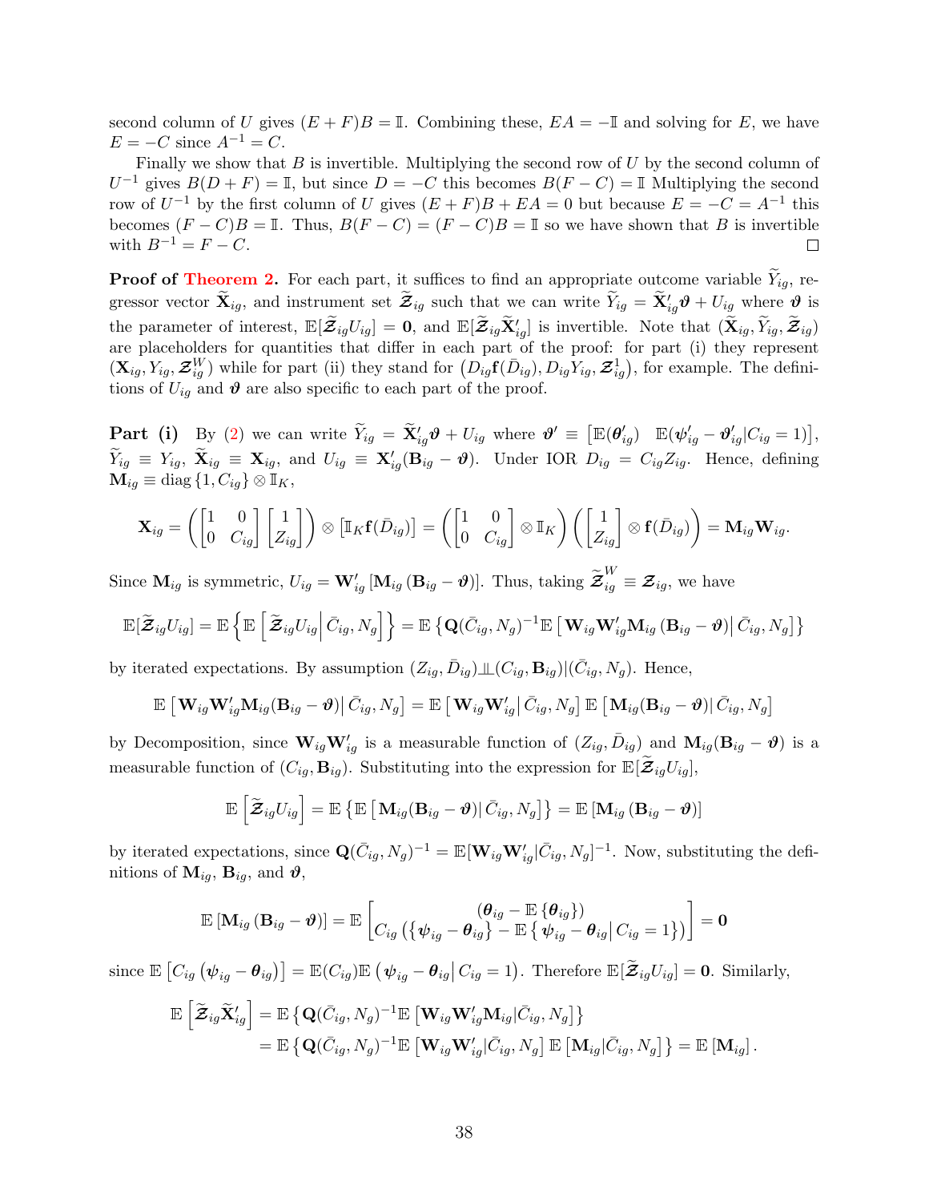second column of $U$ gives $(E+F)B = \mathbb{I}$. Combining these, $EA = -\mathbb{I}$ and solving for $E$, we have $E = -C$ since $A^{-1} = C$.

Finally we show that $B$ is invertible. Multiplying the second row of $U$ by the second column of $U^{-1}$ gives $B(D+F) = \mathbb{I}$, but since $D = -C$ this becomes $B(F-C) = \mathbb{I}$ Multiplying the second row of $U^{-1}$ by the first column of $U$ gives $(E+F)B + EA = 0$ but because $E = -C = A^{-1}$ this becomes $(F-C)B = \mathbb{I}$. Thus, $B(F-C) = (F-C)B = \mathbb{I}$ so we have shown that $B$ is invertible with $B^{-1} = F - C$. □

**Proof of Theorem 2.** For each part, it suffices to find an appropriate outcome variable $\widetilde{Y}_{ig}$, regressor vector $\widetilde{\mathbf{X}}_{ig}$, and instrument set $\widetilde{\boldsymbol{\mathcal{Z}}}_{ig}$ such that we can write $\widetilde{Y}_{ig} = \widetilde{\mathbf{X}}_{ig}'\boldsymbol{\vartheta} + U_{ig}$ where $\boldsymbol{\vartheta}$ is the parameter of interest, $\mathbb{E}[\widetilde{\boldsymbol{\mathcal{Z}}}_{ig}U_{ig}] = \mathbf{0}$, and $\mathbb{E}[\widetilde{\boldsymbol{\mathcal{Z}}}_{ig}\widetilde{\mathbf{X}}_{ig}']$ is invertible. Note that $(\widetilde{\mathbf{X}}_{ig}, \widetilde{Y}_{ig}, \widetilde{\boldsymbol{\mathcal{Z}}}_{ig})$ are placeholders for quantities that differ in each part of the proof: for part (i) they represent $(\mathbf{X}_{ig}, Y_{ig}, \boldsymbol{\mathcal{Z}}_{ig}^W)$ while for part (ii) they stand for $\left(D_{ig}\mathbf{f}(\bar{D}_{ig}), D_{ig}Y_{ig}, \boldsymbol{\mathcal{Z}}_{ig}^1\right)$, for example. The definitions of $U_{ig}$ and $\boldsymbol{\vartheta}$ are also specific to each part of the proof.

**Part (i)** By (2) we can write $\widetilde{Y}_{ig} = \widetilde{\mathbf{X}}_{ig}'\boldsymbol{\vartheta} + U_{ig}$ where $\boldsymbol{\vartheta}' \equiv \begin{bmatrix}\mathbb{E}(\boldsymbol{\theta}_{ig}') & \mathbb{E}(\boldsymbol{\psi}_{ig}' - \boldsymbol{\vartheta}_{ig}'|C_{ig}=1)\end{bmatrix}$, $\widetilde{Y}_{ig} \equiv Y_{ig}$, $\widetilde{\mathbf{X}}_{ig} \equiv \mathbf{X}_{ig}$, and $U_{ig} \equiv \mathbf{X}_{ig}'(\mathbf{B}_{ig} - \boldsymbol{\vartheta})$. Under IOR $D_{ig} = C_{ig}Z_{ig}$. Hence, defining $\mathbf{M}_{ig} \equiv \text{diag}\{1, C_{ig}\} \otimes \mathbb{I}_K$,

$$
\mathbf{X}_{ig} = \left(\begin{bmatrix}1 & 0\\ 0 & C_{ig}\end{bmatrix}\begin{bmatrix}1\\ Z_{ig}\end{bmatrix}\right) \otimes \left[\mathbb{I}_K \mathbf{f}(\bar{D}_{ig})\right] = \left(\begin{bmatrix}1 & 0\\ 0 & C_{ig}\end{bmatrix} \otimes \mathbb{I}_K\right)\left(\begin{bmatrix}1\\ Z_{ig}\end{bmatrix} \otimes \mathbf{f}(\bar{D}_{ig})\right) = \mathbf{M}_{ig}\mathbf{W}_{ig}.
$$

Since $\mathbf{M}_{ig}$ is symmetric, $U_{ig} = \mathbf{W}_{ig}'\left[\mathbf{M}_{ig}\left(\mathbf{B}_{ig} - \boldsymbol{\vartheta}\right)\right]$. Thus, taking $\widetilde{\boldsymbol{\mathcal{Z}}}_{ig}^W \equiv \boldsymbol{\mathcal{Z}}_{ig}$, we have

$$
\mathbb{E}[\widetilde{\boldsymbol{\mathcal{Z}}}_{ig}U_{ig}] = \mathbb{E}\left\{\mathbb{E}\left[\widetilde{\boldsymbol{\mathcal{Z}}}_{ig}U_{ig}\middle| \bar{C}_{ig}, N_g\right]\right\} = \mathbb{E}\left\{\mathbf{Q}(\bar{C}_{ig}, N_g)^{-1}\mathbb{E}\left[\mathbf{W}_{ig}\mathbf{W}_{ig}'\mathbf{M}_{ig}\left(\mathbf{B}_{ig} - \boldsymbol{\vartheta}\right)\middle| \bar{C}_{ig}, N_g\right]\right\}
$$

by iterated expectations. By assumption $(Z_{ig}, \bar{D}_{ig}) \perp\!\!\!\perp (C_{ig}, \mathbf{B}_{ig})|(\bar{C}_{ig}, N_g)$. Hence,

$$
\mathbb{E}\left[\mathbf{W}_{ig}\mathbf{W}_{ig}'\mathbf{M}_{ig}(\mathbf{B}_{ig} - \boldsymbol{\vartheta})\middle| \bar{C}_{ig}, N_g\right] = \mathbb{E}\left[\mathbf{W}_{ig}\mathbf{W}_{ig}'\middle| \bar{C}_{ig}, N_g\right]\mathbb{E}\left[\mathbf{M}_{ig}(\mathbf{B}_{ig} - \boldsymbol{\vartheta})\middle| \bar{C}_{ig}, N_g\right]
$$

by Decomposition, since $\mathbf{W}_{ig}\mathbf{W}_{ig}'$ is a measurable function of $(Z_{ig}, \bar{D}_{ig})$ and $\mathbf{M}_{ig}(\mathbf{B}_{ig} - \boldsymbol{\vartheta})$ is a measurable function of $(C_{ig}, \mathbf{B}_{ig})$. Substituting into the expression for $\mathbb{E}[\widetilde{\boldsymbol{\mathcal{Z}}}_{ig}U_{ig}]$,

$$
\mathbb{E}\left[\widetilde{\boldsymbol{\mathcal{Z}}}_{ig}U_{ig}\right] = \mathbb{E}\left\{\mathbb{E}\left[\mathbf{M}_{ig}(\mathbf{B}_{ig} - \boldsymbol{\vartheta})\middle| \bar{C}_{ig}, N_g\right]\right\} = \mathbb{E}\left[\mathbf{M}_{ig}\left(\mathbf{B}_{ig} - \boldsymbol{\vartheta}\right)\right]
$$

by iterated expectations, since $\mathbf{Q}(\bar{C}_{ig}, N_g)^{-1} = \mathbb{E}[\mathbf{W}_{ig}\mathbf{W}_{ig}'|\bar{C}_{ig}, N_g]^{-1}$. Now, substituting the definitions of $\mathbf{M}_{ig}$, $\mathbf{B}_{ig}$, and $\boldsymbol{\vartheta}$,

$$
\mathbb{E}\left[\mathbf{M}_{ig}\left(\mathbf{B}_{ig} - \boldsymbol{\vartheta}\right)\right] = \mathbb{E}\left[\begin{matrix}(\boldsymbol{\theta}_{ig} - \mathbb{E}\left\{\boldsymbol{\theta}_{ig}\right\})\\ C_{ig}\left(\left\{\boldsymbol{\psi}_{ig} - \boldsymbol{\theta}_{ig}\right\} - \mathbb{E}\left\{\boldsymbol{\psi}_{ig} - \boldsymbol{\theta}_{ig}\middle| C_{ig} = 1\right\}\right)\end{matrix}\right] = \mathbf{0}
$$

since $\mathbb{E}\left[C_{ig}\left(\boldsymbol{\psi}_{ig} - \boldsymbol{\theta}_{ig}\right)\right] = \mathbb{E}(C_{ig})\mathbb{E}\left(\boldsymbol{\psi}_{ig} - \boldsymbol{\theta}_{ig}\middle| C_{ig} = 1\right)$. Therefore $\mathbb{E}[\widetilde{\boldsymbol{\mathcal{Z}}}_{ig}U_{ig}] = \mathbf{0}$. Similarly,

$$
\begin{aligned}
\mathbb{E}\left[\widetilde{\boldsymbol{\mathcal{Z}}}_{ig}\widetilde{\mathbf{X}}_{ig}'\right] &= \mathbb{E}\left\{\mathbf{Q}(\bar{C}_{ig}, N_g)^{-1}\mathbb{E}\left[\mathbf{W}_{ig}\mathbf{W}_{ig}'\mathbf{M}_{ig}|\bar{C}_{ig}, N_g\right]\right\}\\
&= \mathbb{E}\left\{\mathbf{Q}(\bar{C}_{ig}, N_g)^{-1}\mathbb{E}\left[\mathbf{W}_{ig}\mathbf{W}_{ig}'|\bar{C}_{ig}, N_g\right]\mathbb{E}\left[\mathbf{M}_{ig}|\bar{C}_{ig}, N_g\right]\right\} = \mathbb{E}\left[\mathbf{M}_{ig}\right].
\end{aligned}
$$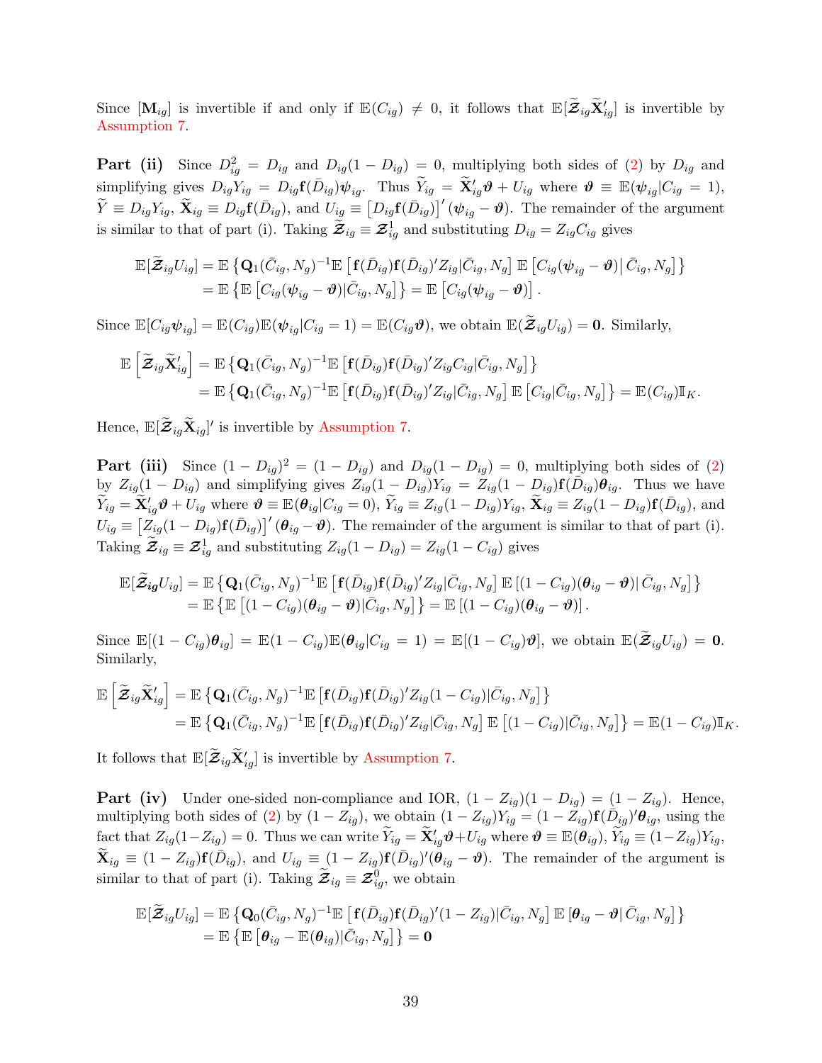Since $[\mathbf{M}_{ig}]$ is invertible if and only if $\mathbb{E}(C_{ig}) \neq 0$, it follows that $\mathbb{E}[\widetilde{\boldsymbol{\mathcal{Z}}}_{ig}\widetilde{\mathbf{X}}_{ig}']$ is invertible by Assumption 7.

**Part (ii)** Since $D_{ig}^2 = D_{ig}$ and $D_{ig}(1-D_{ig}) = 0$, multiplying both sides of (2) by $D_{ig}$ and simplifying gives $D_{ig}Y_{ig} = D_{ig}\mathbf{f}(\bar{D}_{ig})\boldsymbol{\psi}_{ig}$. Thus $\widetilde{Y}_{ig} = \widetilde{\mathbf{X}}_{ig}'\boldsymbol{\vartheta} + U_{ig}$ where $\boldsymbol{\vartheta} \equiv \mathbb{E}(\boldsymbol{\psi}_{ig}|C_{ig}=1)$, $\widetilde{Y} \equiv D_{ig}Y_{ig}$, $\widetilde{\mathbf{X}}_{ig} \equiv D_{ig}\mathbf{f}(\bar{D}_{ig})$, and $U_{ig} \equiv \left[D_{ig}\mathbf{f}(\bar{D}_{ig})\right]'(\boldsymbol{\psi}_{ig} - \boldsymbol{\vartheta})$. The remainder of the argument is similar to that of part (i). Taking $\widetilde{\boldsymbol{\mathcal{Z}}}_{ig} \equiv \boldsymbol{\mathcal{Z}}_{ig}^1$ and substituting $D_{ig} = Z_{ig}C_{ig}$ gives

$$
\begin{aligned}
\mathbb{E}[\widetilde{\boldsymbol{\mathcal{Z}}}_{ig}U_{ig}] &= \mathbb{E}\left\{\mathbf{Q}_1(\bar{C}_{ig}, N_g)^{-1}\mathbb{E}\left[\mathbf{f}(\bar{D}_{ig})\mathbf{f}(\bar{D}_{ig})'Z_{ig}|\bar{C}_{ig}, N_g\right]\mathbb{E}\left[C_{ig}(\boldsymbol{\psi}_{ig} - \boldsymbol{\vartheta})\middle|\,\bar{C}_{ig}, N_g\right]\right\} \\
&= \mathbb{E}\left\{\mathbb{E}\left[C_{ig}(\boldsymbol{\psi}_{ig} - \boldsymbol{\vartheta})|\bar{C}_{ig}, N_g\right]\right\} = \mathbb{E}\left[C_{ig}(\boldsymbol{\psi}_{ig} - \boldsymbol{\vartheta})\right].
\end{aligned}
$$

Since $\mathbb{E}[C_{ig}\boldsymbol{\psi}_{ig}] = \mathbb{E}(C_{ig})\mathbb{E}(\boldsymbol{\psi}_{ig}|C_{ig}=1) = \mathbb{E}(C_{ig}\boldsymbol{\vartheta})$, we obtain $\mathbb{E}(\widetilde{\boldsymbol{\mathcal{Z}}}_{ig}U_{ig}) = \mathbf{0}$. Similarly,

$$
\begin{aligned}
\mathbb{E}\left[\widetilde{\boldsymbol{\mathcal{Z}}}_{ig}\widetilde{\mathbf{X}}_{ig}'\right] &= \mathbb{E}\left\{\mathbf{Q}_1(\bar{C}_{ig}, N_g)^{-1}\mathbb{E}\left[\mathbf{f}(\bar{D}_{ig})\mathbf{f}(\bar{D}_{ig})'Z_{ig}C_{ig}|\bar{C}_{ig}, N_g\right]\right\} \\
&= \mathbb{E}\left\{\mathbf{Q}_1(\bar{C}_{ig}, N_g)^{-1}\mathbb{E}\left[\mathbf{f}(\bar{D}_{ig})\mathbf{f}(\bar{D}_{ig})'Z_{ig}|\bar{C}_{ig}, N_g\right]\mathbb{E}\left[C_{ig}|\bar{C}_{ig}, N_g\right]\right\} = \mathbb{E}(C_{ig})\mathbb{I}_K.
\end{aligned}
$$

Hence, $\mathbb{E}[\widetilde{\boldsymbol{\mathcal{Z}}}_{ig}\widetilde{\mathbf{X}}_{ig}]'$ is invertible by Assumption 7.

**Part (iii)** Since $(1-D_{ig})^2 = (1-D_{ig})$ and $D_{ig}(1-D_{ig}) = 0$, multiplying both sides of (2) by $Z_{ig}(1-D_{ig})$ and simplifying gives $Z_{ig}(1-D_{ig})Y_{ig} = Z_{ig}(1-D_{ig})\mathbf{f}(\bar{D}_{ig})\boldsymbol{\theta}_{ig}$. Thus we have $\widetilde{Y}_{ig} = \widetilde{\mathbf{X}}_{ig}'\boldsymbol{\vartheta} + U_{ig}$ where $\boldsymbol{\vartheta} \equiv \mathbb{E}(\boldsymbol{\theta}_{ig}|C_{ig}=0)$, $\widetilde{Y}_{ig} \equiv Z_{ig}(1-D_{ig})Y_{ig}$, $\widetilde{\mathbf{X}}_{ig} \equiv Z_{ig}(1-D_{ig})\mathbf{f}(\bar{D}_{ig})$, and $U_{ig} \equiv \left[Z_{ig}(1-D_{ig})\mathbf{f}(\bar{D}_{ig})\right]'(\boldsymbol{\theta}_{ig} - \boldsymbol{\vartheta})$. The remainder of the argument is similar to that of part (i). Taking $\widetilde{\boldsymbol{\mathcal{Z}}}_{ig} \equiv \boldsymbol{\mathcal{Z}}_{ig}^1$ and substituting $Z_{ig}(1-D_{ig}) = Z_{ig}(1-C_{ig})$ gives

$$
\begin{aligned}
\mathbb{E}[\widetilde{\boldsymbol{\mathcal{Z}}}_{ig}U_{ig}] &= \mathbb{E}\left\{\mathbf{Q}_1(\bar{C}_{ig}, N_g)^{-1}\mathbb{E}\left[\mathbf{f}(\bar{D}_{ig})\mathbf{f}(\bar{D}_{ig})'Z_{ig}|\bar{C}_{ig}, N_g\right]\mathbb{E}\left[(1-C_{ig})(\boldsymbol{\theta}_{ig} - \boldsymbol{\vartheta})\middle|\,\bar{C}_{ig}, N_g\right]\right\} \\
&= \mathbb{E}\left\{\mathbb{E}\left[(1-C_{ig})(\boldsymbol{\theta}_{ig} - \boldsymbol{\vartheta})|\bar{C}_{ig}, N_g\right]\right\} = \mathbb{E}\left[(1-C_{ig})(\boldsymbol{\theta}_{ig} - \boldsymbol{\vartheta})\right].
\end{aligned}
$$

Since $\mathbb{E}[(1-C_{ig})\boldsymbol{\theta}_{ig}] = \mathbb{E}(1-C_{ig})\mathbb{E}(\boldsymbol{\theta}_{ig}|C_{ig}=1) = \mathbb{E}[(1-C_{ig})\boldsymbol{\vartheta}]$, we obtain $\mathbb{E}(\widetilde{\boldsymbol{\mathcal{Z}}}_{ig}U_{ig}) = \mathbf{0}$. Similarly,

$$
\begin{aligned}
\mathbb{E}\left[\widetilde{\boldsymbol{\mathcal{Z}}}_{ig}\widetilde{\mathbf{X}}_{ig}'\right] &= \mathbb{E}\left\{\mathbf{Q}_1(\bar{C}_{ig}, N_g)^{-1}\mathbb{E}\left[\mathbf{f}(\bar{D}_{ig})\mathbf{f}(\bar{D}_{ig})'Z_{ig}(1-C_{ig})|\bar{C}_{ig}, N_g\right]\right\} \\
&= \mathbb{E}\left\{\mathbf{Q}_1(\bar{C}_{ig}, N_g)^{-1}\mathbb{E}\left[\mathbf{f}(\bar{D}_{ig})\mathbf{f}(\bar{D}_{ig})'Z_{ig}|\bar{C}_{ig}, N_g\right]\mathbb{E}\left[(1-C_{ig})|\bar{C}_{ig}, N_g\right]\right\} = \mathbb{E}(1-C_{ig})\mathbb{I}_K.
\end{aligned}
$$

It follows that $\mathbb{E}[\widetilde{\boldsymbol{\mathcal{Z}}}_{ig}\widetilde{\mathbf{X}}_{ig}']$ is invertible by Assumption 7.

**Part (iv)** Under one-sided non-compliance and IOR, $(1-Z_{ig})(1-D_{ig}) = (1-Z_{ig})$. Hence, multiplying both sides of (2) by $(1-Z_{ig})$, we obtain $(1-Z_{ig})Y_{ig} = (1-Z_{ig})\mathbf{f}(\bar{D}_{ig})'\boldsymbol{\theta}_{ig}$, using the fact that $Z_{ig}(1-Z_{ig}) = 0$. Thus we can write $\widetilde{Y}_{ig} = \widetilde{\mathbf{X}}_{ig}'\boldsymbol{\vartheta} + U_{ig}$ where $\boldsymbol{\vartheta} \equiv \mathbb{E}(\boldsymbol{\theta}_{ig})$, $\widetilde{Y}_{ig} \equiv (1-Z_{ig})Y_{ig}$, $\widetilde{\mathbf{X}}_{ig} \equiv (1-Z_{ig})\mathbf{f}(\bar{D}_{ig})$, and $U_{ig} \equiv (1-Z_{ig})\mathbf{f}(\bar{D}_{ig})'(\boldsymbol{\theta}_{ig} - \boldsymbol{\vartheta})$. The remainder of the argument is similar to that of part (i). Taking $\widetilde{\boldsymbol{\mathcal{Z}}}_{ig} \equiv \boldsymbol{\mathcal{Z}}_{ig}^0$, we obtain

$$
\begin{aligned}
\mathbb{E}[\widetilde{\boldsymbol{\mathcal{Z}}}_{ig}U_{ig}] &= \mathbb{E}\left\{\mathbf{Q}_0(\bar{C}_{ig}, N_g)^{-1}\mathbb{E}\left[\mathbf{f}(\bar{D}_{ig})\mathbf{f}(\bar{D}_{ig})'(1-Z_{ig})|\bar{C}_{ig}, N_g\right]\mathbb{E}\left[\boldsymbol{\theta}_{ig} - \boldsymbol{\vartheta}\middle|\,\bar{C}_{ig}, N_g\right]\right\} \\
&= \mathbb{E}\left\{\mathbb{E}\left[\boldsymbol{\theta}_{ig} - \mathbb{E}(\boldsymbol{\theta}_{ig})|\bar{C}_{ig}, N_g\right]\right\} = \mathbf{0}
\end{aligned}
$$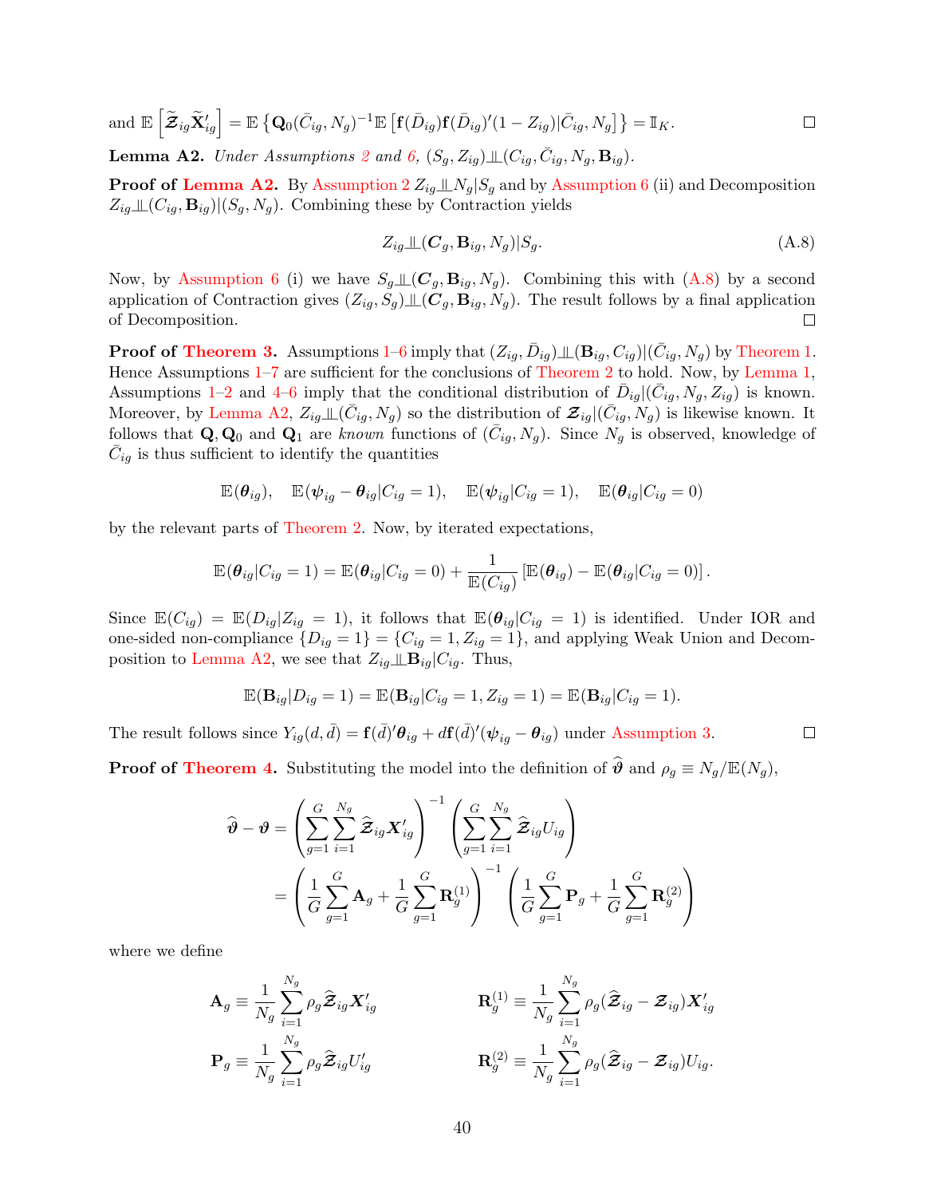and $\mathbb{E}\left[\widetilde{\boldsymbol{\mathcal{Z}}}_{ig}\widetilde{\mathbf{X}}_{ig}'\right] = \mathbb{E}\left\{\mathbf{Q}_0(\bar{C}_{ig}, N_g)^{-1}\mathbb{E}\left[\mathbf{f}(\bar{D}_{ig})\mathbf{f}(\bar{D}_{ig})'(1-Z_{ig})|\bar{C}_{ig}, N_g\right]\right\} = \mathbb{I}_K$. $\square$

**Lemma A2.** *Under Assumptions 2 and 6, $(S_g, Z_{ig}) \perp\!\!\!\perp (C_{ig}, \bar{C}_{ig}, N_g, \mathbf{B}_{ig})$.*

**Proof of Lemma A2.** By Assumption 2 $Z_{ig} \perp\!\!\!\perp N_g | S_g$ and by Assumption 6 (ii) and Decomposition $Z_{ig} \perp\!\!\!\perp (C_{ig}, \mathbf{B}_{ig})|(S_g, N_g)$. Combining these by Contraction yields

$$Z_{ig} \perp\!\!\!\perp (\boldsymbol{C}_g, \mathbf{B}_{ig}, N_g)|S_g. \tag{A.8}$$

Now, by Assumption 6 (i) we have $S_g \perp\!\!\!\perp (\boldsymbol{C}_g, \mathbf{B}_{ig}, N_g)$. Combining this with (A.8) by a second application of Contraction gives $(Z_{ig}, S_g) \perp\!\!\!\perp (\boldsymbol{C}_g, \mathbf{B}_{ig}, N_g)$. The result follows by a final application of Decomposition. $\square$

**Proof of Theorem 3.** Assumptions 1–6 imply that $(Z_{ig}, \bar{D}_{ig}) \perp\!\!\!\perp (\mathbf{B}_{ig}, C_{ig})|(\bar{C}_{ig}, N_g)$ by Theorem 1. Hence Assumptions 1–7 are sufficient for the conclusions of Theorem 2 to hold. Now, by Lemma 1, Assumptions 1–2 and 4–6 imply that the conditional distribution of $\bar{D}_{ig}|(\bar{C}_{ig}, N_g, Z_{ig})$ is known. Moreover, by Lemma A2, $Z_{ig} \perp\!\!\!\perp (\bar{C}_{ig}, N_g)$ so the distribution of $\boldsymbol{\mathcal{Z}}_{ig}|(\bar{C}_{ig}, N_g)$ is likewise known. It follows that $\mathbf{Q}, \mathbf{Q}_0$ and $\mathbf{Q}_1$ are *known* functions of $(\bar{C}_{ig}, N_g)$. Since $N_g$ is observed, knowledge of $\bar{C}_{ig}$ is thus sufficient to identify the quantities

$$\mathbb{E}(\boldsymbol{\theta}_{ig}), \quad \mathbb{E}(\boldsymbol{\psi}_{ig} - \boldsymbol{\theta}_{ig}|C_{ig} = 1), \quad \mathbb{E}(\boldsymbol{\psi}_{ig}|C_{ig} = 1), \quad \mathbb{E}(\boldsymbol{\theta}_{ig}|C_{ig} = 0)$$

by the relevant parts of Theorem 2. Now, by iterated expectations,

$$\mathbb{E}(\boldsymbol{\theta}_{ig}|C_{ig} = 1) = \mathbb{E}(\boldsymbol{\theta}_{ig}|C_{ig} = 0) + \frac{1}{\mathbb{E}(C_{ig})}\left[\mathbb{E}(\boldsymbol{\theta}_{ig}) - \mathbb{E}(\boldsymbol{\theta}_{ig}|C_{ig} = 0)\right].$$

Since $\mathbb{E}(C_{ig}) = \mathbb{E}(D_{ig}|Z_{ig} = 1)$, it follows that $\mathbb{E}(\boldsymbol{\theta}_{ig}|C_{ig} = 1)$ is identified. Under IOR and one-sided non-compliance $\{D_{ig} = 1\} = \{C_{ig} = 1, Z_{ig} = 1\}$, and applying Weak Union and Decomposition to Lemma A2, we see that $Z_{ig} \perp\!\!\!\perp \mathbf{B}_{ig}|C_{ig}$. Thus,

$$\mathbb{E}(\mathbf{B}_{ig}|D_{ig} = 1) = \mathbb{E}(\mathbf{B}_{ig}|C_{ig} = 1, Z_{ig} = 1) = \mathbb{E}(\mathbf{B}_{ig}|C_{ig} = 1).$$

The result follows since $Y_{ig}(d, \bar{d}) = \mathbf{f}(\bar{d})'\boldsymbol{\theta}_{ig} + d\mathbf{f}(\bar{d})'(\boldsymbol{\psi}_{ig} - \boldsymbol{\theta}_{ig})$ under Assumption 3. $\square$

**Proof of Theorem 4.** Substituting the model into the definition of $\widehat{\boldsymbol{\vartheta}}$ and $\rho_g \equiv N_g/\mathbb{E}(N_g)$,

$$\begin{aligned}
\widehat{\boldsymbol{\vartheta}} - \boldsymbol{\vartheta} &= \left(\sum_{g=1}^{G}\sum_{i=1}^{N_g} \widehat{\boldsymbol{\mathcal{Z}}}_{ig}\boldsymbol{X}_{ig}'\right)^{-1}\left(\sum_{g=1}^{G}\sum_{i=1}^{N_g} \widehat{\boldsymbol{\mathcal{Z}}}_{ig}U_{ig}\right) \\
&= \left(\frac{1}{G}\sum_{g=1}^{G}\mathbf{A}_g + \frac{1}{G}\sum_{g=1}^{G}\mathbf{R}_g^{(1)}\right)^{-1}\left(\frac{1}{G}\sum_{g=1}^{G}\mathbf{P}_g + \frac{1}{G}\sum_{g=1}^{G}\mathbf{R}_g^{(2)}\right)
\end{aligned}$$

where we define

$$\mathbf{A}_g \equiv \frac{1}{N_g}\sum_{i=1}^{N_g}\rho_g\widehat{\boldsymbol{\mathcal{Z}}}_{ig}\boldsymbol{X}_{ig}' \qquad\qquad \mathbf{R}_g^{(1)} \equiv \frac{1}{N_g}\sum_{i=1}^{N_g}\rho_g(\widehat{\boldsymbol{\mathcal{Z}}}_{ig} - \boldsymbol{\mathcal{Z}}_{ig})\boldsymbol{X}_{ig}'$$

$$\mathbf{P}_g \equiv \frac{1}{N_g}\sum_{i=1}^{N_g}\rho_g\widehat{\boldsymbol{\mathcal{Z}}}_{ig}U_{ig}' \qquad\qquad \mathbf{R}_g^{(2)} \equiv \frac{1}{N_g}\sum_{i=1}^{N_g}\rho_g(\widehat{\boldsymbol{\mathcal{Z}}}_{ig} - \boldsymbol{\mathcal{Z}}_{ig})U_{ig}.$$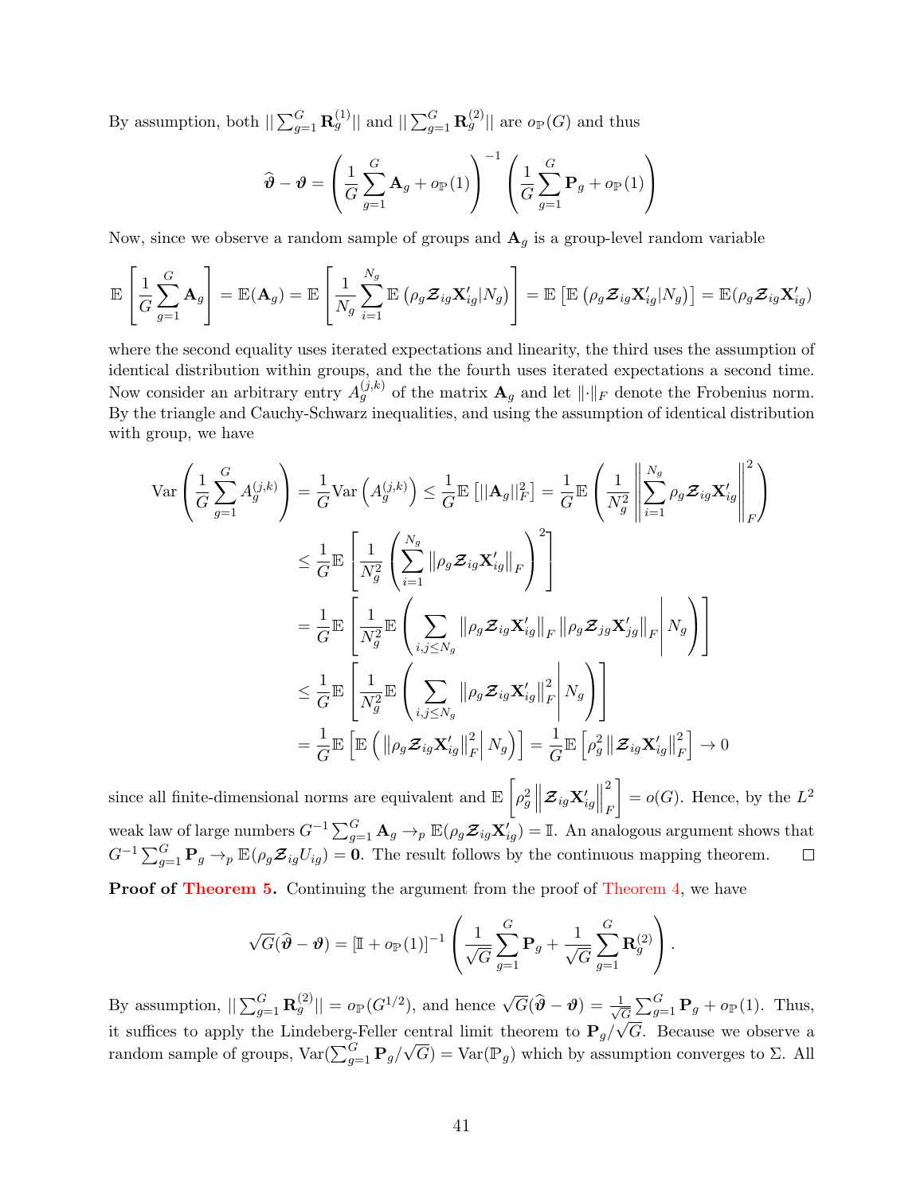By assumption, both $||\sum_{g=1}^G \mathbf{R}_g^{(1)}||$ and $||\sum_{g=1}^G \mathbf{R}_g^{(2)}||$ are $o_{\mathbb{P}}(G)$ and thus

$$\widehat{\boldsymbol{\vartheta}} - \boldsymbol{\vartheta} = \left(\frac{1}{G}\sum_{g=1}^G \mathbf{A}_g + o_{\mathbb{P}}(1)\right)^{-1}\left(\frac{1}{G}\sum_{g=1}^G \mathbf{P}_g + o_{\mathbb{P}}(1)\right)$$

Now, since we observe a random sample of groups and $\mathbf{A}_g$ is a group-level random variable

$$\mathbb{E}\left[\frac{1}{G}\sum_{g=1}^G \mathbf{A}_g\right] = \mathbb{E}(\mathbf{A}_g) = \mathbb{E}\left[\frac{1}{N_g}\sum_{i=1}^{N_g}\mathbb{E}\left(\rho_g \boldsymbol{\mathcal{Z}}_{ig}\mathbf{X}_{ig}'|N_g\right)\right] = \mathbb{E}\left[\mathbb{E}\left(\rho_g \boldsymbol{\mathcal{Z}}_{ig}\mathbf{X}_{ig}'|N_g\right)\right] = \mathbb{E}(\rho_g \boldsymbol{\mathcal{Z}}_{ig}\mathbf{X}_{ig}')$$

where the second equality uses iterated expectations and linearity, the third uses the assumption of identical distribution within groups, and the the fourth uses iterated expectations a second time. Now consider an arbitrary entry $A_g^{(j,k)}$ of the matrix $\mathbf{A}_g$ and let $\|\cdot\|_F$ denote the Frobenius norm. By the triangle and Cauchy-Schwarz inequalities, and using the assumption of identical distribution with group, we have

$$\begin{aligned}
\mathrm{Var}\left(\frac{1}{G}\sum_{g=1}^G A_g^{(j,k)}\right) &= \frac{1}{G}\mathrm{Var}\left(A_g^{(j,k)}\right) \leq \frac{1}{G}\mathbb{E}\left[||\mathbf{A}_g||_F^2\right] = \frac{1}{G}\mathbb{E}\left(\frac{1}{N_g^2}\left\|\sum_{i=1}^{N_g}\rho_g \boldsymbol{\mathcal{Z}}_{ig}\mathbf{X}_{ig}'\right\|_F^2\right) \\
&\leq \frac{1}{G}\mathbb{E}\left[\frac{1}{N_g^2}\left(\sum_{i=1}^{N_g}\left\|\rho_g \boldsymbol{\mathcal{Z}}_{ig}\mathbf{X}_{ig}'\right\|_F\right)^2\right] \\
&= \frac{1}{G}\mathbb{E}\left[\frac{1}{N_g^2}\mathbb{E}\left(\sum_{i,j\leq N_g}\left\|\rho_g \boldsymbol{\mathcal{Z}}_{ig}\mathbf{X}_{ig}'\right\|_F \left\|\rho_g \boldsymbol{\mathcal{Z}}_{jg}\mathbf{X}_{jg}'\right\|_F\middle| N_g\right)\right] \\
&\leq \frac{1}{G}\mathbb{E}\left[\frac{1}{N_g^2}\mathbb{E}\left(\sum_{i,j\leq N_g}\left\|\rho_g \boldsymbol{\mathcal{Z}}_{ig}\mathbf{X}_{ig}'\right\|_F^2\middle| N_g\right)\right] \\
&= \frac{1}{G}\mathbb{E}\left[\mathbb{E}\left(\left\|\rho_g \boldsymbol{\mathcal{Z}}_{ig}\mathbf{X}_{ig}'\right\|_F^2\middle| N_g\right)\right] = \frac{1}{G}\mathbb{E}\left[\rho_g^2\left\|\boldsymbol{\mathcal{Z}}_{ig}\mathbf{X}_{ig}'\right\|_F^2\right] \to 0
\end{aligned}$$

since all finite-dimensional norms are equivalent and $\mathbb{E}\left[\rho_g^2\left\|\boldsymbol{\mathcal{Z}}_{ig}\mathbf{X}_{ig}'\right\|_F^2\right] = o(G)$. Hence, by the $L^2$ weak law of large numbers $G^{-1}\sum_{g=1}^G \mathbf{A}_g \to_p \mathbb{E}(\rho_g \boldsymbol{\mathcal{Z}}_{ig}\mathbf{X}_{ig}') = \mathbb{I}$. An analogous argument shows that $G^{-1}\sum_{g=1}^G \mathbf{P}_g \to_p \mathbb{E}(\rho_g \boldsymbol{\mathcal{Z}}_{ig}U_{ig}) = \mathbf{0}$. The result follows by the continuous mapping theorem. □

**Proof of Theorem 5.** Continuing the argument from the proof of Theorem 4, we have

$$\sqrt{G}(\widehat{\boldsymbol{\vartheta}} - \boldsymbol{\vartheta}) = [\mathbb{I} + o_{\mathbb{P}}(1)]^{-1}\left(\frac{1}{\sqrt{G}}\sum_{g=1}^G \mathbf{P}_g + \frac{1}{\sqrt{G}}\sum_{g=1}^G \mathbf{R}_g^{(2)}\right).$$

By assumption, $||\sum_{g=1}^G \mathbf{R}_g^{(2)}|| = o_{\mathbb{P}}(G^{1/2})$, and hence $\sqrt{G}(\widehat{\boldsymbol{\vartheta}} - \boldsymbol{\vartheta}) = \frac{1}{\sqrt{G}}\sum_{g=1}^G \mathbf{P}_g + o_{\mathbb{P}}(1)$. Thus, it suffices to apply the Lindeberg-Feller central limit theorem to $\mathbf{P}_g/\sqrt{G}$. Because we observe a random sample of groups, $\mathrm{Var}(\sum_{g=1}^G \mathbf{P}_g/\sqrt{G}) = \mathrm{Var}(\mathbb{P}_g)$ which by assumption converges to $\Sigma$. All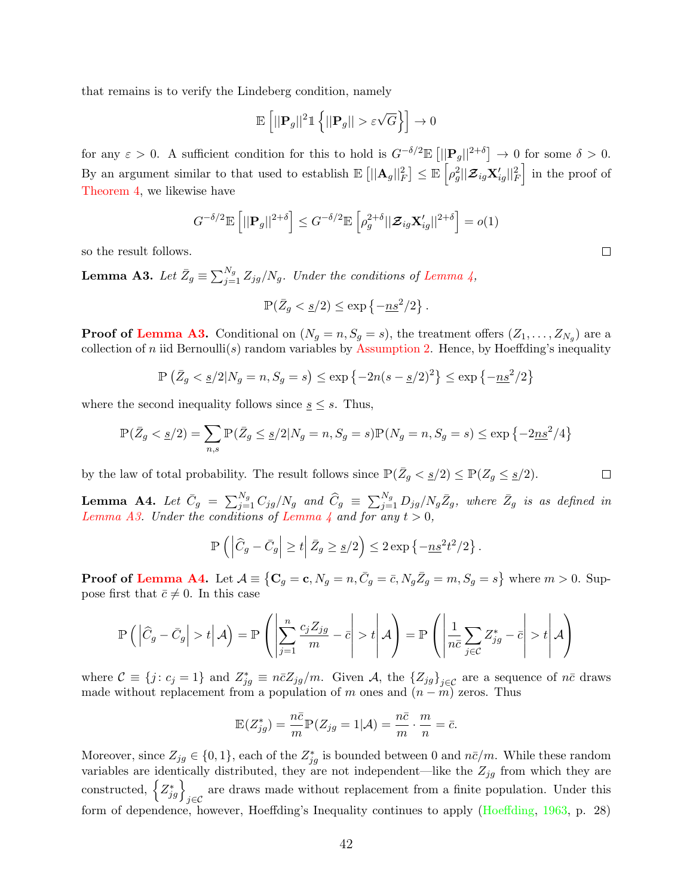that remains is to verify the Lindeberg condition, namely

$$\mathbb{E}\left[||\mathbf{P}_g||^2 \mathbb{1}\left\{||\mathbf{P}_g|| > \varepsilon\sqrt{G}\right\}\right] \to 0$$

for any $\varepsilon > 0$. A sufficient condition for this to hold is $G^{-\delta/2}\mathbb{E}\left[||\mathbf{P}_g||^{2+\delta}\right] \to 0$ for some $\delta > 0$. By an argument similar to that used to establish $\mathbb{E}\left[||\mathbf{A}_g||_F^2\right] \leq \mathbb{E}\left[\rho_g^2 ||\boldsymbol{\mathcal{Z}}_{ig}\mathbf{X}_{ig}'||_F^2\right]$ in the proof of Theorem 4, we likewise have

$$G^{-\delta/2}\mathbb{E}\left[||\mathbf{P}_g||^{2+\delta}\right] \leq G^{-\delta/2}\mathbb{E}\left[\rho_g^{2+\delta}||\boldsymbol{\mathcal{Z}}_{ig}\mathbf{X}_{ig}'||^{2+\delta}\right] = o(1)$$

so the result follows. $\square$

**Lemma A3.** *Let $\bar{Z}_g \equiv \sum_{j=1}^{N_g} Z_{jg}/N_g$. Under the conditions of Lemma 4,*

$$\mathbb{P}(\bar{Z}_g < \underline{s}/2) \leq \exp\left\{-\underline{n}\underline{s}^2/2\right\}.$$

**Proof of Lemma A3.** Conditional on $(N_g = n, S_g = s)$, the treatment offers $(Z_1, \ldots, Z_{N_g})$ are a collection of $n$ iid Bernoulli($s$) random variables by Assumption 2. Hence, by Hoeffding's inequality

$$\mathbb{P}\left(\bar{Z}_g < \underline{s}/2 | N_g = n, S_g = s\right) \leq \exp\left\{-2n(s - \underline{s}/2)^2\right\} \leq \exp\left\{-\underline{n}\underline{s}^2/2\right\}$$

where the second inequality follows since $\underline{s} \leq s$. Thus,

$$\mathbb{P}(\bar{Z}_g < \underline{s}/2) = \sum_{n,s} \mathbb{P}(\bar{Z}_g \leq \underline{s}/2 | N_g = n, S_g = s)\mathbb{P}(N_g = n, S_g = s) \leq \exp\left\{-2\underline{n}\underline{s}^2/4\right\}$$

by the law of total probability. The result follows since $\mathbb{P}(\bar{Z}_g < \underline{s}/2) \leq \mathbb{P}(Z_g \leq \underline{s}/2)$. $\square$

**Lemma A4.** *Let $\bar{C}_g = \sum_{j=1}^{N_g} C_{jg}/N_g$ and $\widehat{C}_g \equiv \sum_{j=1}^{N_g} D_{jg}/N_g\bar{Z}_g$, where $\bar{Z}_g$ is as defined in Lemma A3. Under the conditions of Lemma 4 and for any $t > 0$,*

$$\mathbb{P}\left(\left|\widehat{C}_g - \bar{C}_g\right| \geq t \middle| \bar{Z}_g \geq \underline{s}/2\right) \leq 2\exp\left\{-\underline{n}\underline{s}^2 t^2/2\right\}.$$

**Proof of Lemma A4.** Let $\mathcal{A} \equiv \left\{\mathbf{C}_g = \mathbf{c}, N_g = n, \bar{C}_g = \bar{c}, N_g\bar{Z}_g = m, S_g = s\right\}$ where $m > 0$. Suppose first that $\bar{c} \neq 0$. In this case

$$\mathbb{P}\left(\left|\widehat{C}_g - \bar{C}_g\right| > t \middle| \mathcal{A}\right) = \mathbb{P}\left(\left|\sum_{j=1}^{n}\frac{c_j Z_{jg}}{m} - \bar{c}\right| > t \middle| \mathcal{A}\right) = \mathbb{P}\left(\left|\frac{1}{n\bar{c}}\sum_{j\in\mathcal{C}} Z_{jg}^* - \bar{c}\right| > t \middle| \mathcal{A}\right)$$

where $\mathcal{C} \equiv \{j \colon c_j = 1\}$ and $Z_{jg}^* \equiv n\bar{c}Z_{jg}/m$. Given $\mathcal{A}$, the $\{Z_{jg}\}_{j\in\mathcal{C}}$ are a sequence of $n\bar{c}$ draws made without replacement from a population of $m$ ones and $(n-m)$ zeros. Thus

$$\mathbb{E}(Z_{jg}^*) = \frac{n\bar{c}}{m}\mathbb{P}(Z_{jg} = 1|\mathcal{A}) = \frac{n\bar{c}}{m} \cdot \frac{m}{n} = \bar{c}.$$

Moreover, since $Z_{jg} \in \{0, 1\}$, each of the $Z_{jg}^*$ is bounded between 0 and $n\bar{c}/m$. While these random variables are identically distributed, they are not independent—like the $Z_{jg}$ from which they are constructed, $\left\{Z_{jg}^*\right\}_{j\in\mathcal{C}}$ are draws made without replacement from a finite population. Under this form of dependence, however, Hoeffding's Inequality continues to apply (Hoeffding, 1963, p. 28)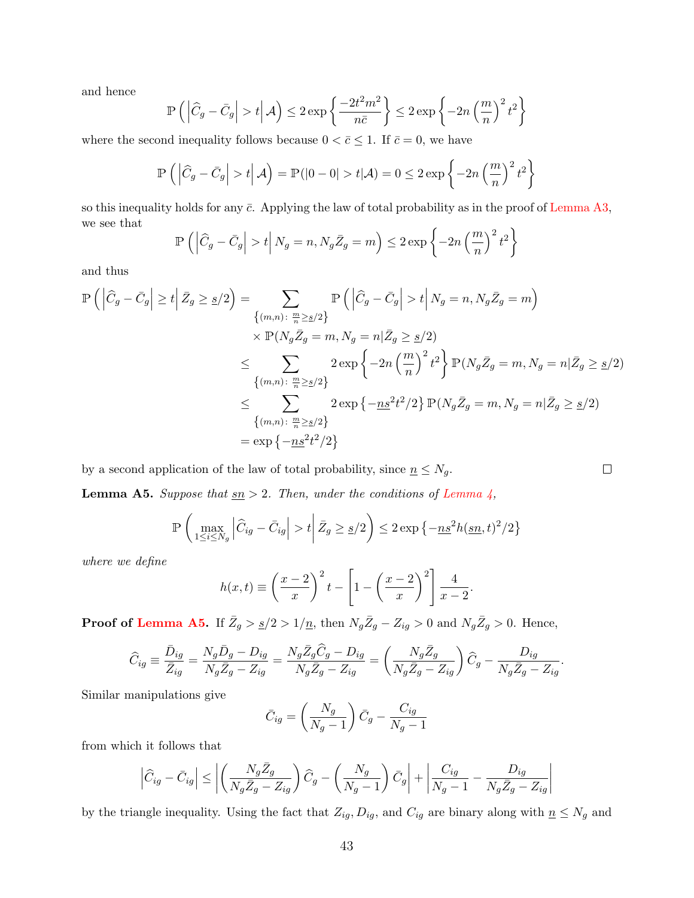and hence

$$
\mathbb{P}\left(\left|\widehat{C}_g - \bar{C}_g\right| > t \,\middle|\, \mathcal{A}\right) \leq 2\exp\left\{\frac{-2t^2m^2}{n\bar{c}}\right\} \leq 2\exp\left\{-2n\left(\frac{m}{n}\right)^2 t^2\right\}
$$

where the second inequality follows because $0 < \bar{c} \leq 1$. If $\bar{c} = 0$, we have

$$
\mathbb{P}\left(\left|\widehat{C}_g - \bar{C}_g\right| > t \,\middle|\, \mathcal{A}\right) = \mathbb{P}(|0-0| > t|\mathcal{A}) = 0 \leq 2\exp\left\{-2n\left(\frac{m}{n}\right)^2 t^2\right\}
$$

so this inequality holds for any $\bar{c}$. Applying the law of total probability as in the proof of Lemma A3, we see that

$$
\mathbb{P}\left(\left|\widehat{C}_g - \bar{C}_g\right| > t \,\middle|\, N_g = n, N_g\bar{Z}_g = m\right) \leq 2\exp\left\{-2n\left(\frac{m}{n}\right)^2 t^2\right\}
$$

and thus

$$
\begin{aligned}
\mathbb{P}\left(\left|\widehat{C}_g - \bar{C}_g\right| \geq t \,\middle|\, \bar{Z}_g \geq \underline{s}/2\right) &= \sum_{\left\{(m,n)\colon\, \frac{m}{n} \geq \underline{s}/2\right\}} \mathbb{P}\left(\left|\widehat{C}_g - \bar{C}_g\right| > t \,\middle|\, N_g = n, N_g\bar{Z}_g = m\right) \\
&\quad \times \mathbb{P}(N_g\bar{Z}_g = m, N_g = n | \bar{Z}_g \geq \underline{s}/2) \\
&\leq \sum_{\left\{(m,n)\colon\, \frac{m}{n} \geq \underline{s}/2\right\}} 2\exp\left\{-2n\left(\frac{m}{n}\right)^2 t^2\right\} \mathbb{P}(N_g\bar{Z}_g = m, N_g = n | \bar{Z}_g \geq \underline{s}/2) \\
&\leq \sum_{\left\{(m,n)\colon\, \frac{m}{n} \geq \underline{s}/2\right\}} 2\exp\left\{-\underline{n}\underline{s}^2 t^2/2\right\} \mathbb{P}(N_g\bar{Z}_g = m, N_g = n | \bar{Z}_g \geq \underline{s}/2) \\
&= \exp\left\{-\underline{n}\underline{s}^2 t^2/2\right\}
\end{aligned}
$$

by a second application of the law of total probability, since $\underline{n} \leq N_g$. □

**Lemma A5.** *Suppose that $\underline{s}\underline{n} > 2$. Then, under the conditions of Lemma 4,*

$$
\mathbb{P}\left(\max_{1 \leq i \leq N_g} \left|\widehat{C}_{ig} - \bar{C}_{ig}\right| > t \,\middle|\, \bar{Z}_g \geq \underline{s}/2\right) \leq 2\exp\left\{-\underline{n}\underline{s}^2 h(\underline{s}\underline{n}, t)^2/2\right\}
$$

*where we define*

$$
h(x,t) \equiv \left(\frac{x-2}{x}\right)^2 t - \left[1 - \left(\frac{x-2}{x}\right)^2\right]\frac{4}{x-2}.
$$

**Proof of Lemma A5.** If $\bar{Z}_g > \underline{s}/2 > 1/\underline{n}$, then $N_g\bar{Z}_g - Z_{ig} > 0$ and $N_g\bar{Z}_g > 0$. Hence,

$$
\widehat{C}_{ig} \equiv \frac{\bar{D}_{ig}}{\bar{Z}_{ig}} = \frac{N_g\bar{D}_g - D_{ig}}{N_g\bar{Z}_g - Z_{ig}} = \frac{N_g\bar{Z}_g\widehat{C}_g - D_{ig}}{N_g\bar{Z}_g - Z_{ig}} = \left(\frac{N_g\bar{Z}_g}{N_g\bar{Z}_g - Z_{ig}}\right)\widehat{C}_g - \frac{D_{ig}}{N_g\bar{Z}_g - Z_{ig}}.
$$

Similar manipulations give

$$
\bar{C}_{ig} = \left(\frac{N_g}{N_g - 1}\right)\bar{C}_g - \frac{C_{ig}}{N_g - 1}
$$

from which it follows that

$$
\left|\widehat{C}_{ig} - \bar{C}_{ig}\right| \leq \left|\left(\frac{N_g\bar{Z}_g}{N_g\bar{Z}_g - Z_{ig}}\right)\widehat{C}_g - \left(\frac{N_g}{N_g - 1}\right)\bar{C}_g\right| + \left|\frac{C_{ig}}{N_g - 1} - \frac{D_{ig}}{N_g\bar{Z}_g - Z_{ig}}\right|
$$

by the triangle inequality. Using the fact that $Z_{ig}, D_{ig}$, and $C_{ig}$ are binary along with $\underline{n} \leq N_g$ and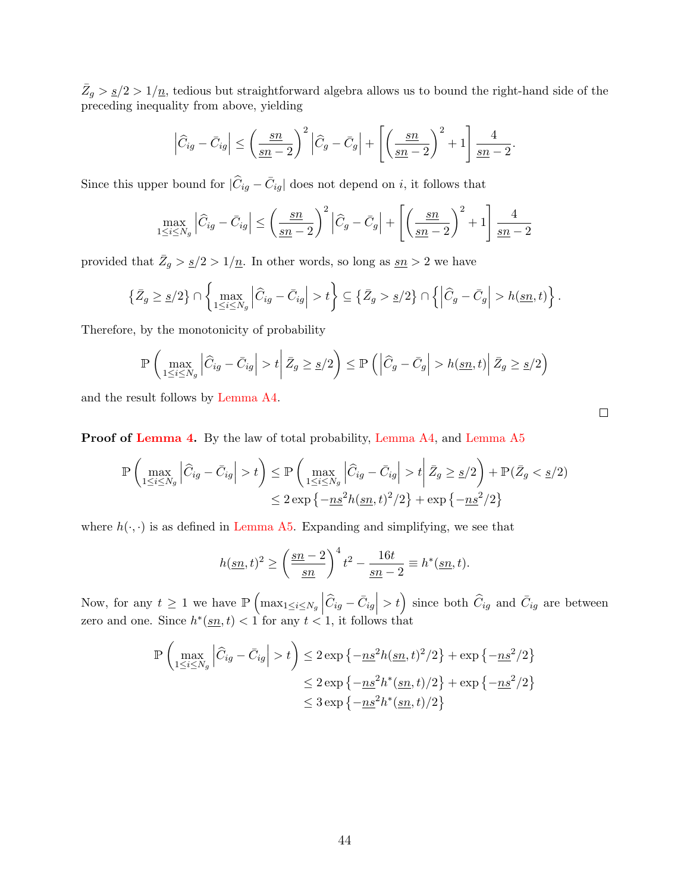$\bar{Z}_g > \underline{s}/2 > 1/\underline{n}$, tedious but straightforward algebra allows us to bound the right-hand side of the preceding inequality from above, yielding

$$\left|\widehat{C}_{ig} - \bar{C}_{ig}\right| \leq \left(\frac{\underline{sn}}{\underline{sn}-2}\right)^2 \left|\widehat{C}_g - \bar{C}_g\right| + \left[\left(\frac{\underline{sn}}{\underline{sn}-2}\right)^2 + 1\right]\frac{4}{\underline{sn}-2}.$$

Since this upper bound for $|\widehat{C}_{ig} - \bar{C}_{ig}|$ does not depend on $i$, it follows that

$$\max_{1\leq i \leq N_g}\left|\widehat{C}_{ig} - \bar{C}_{ig}\right| \leq \left(\frac{\underline{sn}}{\underline{sn}-2}\right)^2 \left|\widehat{C}_g - \bar{C}_g\right| + \left[\left(\frac{\underline{sn}}{\underline{sn}-2}\right)^2 + 1\right]\frac{4}{\underline{sn}-2}$$

provided that $\bar{Z}_g > \underline{s}/2 > 1/\underline{n}$. In other words, so long as $\underline{sn} > 2$ we have

$$\left\{\bar{Z}_g \geq \underline{s}/2\right\} \cap \left\{\max_{1\leq i\leq N_g}\left|\widehat{C}_{ig} - \bar{C}_{ig}\right| > t\right\} \subseteq \left\{\bar{Z}_g > \underline{s}/2\right\} \cap \left\{\left|\widehat{C}_g - \bar{C}_g\right| > h(\underline{sn}, t)\right\}.$$

Therefore, by the monotonicity of probability

$$\mathbb{P}\left(\max_{1\leq i\leq N_g}\left|\widehat{C}_{ig} - \bar{C}_{ig}\right| > t \middle| \bar{Z}_g \geq \underline{s}/2\right) \leq \mathbb{P}\left(\left|\widehat{C}_g - \bar{C}_g\right| > h(\underline{sn}, t)\middle| \bar{Z}_g \geq \underline{s}/2\right)$$

and the result follows by Lemma A4.

□

**Proof of Lemma 4.** By the law of total probability, Lemma A4, and Lemma A5

$$\begin{aligned}
\mathbb{P}\left(\max_{1\leq i\leq N_g}\left|\widehat{C}_{ig} - \bar{C}_{ig}\right| > t\right) &\leq \mathbb{P}\left(\max_{1\leq i\leq N_g}\left|\widehat{C}_{ig} - \bar{C}_{ig}\right| > t \middle| \bar{Z}_g \geq \underline{s}/2\right) + \mathbb{P}(\bar{Z}_g < \underline{s}/2)\\
&\leq 2\exp\left\{-\underline{n}\underline{s}^2 h(\underline{sn}, t)^2/2\right\} + \exp\left\{-\underline{n}\underline{s}^2/2\right\}
\end{aligned}$$

where $h(\cdot,\cdot)$ is as defined in Lemma A5. Expanding and simplifying, we see that

$$h(\underline{sn}, t)^2 \geq \left(\frac{\underline{sn}-2}{\underline{sn}}\right)^4 t^2 - \frac{16t}{\underline{sn}-2} \equiv h^*(\underline{sn}, t).$$

Now, for any $t \geq 1$ we have $\mathbb{P}\left(\max_{1\leq i\leq N_g}\left|\widehat{C}_{ig} - \bar{C}_{ig}\right| > t\right)$ since both $\widehat{C}_{ig}$ and $\bar{C}_{ig}$ are between zero and one. Since $h^*(\underline{sn}, t) < 1$ for any $t < 1$, it follows that

$$\begin{aligned}
\mathbb{P}\left(\max_{1\leq i\leq N_g}\left|\widehat{C}_{ig} - \bar{C}_{ig}\right| > t\right) &\leq 2\exp\left\{-\underline{n}\underline{s}^2 h(\underline{sn}, t)^2/2\right\} + \exp\left\{-\underline{n}\underline{s}^2/2\right\}\\
&\leq 2\exp\left\{-\underline{n}\underline{s}^2 h^*(\underline{sn}, t)/2\right\} + \exp\left\{-\underline{n}\underline{s}^2/2\right\}\\
&\leq 3\exp\left\{-\underline{n}\underline{s}^2 h^*(\underline{sn}, t)/2\right\}
\end{aligned}$$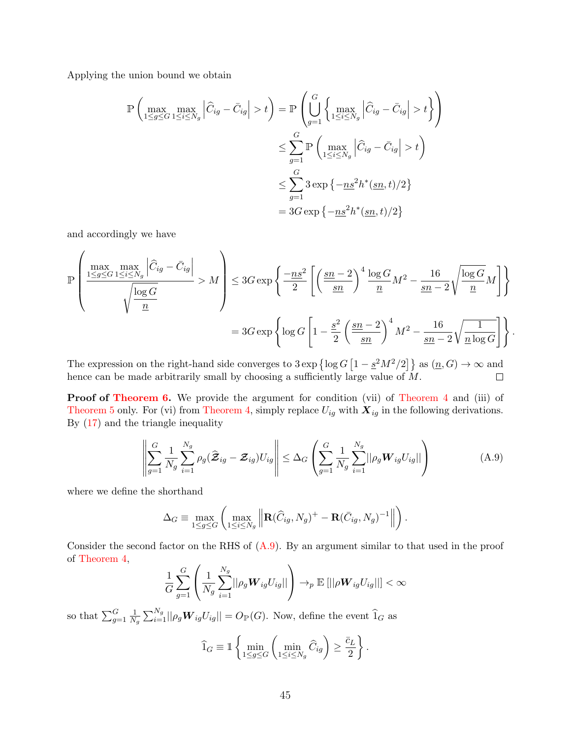Applying the union bound we obtain

$$
\begin{aligned}
\mathbb{P}\left(\max_{1\le g\le G}\max_{1\le i\le N_g}\left|\widehat{C}_{ig}-\bar{C}_{ig}\right|>t\right) &= \mathbb{P}\left(\bigcup_{g=1}^{G}\left\{\max_{1\le i\le N_g}\left|\widehat{C}_{ig}-\bar{C}_{ig}\right|>t\right\}\right)\\
&\le \sum_{g=1}^{G}\mathbb{P}\left(\max_{1\le i\le N_g}\left|\widehat{C}_{ig}-\bar{C}_{ig}\right|>t\right)\\
&\le \sum_{g=1}^{G} 3\exp\left\{-\underline{n}\underline{s}^2 h^*(\underline{s}\underline{n},t)/2\right\}\\
&= 3G\exp\left\{-\underline{n}\underline{s}^2 h^*(\underline{s}\underline{n},t)/2\right\}
\end{aligned}
$$

and accordingly we have

$$
\begin{aligned}
\mathbb{P}\left(\frac{\max_{1\le g\le G}\max_{1\le i\le N_g}\left|\widehat{C}_{ig}-\bar{C}_{ig}\right|}{\sqrt{\dfrac{\log G}{\underline{n}}}}>M\right) &\le 3G\exp\left\{\frac{-\underline{n}\underline{s}^2}{2}\left[\left(\frac{\underline{s}\underline{n}-2}{\underline{s}\underline{n}}\right)^4\frac{\log G}{\underline{n}}M^2-\frac{16}{\underline{s}\underline{n}-2}\sqrt{\frac{\log G}{\underline{n}}}M\right]\right\}\\
&= 3G\exp\left\{\log G\left[1-\frac{\underline{s}^2}{2}\left(\frac{\underline{s}\underline{n}-2}{\underline{s}\underline{n}}\right)^4 M^2-\frac{16}{\underline{s}\underline{n}-2}\sqrt{\frac{1}{\underline{n}\log G}}\right]\right\}.
\end{aligned}
$$

The expression on the right-hand side converges to $3\exp\left\{\log G\left[1-\underline{s}^2M^2/2\right]\right\}$ as $(\underline{n},G)\to\infty$ and hence can be made arbitrarily small by choosing a sufficiently large value of $M$. □

**Proof of Theorem 6.** We provide the argument for condition (vii) of Theorem 4 and (iii) of Theorem 5 only. For (vi) from Theorem 4, simply replace $U_{ig}$ with $\boldsymbol{X}_{ig}$ in the following derivations. By (17) and the triangle inequality

$$
\left\|\sum_{g=1}^{G}\frac{1}{N_g}\sum_{i=1}^{N_g}\rho_g(\widehat{\boldsymbol{\mathcal{Z}}}_{ig}-\boldsymbol{\mathcal{Z}}_{ig})U_{ig}\right\| \le \Delta_G\left(\sum_{g=1}^{G}\frac{1}{N_g}\sum_{i=1}^{N_g}||\rho_g\boldsymbol{W}_{ig}U_{ig}||\right) \tag{A.9}
$$

where we define the shorthand

$$
\Delta_G \equiv \max_{1\le g\le G}\left(\max_{1\le i\le N_g}\left\|\mathbf{R}(\widehat{C}_{ig},N_g)^+-\mathbf{R}(\bar{C}_{ig},N_g)^{-1}\right\|\right).
$$

Consider the second factor on the RHS of (A.9). By an argument similar to that used in the proof of Theorem 4,

$$
\frac{1}{G}\sum_{g=1}^{G}\left(\frac{1}{N_g}\sum_{i=1}^{N_g}||\rho_g\boldsymbol{W}_{ig}U_{ig}||\right)\to_p \mathbb{E}\left[||\rho\boldsymbol{W}_{ig}U_{ig}||\right]<\infty
$$

so that $\sum_{g=1}^{G}\frac{1}{N_g}\sum_{i=1}^{N_g}||\rho_g\boldsymbol{W}_{ig}U_{ig}|| = O_{\mathbb{P}}(G)$. Now, define the event $\widehat{\mathbb{1}}_G$ as

$$
\widehat{\mathbb{1}}_G \equiv \mathbb{1}\left\{\min_{1\le g\le G}\left(\min_{1\le i\le N_g}\widehat{C}_{ig}\right)\ge\frac{\bar{c}_L}{2}\right\}.
$$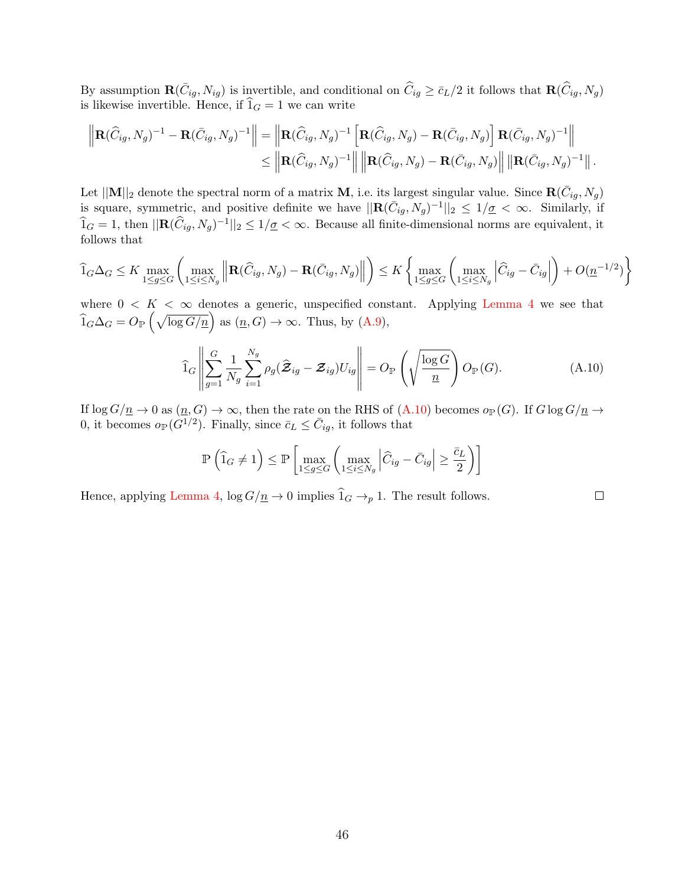By assumption $\mathbf{R}(\bar{C}_{ig}, N_{ig})$ is invertible, and conditional on $\widehat{C}_{ig} \geq \bar{c}_L/2$ it follows that $\mathbf{R}(\widehat{C}_{ig}, N_g)$ is likewise invertible. Hence, if $\widehat{1}_G = 1$ we can write

$$
\begin{aligned}
\left\| \mathbf{R}(\widehat{C}_{ig}, N_g)^{-1} - \mathbf{R}(\bar{C}_{ig}, N_g)^{-1} \right\| &= \left\| \mathbf{R}(\widehat{C}_{ig}, N_g)^{-1} \left[ \mathbf{R}(\widehat{C}_{ig}, N_g) - \mathbf{R}(\bar{C}_{ig}, N_g) \right] \mathbf{R}(\bar{C}_{ig}, N_g)^{-1} \right\| \\
&\leq \left\| \mathbf{R}(\widehat{C}_{ig}, N_g)^{-1} \right\| \left\| \mathbf{R}(\widehat{C}_{ig}, N_g) - \mathbf{R}(\bar{C}_{ig}, N_g) \right\| \left\| \mathbf{R}(\bar{C}_{ig}, N_g)^{-1} \right\|.
\end{aligned}
$$

Let $||\mathbf{M}||_2$ denote the spectral norm of a matrix $\mathbf{M}$, i.e. its largest singular value. Since $\mathbf{R}(\bar{C}_{ig}, N_g)$ is square, symmetric, and positive definite we have $||\mathbf{R}(\bar{C}_{ig}, N_g)^{-1}||_2 \leq 1/\underline{\sigma} < \infty$. Similarly, if $\widehat{1}_G = 1$, then $||\mathbf{R}(\widehat{C}_{ig}, N_g)^{-1}||_2 \leq 1/\underline{\sigma} < \infty$. Because all finite-dimensional norms are equivalent, it follows that

$$
\widehat{1}_G \Delta_G \leq K \max_{1 \leq g \leq G} \left( \max_{1 \leq i \leq N_g} \left\| \mathbf{R}(\widehat{C}_{ig}, N_g) - \mathbf{R}(\bar{C}_{ig}, N_g) \right\| \right) \leq K \left\{ \max_{1 \leq g \leq G} \left( \max_{1 \leq i \leq N_g} \left| \widehat{C}_{ig} - \bar{C}_{ig} \right| \right) + O(\underline{n}^{-1/2}) \right\}
$$

where $0 < K < \infty$ denotes a generic, unspecified constant. Applying Lemma 4 we see that $\widehat{1}_G \Delta_G = O_{\mathbb{P}}\left(\sqrt{\log G/\underline{n}}\right)$ as $(\underline{n}, G) \to \infty$. Thus, by (A.9),

$$
\widehat{1}_G \left\| \sum_{g=1}^{G} \frac{1}{N_g} \sum_{i=1}^{N_g} \rho_g (\widehat{\boldsymbol{\mathcal{Z}}}_{ig} - \boldsymbol{\mathcal{Z}}_{ig}) U_{ig} \right\| = O_{\mathbb{P}}\left( \sqrt{\frac{\log G}{\underline{n}}} \right) O_{\mathbb{P}}(G). \tag{A.10}
$$

If $\log G/\underline{n} \to 0$ as $(\underline{n}, G) \to \infty$, then the rate on the RHS of (A.10) becomes $o_{\mathbb{P}}(G)$. If $G \log G/\underline{n} \to 0$, it becomes $o_{\mathbb{P}}(G^{1/2})$. Finally, since $\bar{c}_L \leq \bar{C}_{ig}$, it follows that

$$
\mathbb{P}\left(\widehat{1}_G \neq 1\right) \leq \mathbb{P}\left[ \max_{1 \leq g \leq G} \left( \max_{1 \leq i \leq N_g} \left| \widehat{C}_{ig} - \bar{C}_{ig} \right| \geq \frac{\bar{c}_L}{2} \right) \right]
$$

Hence, applying Lemma 4, $\log G/\underline{n} \to 0$ implies $\widehat{1}_G \to_p 1$. The result follows. □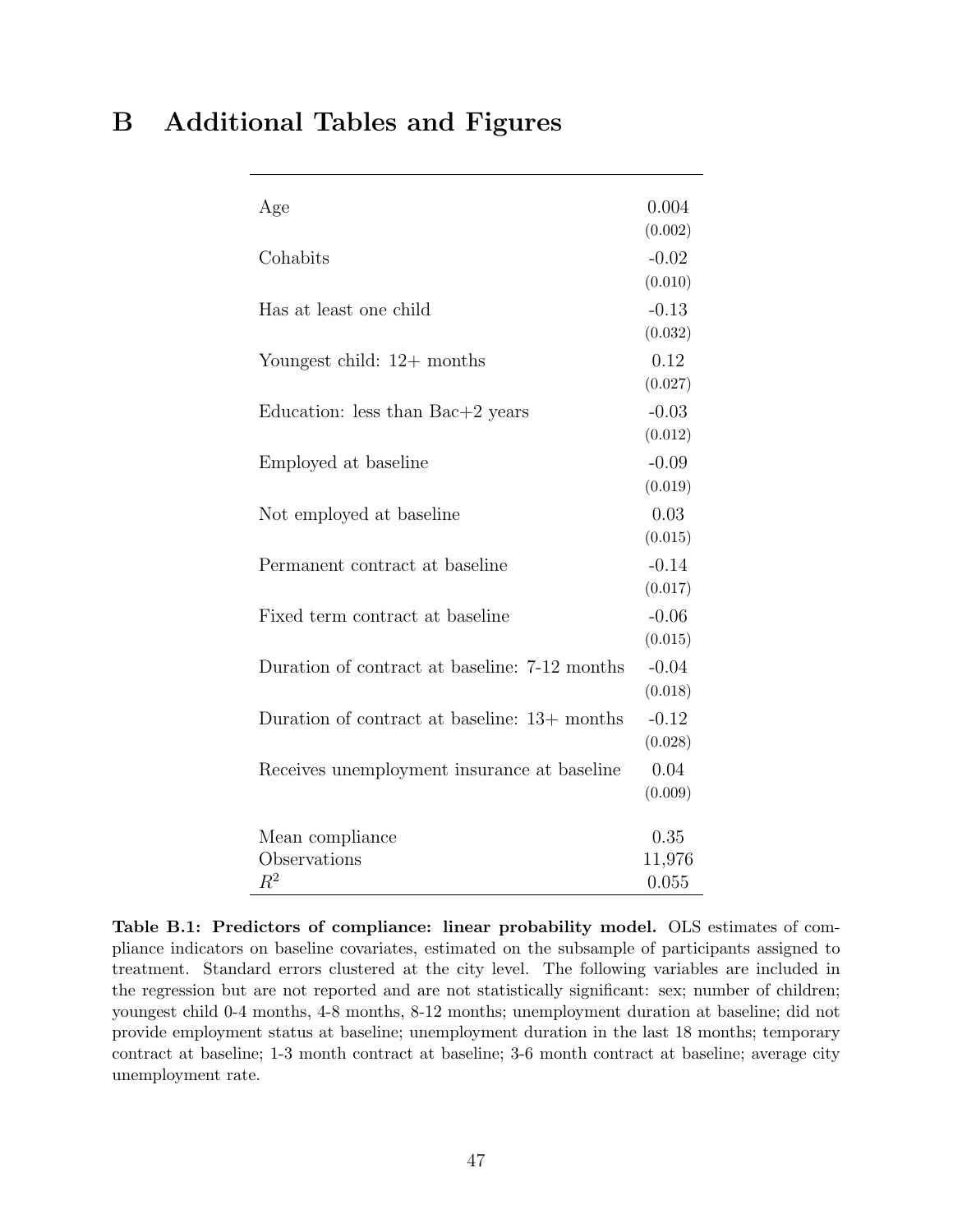# B Additional Tables and Figures

| | |
|---|---|
| Age | 0.004 |
| | (0.002) |
| Cohabits | -0.02 |
| | (0.010) |
| Has at least one child | -0.13 |
| | (0.032) |
| Youngest child: 12+ months | 0.12 |
| | (0.027) |
| Education: less than Bac+2 years | -0.03 |
| | (0.012) |
| Employed at baseline | -0.09 |
| | (0.019) |
| Not employed at baseline | 0.03 |
| | (0.015) |
| Permanent contract at baseline | -0.14 |
| | (0.017) |
| Fixed term contract at baseline | -0.06 |
| | (0.015) |
| Duration of contract at baseline: 7-12 months | -0.04 |
| | (0.018) |
| Duration of contract at baseline: 13+ months | -0.12 |
| | (0.028) |
| Receives unemployment insurance at baseline | 0.04 |
| | (0.009) |
| Mean compliance | 0.35 |
| Observations | 11,976 |
| $R^2$ | 0.055 |

**Table B.1: Predictors of compliance: linear probability model.** OLS estimates of compliance indicators on baseline covariates, estimated on the subsample of participants assigned to treatment. Standard errors clustered at the city level. The following variables are included in the regression but are not reported and are not statistically significant: sex; number of children; youngest child 0-4 months, 4-8 months, 8-12 months; unemployment duration at baseline; did not provide employment status at baseline; unemployment duration in the last 18 months; temporary contract at baseline; 1-3 month contract at baseline; 3-6 month contract at baseline; average city unemployment rate.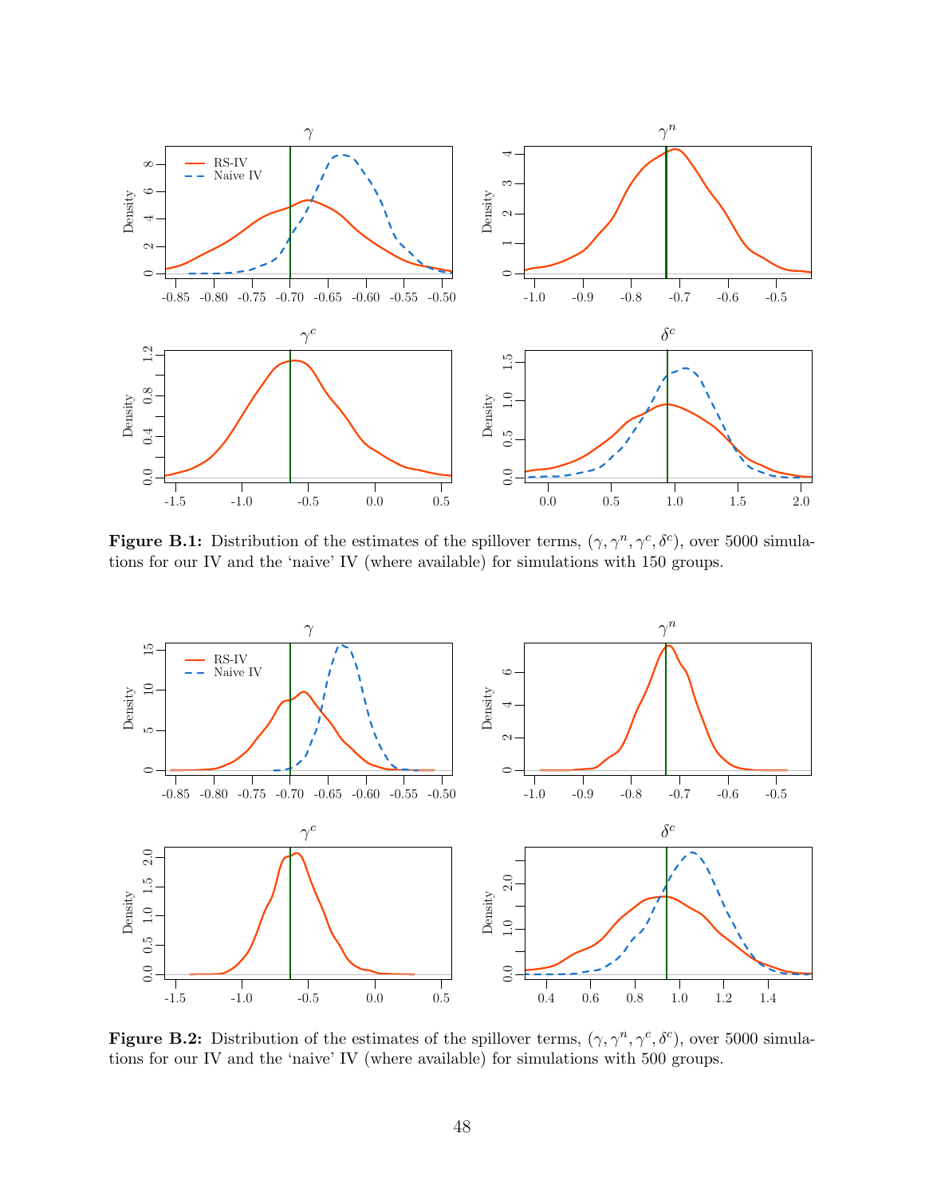**Figure B.1:** Distribution of the estimates of the spillover terms, $(\gamma, \gamma^n, \gamma^c, \delta^c)$, over 5000 simulations for our IV and the 'naive' IV (where available) for simulations with 150 groups.

**Figure B.2:** Distribution of the estimates of the spillover terms, $(\gamma, \gamma^n, \gamma^c, \delta^c)$, over 5000 simulations for our IV and the 'naive' IV (where available) for simulations with 500 groups.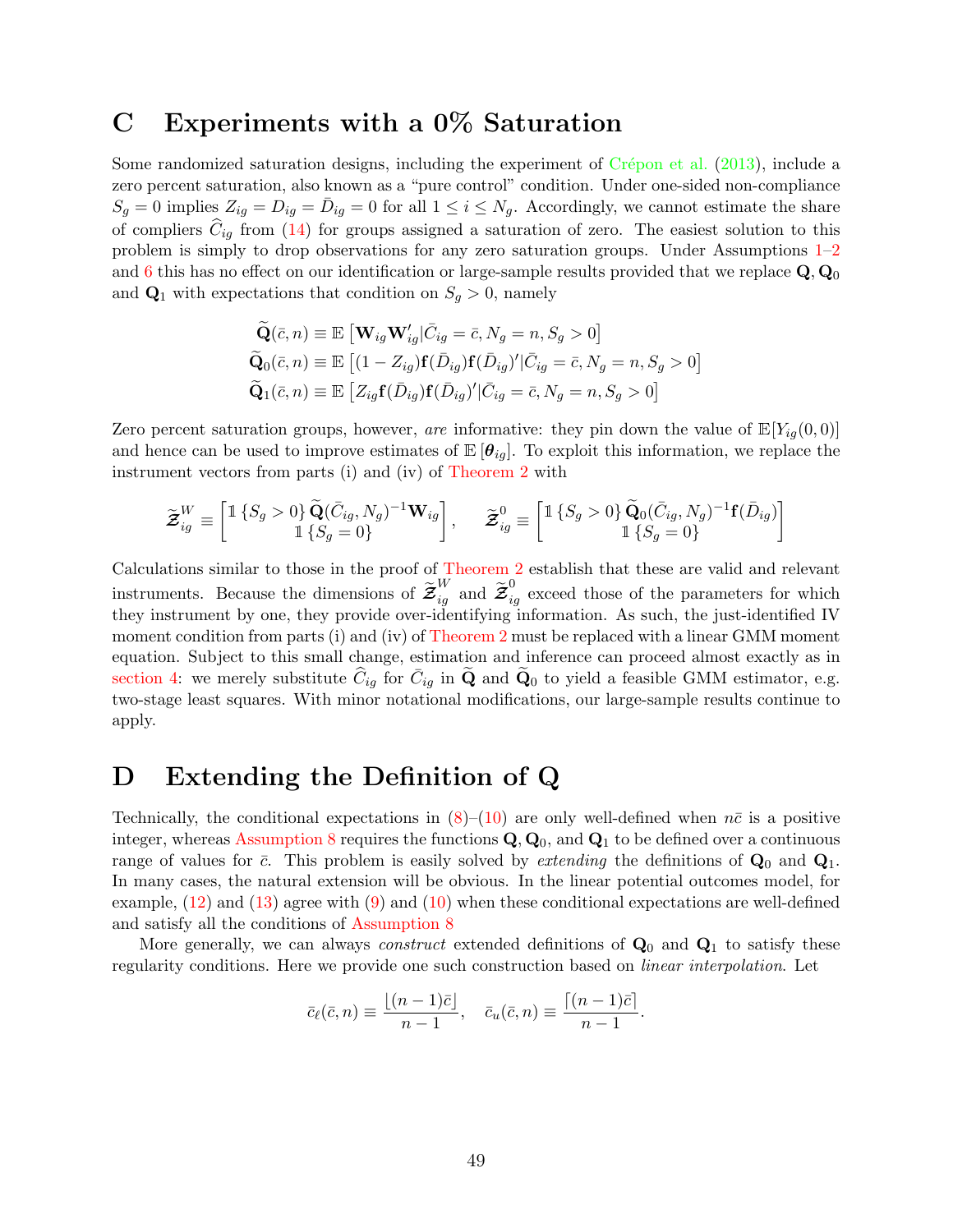# C Experiments with a 0% Saturation

Some randomized saturation designs, including the experiment of Crépon et al. (2013), include a zero percent saturation, also known as a "pure control" condition. Under one-sided non-compliance $S_g = 0$ implies $Z_{ig} = D_{ig} = \bar{D}_{ig} = 0$ for all $1 \leq i \leq N_g$. Accordingly, we cannot estimate the share of compliers $\widehat{C}_{ig}$ from (14) for groups assigned a saturation of zero. The easiest solution to this problem is simply to drop observations for any zero saturation groups. Under Assumptions 1–2 and 6 this has no effect on our identification or large-sample results provided that we replace $\mathbf{Q}, \mathbf{Q}_0$ and $\mathbf{Q}_1$ with expectations that condition on $S_g > 0$, namely

$$
\begin{aligned}
\widetilde{\mathbf{Q}}(\bar{c}, n) &\equiv \mathbb{E}\left[\mathbf{W}_{ig}\mathbf{W}_{ig}' | \bar{C}_{ig} = \bar{c}, N_g = n, S_g > 0\right] \\
\widetilde{\mathbf{Q}}_0(\bar{c}, n) &\equiv \mathbb{E}\left[(1 - Z_{ig})\mathbf{f}(\bar{D}_{ig})\mathbf{f}(\bar{D}_{ig})' | \bar{C}_{ig} = \bar{c}, N_g = n, S_g > 0\right] \\
\widetilde{\mathbf{Q}}_1(\bar{c}, n) &\equiv \mathbb{E}\left[Z_{ig}\mathbf{f}(\bar{D}_{ig})\mathbf{f}(\bar{D}_{ig})' | \bar{C}_{ig} = \bar{c}, N_g = n, S_g > 0\right]
\end{aligned}
$$

Zero percent saturation groups, however, *are* informative: they pin down the value of $\mathbb{E}[Y_{ig}(0,0)]$ and hence can be used to improve estimates of $\mathbb{E}[\boldsymbol{\theta}_{ig}]$. To exploit this information, we replace the instrument vectors from parts (i) and (iv) of Theorem 2 with

$$
\widetilde{\boldsymbol{\mathcal{Z}}}_{ig}^W \equiv \begin{bmatrix} \mathbb{1}\{S_g > 0\}\, \widetilde{\mathbf{Q}}(\bar{C}_{ig}, N_g)^{-1}\mathbf{W}_{ig} \\ \mathbb{1}\{S_g = 0\} \end{bmatrix}, \quad \widetilde{\boldsymbol{\mathcal{Z}}}_{ig}^0 \equiv \begin{bmatrix} \mathbb{1}\{S_g > 0\}\, \widetilde{\mathbf{Q}}_0(\bar{C}_{ig}, N_g)^{-1}\mathbf{f}(\bar{D}_{ig}) \\ \mathbb{1}\{S_g = 0\} \end{bmatrix}
$$

Calculations similar to those in the proof of Theorem 2 establish that these are valid and relevant instruments. Because the dimensions of $\widetilde{\boldsymbol{\mathcal{Z}}}_{ig}^W$ and $\widetilde{\boldsymbol{\mathcal{Z}}}_{ig}^0$ exceed those of the parameters for which they instrument by one, they provide over-identifying information. As such, the just-identified IV moment condition from parts (i) and (iv) of Theorem 2 must be replaced with a linear GMM moment equation. Subject to this small change, estimation and inference can proceed almost exactly as in section 4: we merely substitute $\widehat{C}_{ig}$ for $\bar{C}_{ig}$ in $\widetilde{\mathbf{Q}}$ and $\widetilde{\mathbf{Q}}_0$ to yield a feasible GMM estimator, e.g. two-stage least squares. With minor notational modifications, our large-sample results continue to apply.

# D Extending the Definition of Q

Technically, the conditional expectations in (8)–(10) are only well-defined when $n\bar{c}$ is a positive integer, whereas Assumption 8 requires the functions $\mathbf{Q}, \mathbf{Q}_0$, and $\mathbf{Q}_1$ to be defined over a continuous range of values for $\bar{c}$. This problem is easily solved by *extending* the definitions of $\mathbf{Q}_0$ and $\mathbf{Q}_1$. In many cases, the natural extension will be obvious. In the linear potential outcomes model, for example, (12) and (13) agree with (9) and (10) when these conditional expectations are well-defined and satisfy all the conditions of Assumption 8

More generally, we can always *construct* extended definitions of $\mathbf{Q}_0$ and $\mathbf{Q}_1$ to satisfy these regularity conditions. Here we provide one such construction based on *linear interpolation*. Let

$$
\bar{c}_\ell(\bar{c}, n) \equiv \frac{\lfloor (n-1)\bar{c} \rfloor}{n-1}, \quad \bar{c}_u(\bar{c}, n) \equiv \frac{\lceil (n-1)\bar{c} \rceil}{n-1}.
$$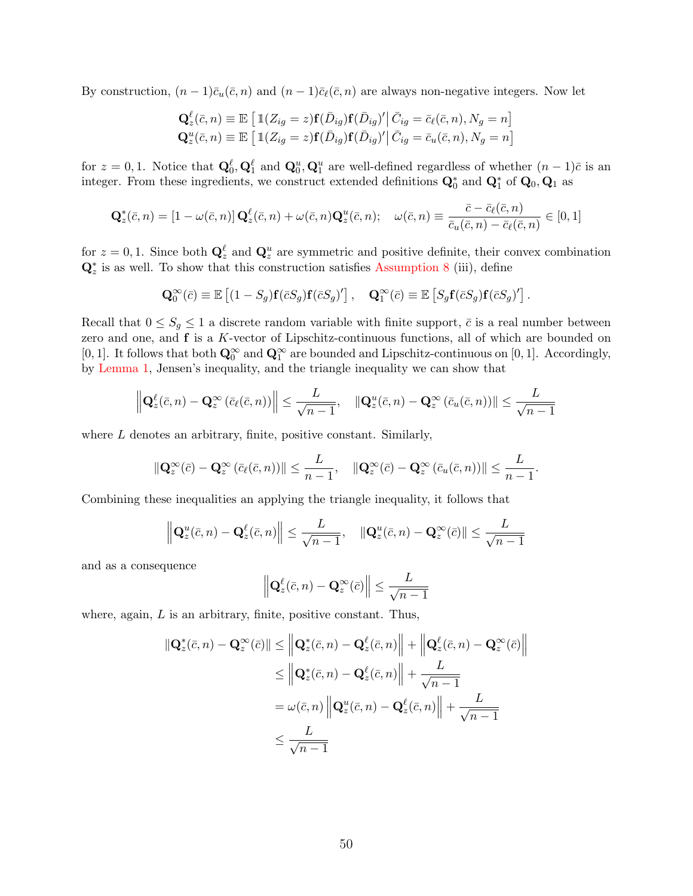By construction, $(n-1)\bar{c}_u(\bar{c}, n)$ and $(n-1)\bar{c}_\ell(\bar{c}, n)$ are always non-negative integers. Now let

$$
\begin{aligned}
\mathbf{Q}_z^\ell(\bar{c}, n) &\equiv \mathbb{E}\left[\mathbb{1}(Z_{ig}=z)\mathbf{f}(\bar{D}_{ig})\mathbf{f}(\bar{D}_{ig})' \middle| \bar{C}_{ig} = \bar{c}_\ell(\bar{c}, n), N_g = n\right] \\
\mathbf{Q}_z^u(\bar{c}, n) &\equiv \mathbb{E}\left[\mathbb{1}(Z_{ig}=z)\mathbf{f}(\bar{D}_{ig})\mathbf{f}(\bar{D}_{ig})' \middle| \bar{C}_{ig} = \bar{c}_u(\bar{c}, n), N_g = n\right]
\end{aligned}
$$

for $z = 0, 1$. Notice that $\mathbf{Q}_0^\ell, \mathbf{Q}_1^\ell$ and $\mathbf{Q}_0^u, \mathbf{Q}_1^u$ are well-defined regardless of whether $(n-1)\bar{c}$ is an integer. From these ingredients, we construct extended definitions $\mathbf{Q}_0^*$ and $\mathbf{Q}_1^*$ of $\mathbf{Q}_0, \mathbf{Q}_1$ as

$$
\mathbf{Q}_z^*(\bar{c}, n) = \left[1 - \omega(\bar{c}, n)\right]\mathbf{Q}_z^\ell(\bar{c}, n) + \omega(\bar{c}, n)\mathbf{Q}_z^u(\bar{c}, n); \quad \omega(\bar{c}, n) \equiv \frac{\bar{c} - \bar{c}_\ell(\bar{c}, n)}{\bar{c}_u(\bar{c}, n) - \bar{c}_\ell(\bar{c}, n)} \in [0, 1]
$$

for $z = 0, 1$. Since both $\mathbf{Q}_z^\ell$ and $\mathbf{Q}_z^u$ are symmetric and positive definite, their convex combination $\mathbf{Q}_z^*$ is as well. To show that this construction satisfies Assumption 8 (iii), define

$$
\mathbf{Q}_0^\infty(\bar{c}) \equiv \mathbb{E}\left[(1 - S_g)\mathbf{f}(\bar{c}S_g)\mathbf{f}(\bar{c}S_g)'\right], \quad \mathbf{Q}_1^\infty(\bar{c}) \equiv \mathbb{E}\left[S_g\mathbf{f}(\bar{c}S_g)\mathbf{f}(\bar{c}S_g)'\right].
$$

Recall that $0 \leq S_g \leq 1$ a discrete random variable with finite support, $\bar{c}$ is a real number between zero and one, and $\mathbf{f}$ is a $K$-vector of Lipschitz-continuous functions, all of which are bounded on $[0, 1]$. It follows that both $\mathbf{Q}_0^\infty$ and $\mathbf{Q}_1^\infty$ are bounded and Lipschitz-continuous on $[0, 1]$. Accordingly, by Lemma 1, Jensen's inequality, and the triangle inequality we can show that

$$
\left\|\mathbf{Q}_z^\ell(\bar{c}, n) - \mathbf{Q}_z^\infty\left(\bar{c}_\ell(\bar{c}, n)\right)\right\| \leq \frac{L}{\sqrt{n-1}}, \quad \left\|\mathbf{Q}_z^u(\bar{c}, n) - \mathbf{Q}_z^\infty\left(\bar{c}_u(\bar{c}, n)\right)\right\| \leq \frac{L}{\sqrt{n-1}}
$$

where $L$ denotes an arbitrary, finite, positive constant. Similarly,

$$
\left\|\mathbf{Q}_z^\infty(\bar{c}) - \mathbf{Q}_z^\infty\left(\bar{c}_\ell(\bar{c}, n)\right)\right\| \leq \frac{L}{n-1}, \quad \left\|\mathbf{Q}_z^\infty(\bar{c}) - \mathbf{Q}_z^\infty\left(\bar{c}_u(\bar{c}, n)\right)\right\| \leq \frac{L}{n-1}.
$$

Combining these inequalities an applying the triangle inequality, it follows that

$$
\left\|\mathbf{Q}_z^u(\bar{c}, n) - \mathbf{Q}_z^\ell(\bar{c}, n)\right\| \leq \frac{L}{\sqrt{n-1}}, \quad \left\|\mathbf{Q}_z^u(\bar{c}, n) - \mathbf{Q}_z^\infty(\bar{c})\right\| \leq \frac{L}{\sqrt{n-1}}
$$

and as a consequence

$$
\left\|\mathbf{Q}_z^\ell(\bar{c}, n) - \mathbf{Q}_z^\infty(\bar{c})\right\| \leq \frac{L}{\sqrt{n-1}}
$$

where, again, $L$ is an arbitrary, finite, positive constant. Thus,

$$
\begin{aligned}
\left\|\mathbf{Q}_z^*(\bar{c}, n) - \mathbf{Q}_z^\infty(\bar{c})\right\| &\leq \left\|\mathbf{Q}_z^*(\bar{c}, n) - \mathbf{Q}_z^\ell(\bar{c}, n)\right\| + \left\|\mathbf{Q}_z^\ell(\bar{c}, n) - \mathbf{Q}_z^\infty(\bar{c})\right\| \\
&\leq \left\|\mathbf{Q}_z^*(\bar{c}, n) - \mathbf{Q}_z^\ell(\bar{c}, n)\right\| + \frac{L}{\sqrt{n-1}} \\
&= \omega(\bar{c}, n)\left\|\mathbf{Q}_z^u(\bar{c}, n) - \mathbf{Q}_z^\ell(\bar{c}, n)\right\| + \frac{L}{\sqrt{n-1}} \\
&\leq \frac{L}{\sqrt{n-1}}
\end{aligned}
$$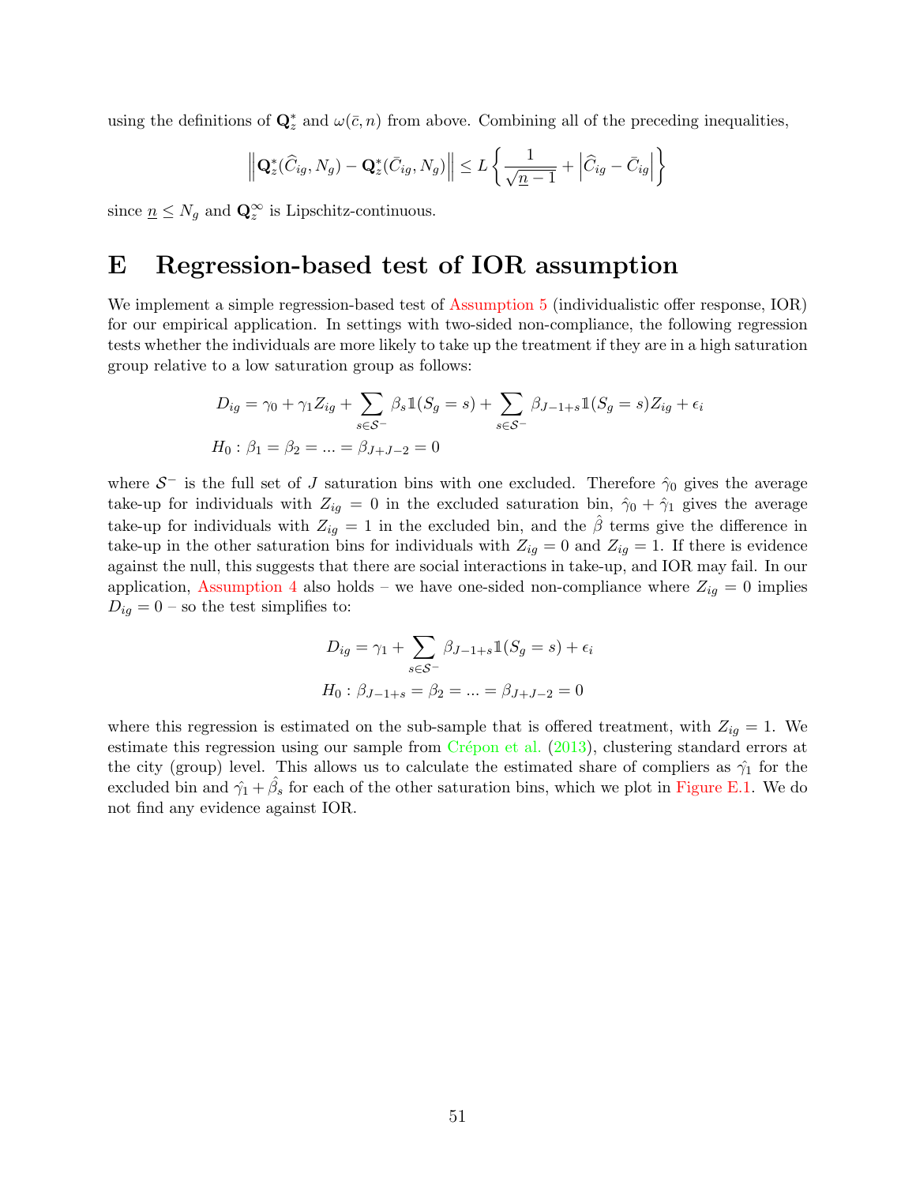using the definitions of $\mathbf{Q}_z^*$ and $\omega(\bar{c}, n)$ from above. Combining all of the preceding inequalities,

$$\left\| \mathbf{Q}_z^*(\widehat{C}_{ig}, N_g) - \mathbf{Q}_z^*(\bar{C}_{ig}, N_g) \right\| \leq L \left\{ \frac{1}{\sqrt{\underline{n} - 1}} + \left| \widehat{C}_{ig} - \bar{C}_{ig} \right| \right\}$$

since $\underline{n} \leq N_g$ and $\mathbf{Q}_z^\infty$ is Lipschitz-continuous.

# E Regression-based test of IOR assumption

We implement a simple regression-based test of Assumption 5 (individualistic offer response, IOR) for our empirical application. In settings with two-sided non-compliance, the following regression tests whether the individuals are more likely to take up the treatment if they are in a high saturation group relative to a low saturation group as follows:

$$D_{ig} = \gamma_0 + \gamma_1 Z_{ig} + \sum_{s \in \mathcal{S}^-} \beta_s \mathbb{1}(S_g = s) + \sum_{s \in \mathcal{S}^-} \beta_{J-1+s} \mathbb{1}(S_g = s) Z_{ig} + \epsilon_i$$
$$H_0 : \beta_1 = \beta_2 = ... = \beta_{J+J-2} = 0$$

where $\mathcal{S}^-$ is the full set of $J$ saturation bins with one excluded. Therefore $\hat{\gamma}_0$ gives the average take-up for individuals with $Z_{ig} = 0$ in the excluded saturation bin, $\hat{\gamma}_0 + \hat{\gamma}_1$ gives the average take-up for individuals with $Z_{ig} = 1$ in the excluded bin, and the $\hat{\beta}$ terms give the difference in take-up in the other saturation bins for individuals with $Z_{ig} = 0$ and $Z_{ig} = 1$. If there is evidence against the null, this suggests that there are social interactions in take-up, and IOR may fail. In our application, Assumption 4 also holds – we have one-sided non-compliance where $Z_{ig} = 0$ implies $D_{ig} = 0$ – so the test simplifies to:

$$D_{ig} = \gamma_1 + \sum_{s \in \mathcal{S}^-} \beta_{J-1+s} \mathbb{1}(S_g = s) + \epsilon_i$$
$$H_0 : \beta_{J-1+s} = \beta_2 = ... = \beta_{J+J-2} = 0$$

where this regression is estimated on the sub-sample that is offered treatment, with $Z_{ig} = 1$. We estimate this regression using our sample from Crépon et al. (2013), clustering standard errors at the city (group) level. This allows us to calculate the estimated share of compliers as $\hat{\gamma}_1$ for the excluded bin and $\hat{\gamma}_1 + \hat{\beta}_s$ for each of the other saturation bins, which we plot in Figure E.1. We do not find any evidence against IOR.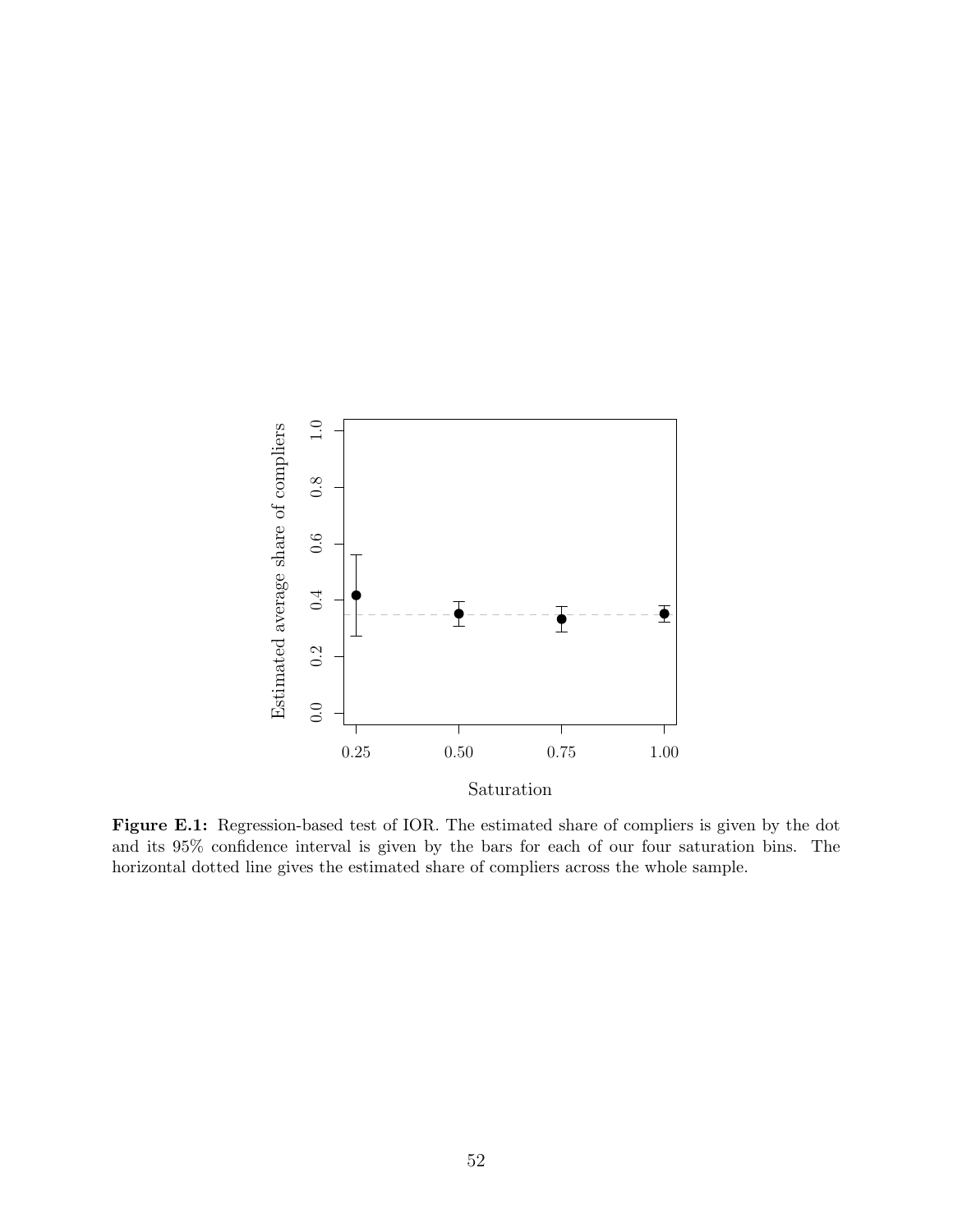Estimated average share of compliers

1.0
0.8
0.6
0.4
0.2
0.0

0.25
0.50
0.75
1.00

Saturation

**Figure E.1:** Regression-based test of IOR. The estimated share of compliers is given by the dot and its 95% confidence interval is given by the bars for each of our four saturation bins. The horizontal dotted line gives the estimated share of compliers across the whole sample.